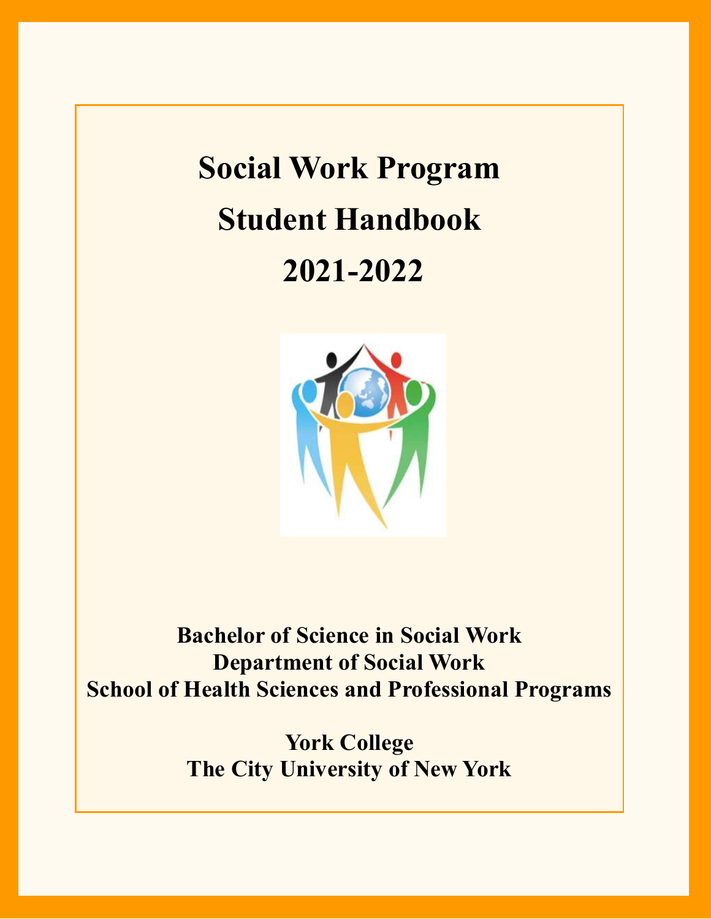# Social Work Program

# Student Handbook

# 2021-2022

**Bachelor of Science in Social Work**
**Department of Social Work**
**School of Health Sciences and Professional Programs**

**York College**
**The City University of New York**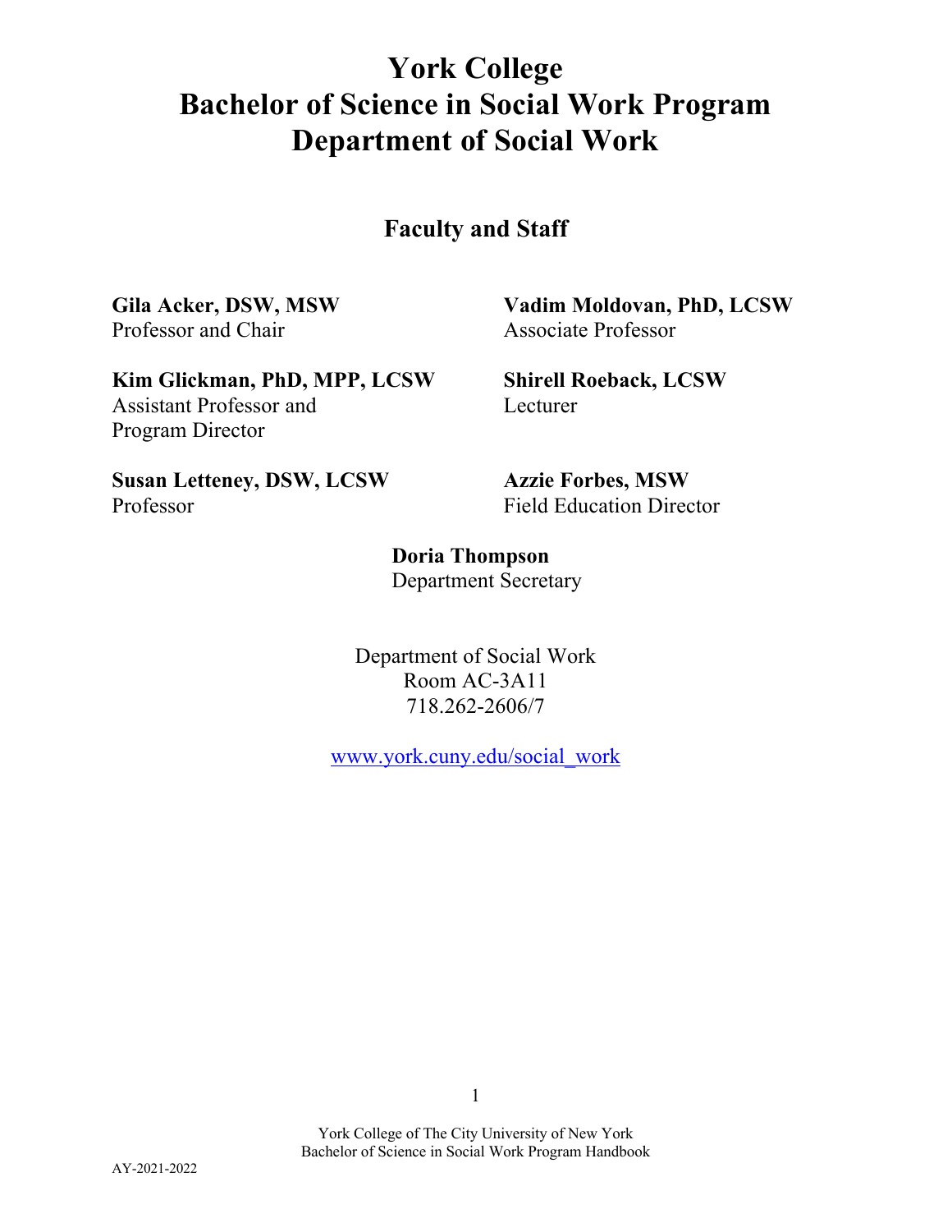# York College
# Bachelor of Science in Social Work Program
# Department of Social Work

## Faculty and Staff

**Gila Acker, DSW, MSW**
Professor and Chair

**Kim Glickman, PhD, MPP, LCSW**
Assistant Professor and
Program Director

**Susan Letteney, DSW, LCSW**
Professor

**Vadim Moldovan, PhD, LCSW**
Associate Professor

**Shirell Roeback, LCSW**
Lecturer

**Azzie Forbes, MSW**
Field Education Director

**Doria Thompson**
Department Secretary

Department of Social Work
Room AC-3A11
718.262-2606/7

[www.york.cuny.edu/social_work](http://www.york.cuny.edu/social_work)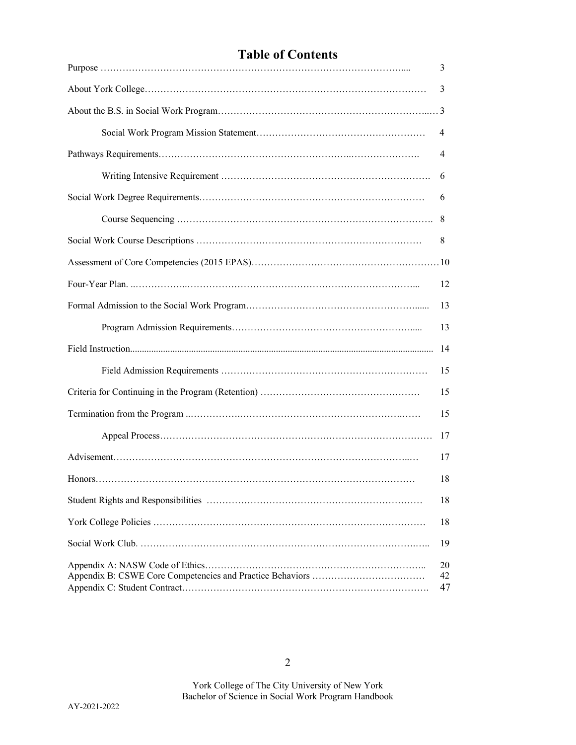# Table of Contents

| | |
|---|---|
| Purpose | 3 |
| About York College | 3 |
| About the B.S. in Social Work Program | 3 |
| Social Work Program Mission Statement | 4 |
| Pathways Requirements | 4 |
| Writing Intensive Requirement | 6 |
| Social Work Degree Requirements | 6 |
| Course Sequencing | 8 |
| Social Work Course Descriptions | 8 |
| Assessment of Core Competencies (2015 EPAS) | 10 |
| Four-Year Plan. | 12 |
| Formal Admission to the Social Work Program | 13 |
| Program Admission Requirements | 13 |
| Field Instruction | 14 |
| Field Admission Requirements | 15 |
| Criteria for Continuing in the Program (Retention) | 15 |
| Termination from the Program | 15 |
| Appeal Process | 17 |
| Advisement | 17 |
| Honors | 18 |
| Student Rights and Responsibilities | 18 |
| York College Policies | 18 |
| Social Work Club. | 19 |
| Appendix A: NASW Code of Ethics | 20 |
| Appendix B: CSWE Core Competencies and Practice Behaviors | 42 |
| Appendix C: Student Contract | 47 |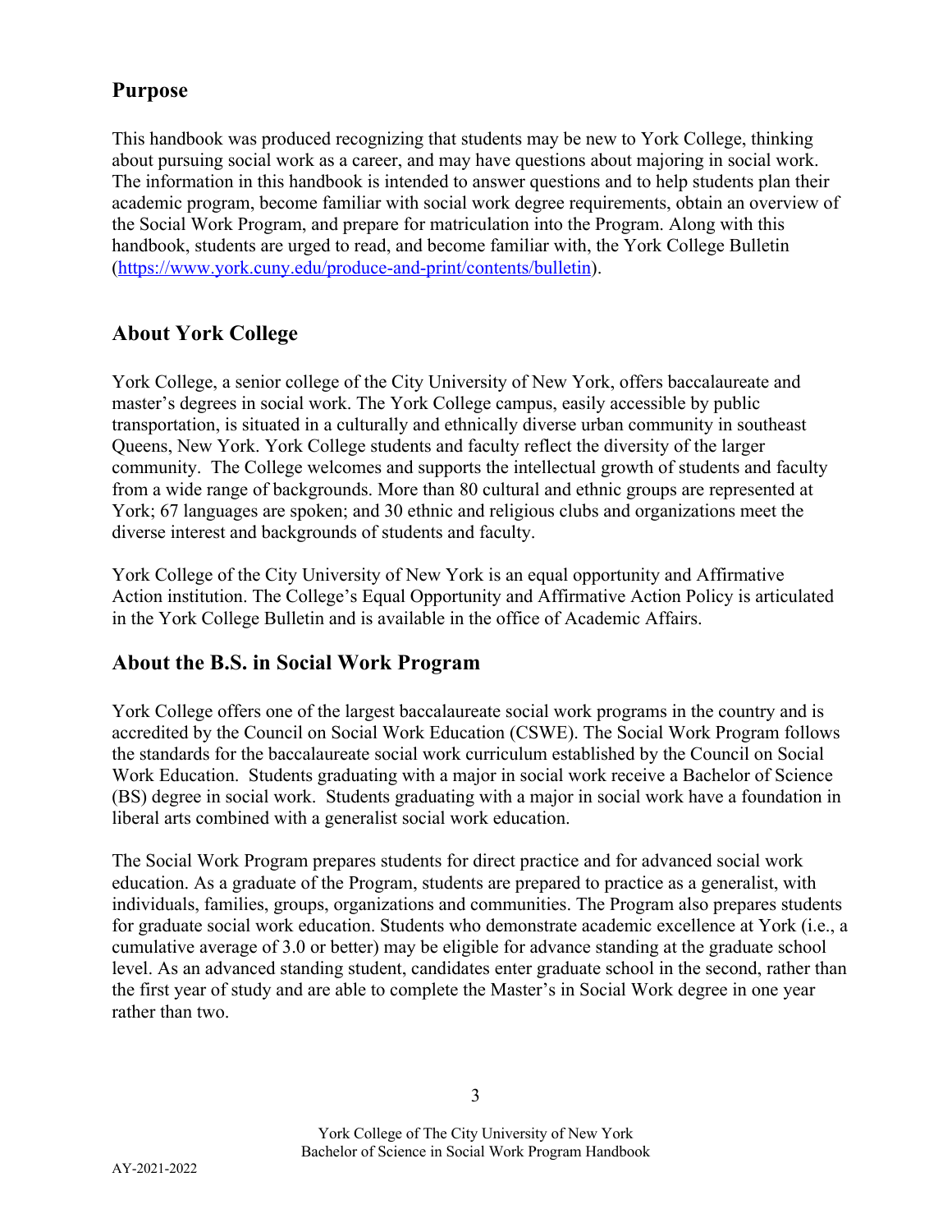## Purpose

This handbook was produced recognizing that students may be new to York College, thinking about pursuing social work as a career, and may have questions about majoring in social work. The information in this handbook is intended to answer questions and to help students plan their academic program, become familiar with social work degree requirements, obtain an overview of the Social Work Program, and prepare for matriculation into the Program. Along with this handbook, students are urged to read, and become familiar with, the York College Bulletin (https://www.york.cuny.edu/produce-and-print/contents/bulletin).

## About York College

York College, a senior college of the City University of New York, offers baccalaureate and master's degrees in social work. The York College campus, easily accessible by public transportation, is situated in a culturally and ethnically diverse urban community in southeast Queens, New York. York College students and faculty reflect the diversity of the larger community. The College welcomes and supports the intellectual growth of students and faculty from a wide range of backgrounds. More than 80 cultural and ethnic groups are represented at York; 67 languages are spoken; and 30 ethnic and religious clubs and organizations meet the diverse interest and backgrounds of students and faculty.

York College of the City University of New York is an equal opportunity and Affirmative Action institution. The College's Equal Opportunity and Affirmative Action Policy is articulated in the York College Bulletin and is available in the office of Academic Affairs.

## About the B.S. in Social Work Program

York College offers one of the largest baccalaureate social work programs in the country and is accredited by the Council on Social Work Education (CSWE). The Social Work Program follows the standards for the baccalaureate social work curriculum established by the Council on Social Work Education. Students graduating with a major in social work receive a Bachelor of Science (BS) degree in social work. Students graduating with a major in social work have a foundation in liberal arts combined with a generalist social work education.

The Social Work Program prepares students for direct practice and for advanced social work education. As a graduate of the Program, students are prepared to practice as a generalist, with individuals, families, groups, organizations and communities. The Program also prepares students for graduate social work education. Students who demonstrate academic excellence at York (i.e., a cumulative average of 3.0 or better) may be eligible for advance standing at the graduate school level. As an advanced standing student, candidates enter graduate school in the second, rather than the first year of study and are able to complete the Master's in Social Work degree in one year rather than two.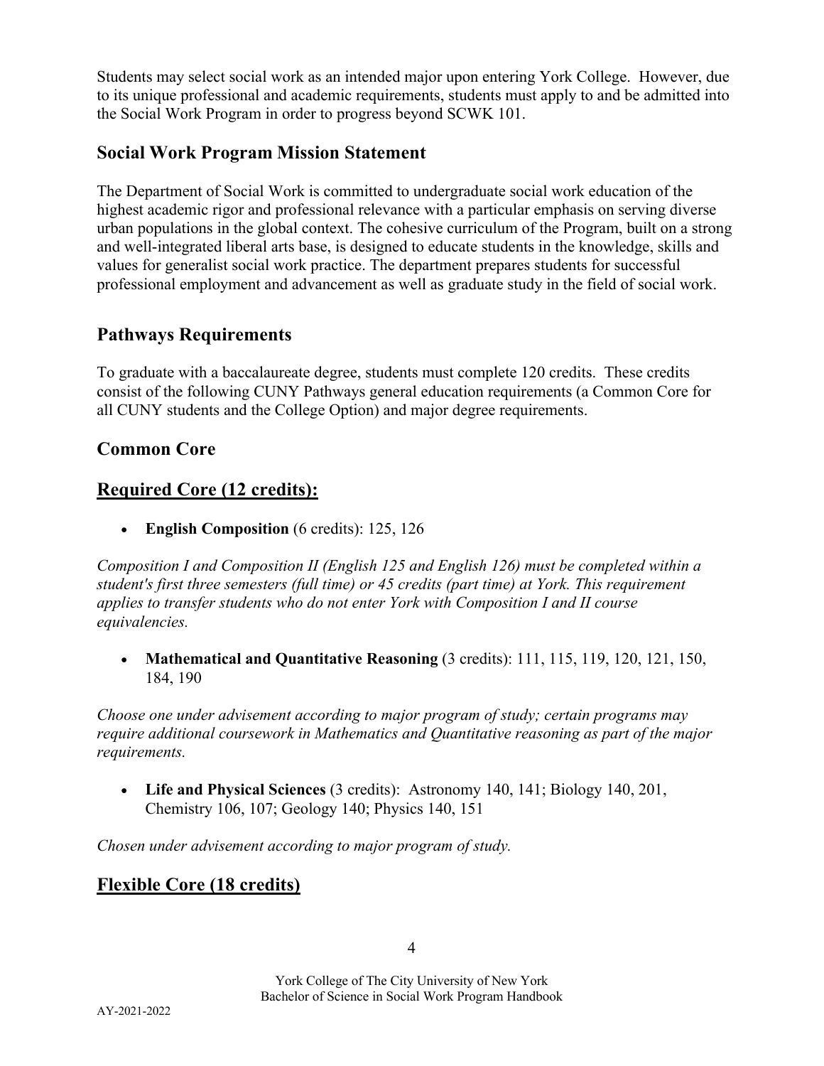Students may select social work as an intended major upon entering York College. However, due to its unique professional and academic requirements, students must apply to and be admitted into the Social Work Program in order to progress beyond SCWK 101.

## Social Work Program Mission Statement

The Department of Social Work is committed to undergraduate social work education of the highest academic rigor and professional relevance with a particular emphasis on serving diverse urban populations in the global context. The cohesive curriculum of the Program, built on a strong and well-integrated liberal arts base, is designed to educate students in the knowledge, skills and values for generalist social work practice. The department prepares students for successful professional employment and advancement as well as graduate study in the field of social work.

## Pathways Requirements

To graduate with a baccalaureate degree, students must complete 120 credits. These credits consist of the following CUNY Pathways general education requirements (a Common Core for all CUNY students and the College Option) and major degree requirements.

## Common Core

## Required Core (12 credits):

- **English Composition** (6 credits): 125, 126

*Composition I and Composition II (English 125 and English 126) must be completed within a student's first three semesters (full time) or 45 credits (part time) at York. This requirement applies to transfer students who do not enter York with Composition I and II course equivalencies.*

- **Mathematical and Quantitative Reasoning** (3 credits): 111, 115, 119, 120, 121, 150, 184, 190

*Choose one under advisement according to major program of study; certain programs may require additional coursework in Mathematics and Quantitative reasoning as part of the major requirements.*

- **Life and Physical Sciences** (3 credits): Astronomy 140, 141; Biology 140, 201, Chemistry 106, 107; Geology 140; Physics 140, 151

*Chosen under advisement according to major program of study.*

## Flexible Core (18 credits)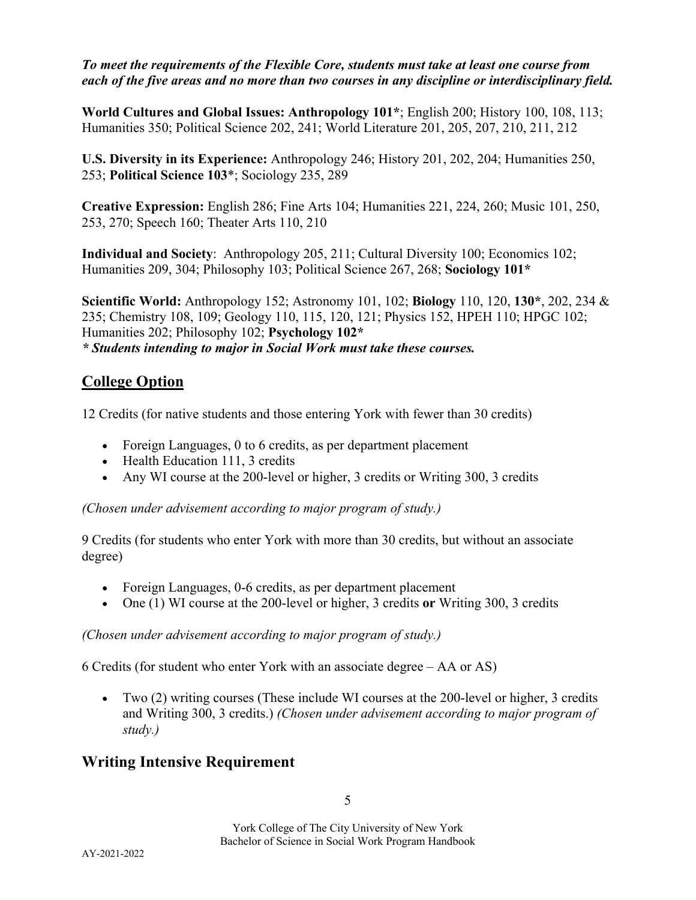***To meet the requirements of the Flexible Core, students must take at least one course from each of the five areas and no more than two courses in any discipline or interdisciplinary field.***

**World Cultures and Global Issues: Anthropology 101***; English 200; History 100, 108, 113; Humanities 350; Political Science 202, 241; World Literature 201, 205, 207, 210, 211, 212

**U.S. Diversity in its Experience:** Anthropology 246; History 201, 202, 204; Humanities 250, 253; **Political Science 103***; Sociology 235, 289

**Creative Expression:** English 286; Fine Arts 104; Humanities 221, 224, 260; Music 101, 250, 253, 270; Speech 160; Theater Arts 110, 210

**Individual and Society**: Anthropology 205, 211; Cultural Diversity 100; Economics 102; Humanities 209, 304; Philosophy 103; Political Science 267, 268; **Sociology 101***

**Scientific World:** Anthropology 152; Astronomy 101, 102; **Biology** 110, 120, **130***, 202, 234 & 235; Chemistry 108, 109; Geology 110, 115, 120, 121; Physics 152, HPEH 110; HPGC 102; Humanities 202; Philosophy 102; **Psychology 102***

***\* Students intending to major in Social Work must take these courses.***

## College Option

12 Credits (for native students and those entering York with fewer than 30 credits)

- Foreign Languages, 0 to 6 credits, as per department placement
- Health Education 111, 3 credits
- Any WI course at the 200-level or higher, 3 credits or Writing 300, 3 credits

*(Chosen under advisement according to major program of study.)*

9 Credits (for students who enter York with more than 30 credits, but without an associate degree)

- Foreign Languages, 0-6 credits, as per department placement
- One (1) WI course at the 200-level or higher, 3 credits **or** Writing 300, 3 credits

*(Chosen under advisement according to major program of study.)*

6 Credits (for student who enter York with an associate degree – AA or AS)

- Two (2) writing courses (These include WI courses at the 200-level or higher, 3 credits and Writing 300, 3 credits.) *(Chosen under advisement according to major program of study.)*

## Writing Intensive Requirement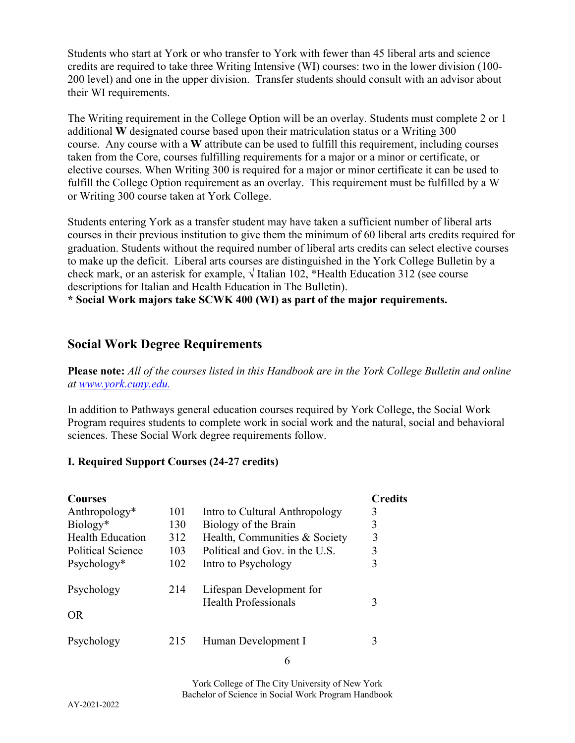Students who start at York or who transfer to York with fewer than 45 liberal arts and science credits are required to take three Writing Intensive (WI) courses: two in the lower division (100-200 level) and one in the upper division. Transfer students should consult with an advisor about their WI requirements.

The Writing requirement in the College Option will be an overlay. Students must complete 2 or 1 additional **W** designated course based upon their matriculation status or a Writing 300 course. Any course with a **W** attribute can be used to fulfill this requirement, including courses taken from the Core, courses fulfilling requirements for a major or a minor or certificate, or elective courses. When Writing 300 is required for a major or minor certificate it can be used to fulfill the College Option requirement as an overlay. This requirement must be fulfilled by a W or Writing 300 course taken at York College.

Students entering York as a transfer student may have taken a sufficient number of liberal arts courses in their previous institution to give them the minimum of 60 liberal arts credits required for graduation. Students without the required number of liberal arts credits can select elective courses to make up the deficit. Liberal arts courses are distinguished in the York College Bulletin by a check mark, or an asterisk for example, √ Italian 102, *Health Education 312 (see course descriptions for Italian and Health Education in The Bulletin).

**\* Social Work majors take SCWK 400 (WI) as part of the major requirements.**

## Social Work Degree Requirements

**Please note:** *All of the courses listed in this Handbook are in the York College Bulletin and online at [www.york.cuny.edu.](http://www.york.cuny.edu)*

In addition to Pathways general education courses required by York College, the Social Work Program requires students to complete work in social work and the natural, social and behavioral sciences. These Social Work degree requirements follow.

### I. Required Support Courses (24-27 credits)

| Courses | | | Credits |
|---|---|---|---|
| Anthropology* | 101 | Intro to Cultural Anthropology | 3 |
| Biology* | 130 | Biology of the Brain | 3 |
| Health Education | 312 | Health, Communities & Society | 3 |
| Political Science | 103 | Political and Gov. in the U.S. | 3 |
| Psychology* | 102 | Intro to Psychology | 3 |
| Psychology | 214 | Lifespan Development for Health Professionals | 3 |
| OR | | | |
| Psychology | 215 | Human Development I | 3 |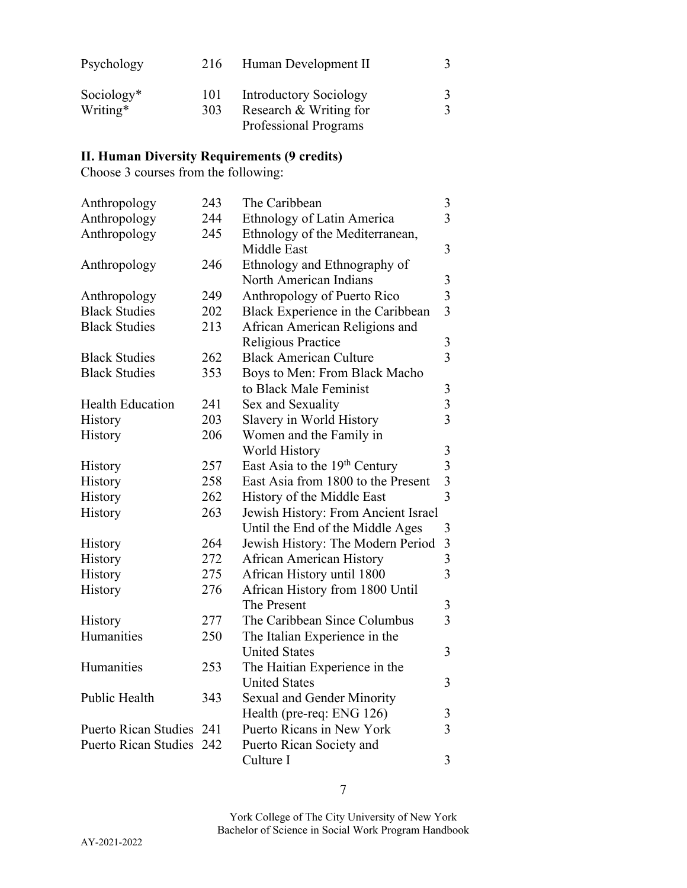| | | | |
|---|---|---|---|
| Psychology | 216 | Human Development II | 3 |
| Sociology* | 101 | Introductory Sociology | 3 |
| Writing* | 303 | Research & Writing for Professional Programs | 3 |

## II. Human Diversity Requirements (9 credits)

Choose 3 courses from the following:

| | | | |
|---|---|---|---|
| Anthropology | 243 | The Caribbean | 3 |
| Anthropology | 244 | Ethnology of Latin America | 3 |
| Anthropology | 245 | Ethnology of the Mediterranean, Middle East | 3 |
| Anthropology | 246 | Ethnology and Ethnography of North American Indians | 3 |
| Anthropology | 249 | Anthropology of Puerto Rico | 3 |
| Black Studies | 202 | Black Experience in the Caribbean | 3 |
| Black Studies | 213 | African American Religions and Religious Practice | 3 |
| Black Studies | 262 | Black American Culture | 3 |
| Black Studies | 353 | Boys to Men: From Black Macho to Black Male Feminist | 3 |
| Health Education | 241 | Sex and Sexuality | 3 |
| History | 203 | Slavery in World History | 3 |
| History | 206 | Women and the Family in World History | 3 |
| History | 257 | East Asia to the 19th Century | 3 |
| History | 258 | East Asia from 1800 to the Present | 3 |
| History | 262 | History of the Middle East | 3 |
| History | 263 | Jewish History: From Ancient Israel Until the End of the Middle Ages | 3 |
| History | 264 | Jewish History: The Modern Period | 3 |
| History | 272 | African American History | 3 |
| History | 275 | African History until 1800 | 3 |
| History | 276 | African History from 1800 Until The Present | 3 |
| History | 277 | The Caribbean Since Columbus | 3 |
| Humanities | 250 | The Italian Experience in the United States | 3 |
| Humanities | 253 | The Haitian Experience in the United States | 3 |
| Public Health | 343 | Sexual and Gender Minority Health (pre-req: ENG 126) | 3 |
| Puerto Rican Studies | 241 | Puerto Ricans in New York | 3 |
| Puerto Rican Studies | 242 | Puerto Rican Society and Culture I | 3 |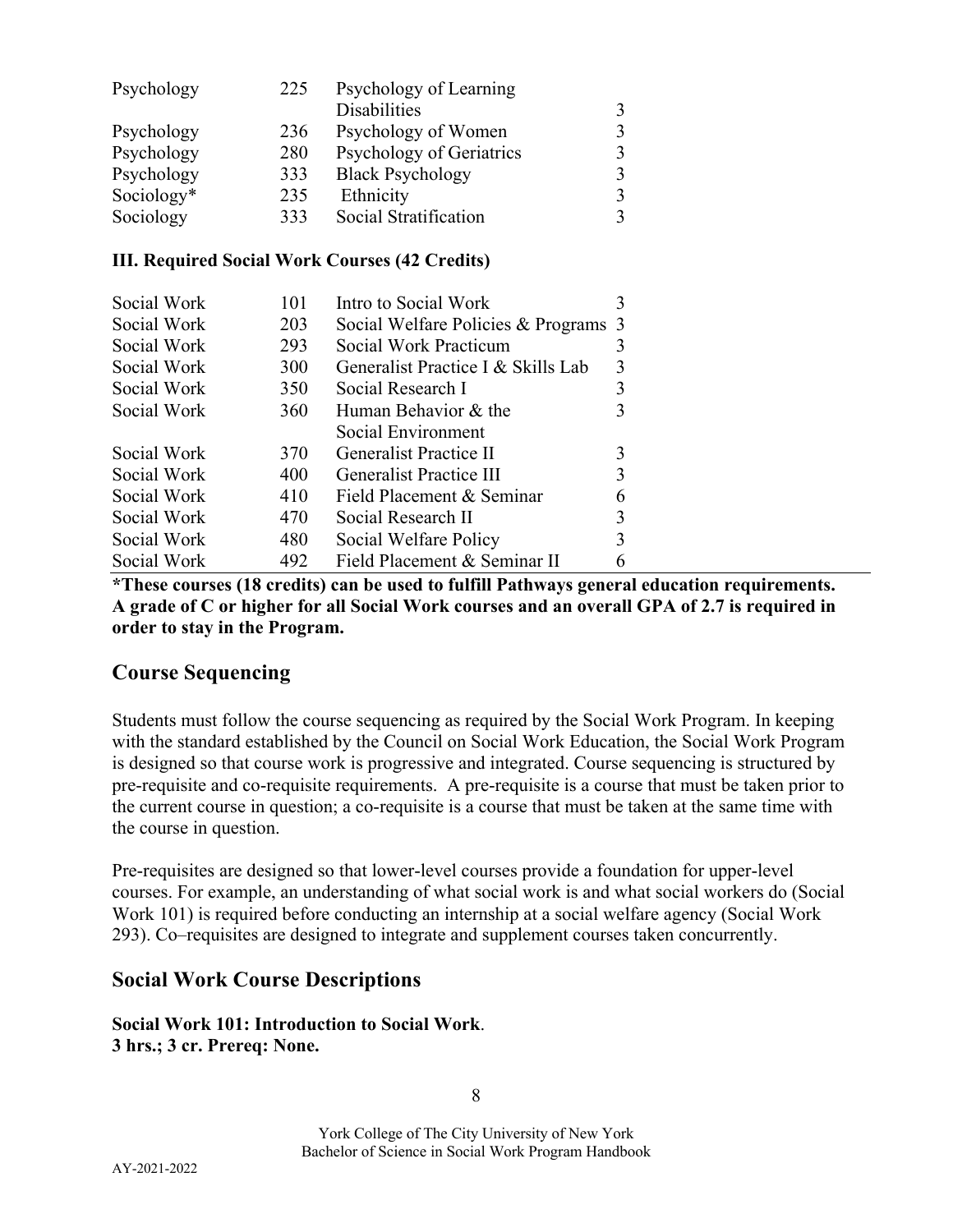| | | | |
|---|---|---|---|
| Psychology | 225 | Psychology of Learning Disabilities | 3 |
| Psychology | 236 | Psychology of Women | 3 |
| Psychology | 280 | Psychology of Geriatrics | 3 |
| Psychology | 333 | Black Psychology | 3 |
| Sociology* | 235 | Ethnicity | 3 |
| Sociology | 333 | Social Stratification | 3 |

**III. Required Social Work Courses (42 Credits)**

| | | | |
|---|---|---|---|
| Social Work | 101 | Intro to Social Work | 3 |
| Social Work | 203 | Social Welfare Policies & Programs | 3 |
| Social Work | 293 | Social Work Practicum | 3 |
| Social Work | 300 | Generalist Practice I & Skills Lab | 3 |
| Social Work | 350 | Social Research I | 3 |
| Social Work | 360 | Human Behavior & the Social Environment | 3 |
| Social Work | 370 | Generalist Practice II | 3 |
| Social Work | 400 | Generalist Practice III | 3 |
| Social Work | 410 | Field Placement & Seminar | 6 |
| Social Work | 470 | Social Research II | 3 |
| Social Work | 480 | Social Welfare Policy | 3 |
| Social Work | 492 | Field Placement & Seminar II | 6 |

**\*These courses (18 credits) can be used to fulfill Pathways general education requirements. A grade of C or higher for all Social Work courses and an overall GPA of 2.7 is required in order to stay in the Program.**

## Course Sequencing

Students must follow the course sequencing as required by the Social Work Program. In keeping with the standard established by the Council on Social Work Education, the Social Work Program is designed so that course work is progressive and integrated. Course sequencing is structured by pre-requisite and co-requisite requirements. A pre-requisite is a course that must be taken prior to the current course in question; a co-requisite is a course that must be taken at the same time with the course in question.

Pre-requisites are designed so that lower-level courses provide a foundation for upper-level courses. For example, an understanding of what social work is and what social workers do (Social Work 101) is required before conducting an internship at a social welfare agency (Social Work 293). Co–requisites are designed to integrate and supplement courses taken concurrently.

## Social Work Course Descriptions

**Social Work 101: Introduction to Social Work**.
**3 hrs.; 3 cr. Prereq: None.**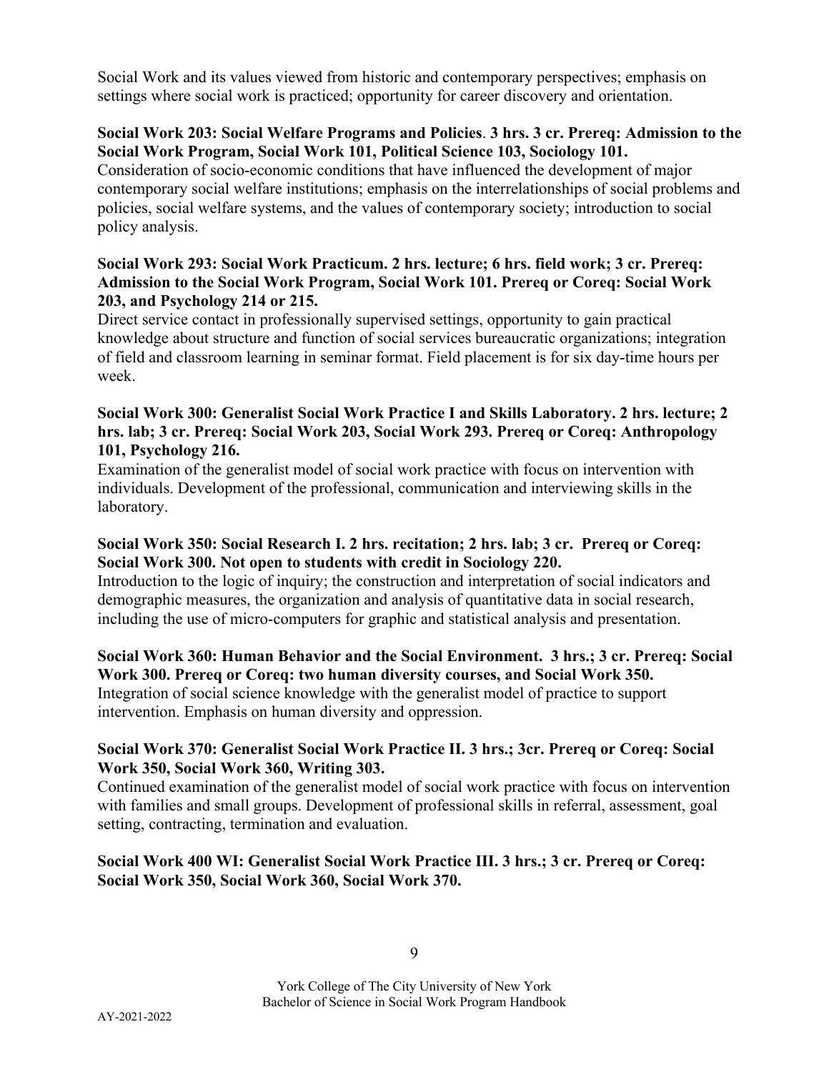Social Work and its values viewed from historic and contemporary perspectives; emphasis on settings where social work is practiced; opportunity for career discovery and orientation.

**Social Work 203: Social Welfare Programs and Policies. 3 hrs. 3 cr. Prereq: Admission to the Social Work Program, Social Work 101, Political Science 103, Sociology 101.**
Consideration of socio-economic conditions that have influenced the development of major contemporary social welfare institutions; emphasis on the interrelationships of social problems and policies, social welfare systems, and the values of contemporary society; introduction to social policy analysis.

**Social Work 293: Social Work Practicum. 2 hrs. lecture; 6 hrs. field work; 3 cr. Prereq: Admission to the Social Work Program, Social Work 101. Prereq or Coreq: Social Work 203, and Psychology 214 or 215.**
Direct service contact in professionally supervised settings, opportunity to gain practical knowledge about structure and function of social services bureaucratic organizations; integration of field and classroom learning in seminar format. Field placement is for six day-time hours per week.

**Social Work 300: Generalist Social Work Practice I and Skills Laboratory. 2 hrs. lecture; 2 hrs. lab; 3 cr. Prereq: Social Work 203, Social Work 293. Prereq or Coreq: Anthropology 101, Psychology 216.**
Examination of the generalist model of social work practice with focus on intervention with individuals. Development of the professional, communication and interviewing skills in the laboratory.

**Social Work 350: Social Research I. 2 hrs. recitation; 2 hrs. lab; 3 cr. Prereq or Coreq: Social Work 300. Not open to students with credit in Sociology 220.**
Introduction to the logic of inquiry; the construction and interpretation of social indicators and demographic measures, the organization and analysis of quantitative data in social research, including the use of micro-computers for graphic and statistical analysis and presentation.

**Social Work 360: Human Behavior and the Social Environment. 3 hrs.; 3 cr. Prereq: Social Work 300. Prereq or Coreq: two human diversity courses, and Social Work 350.**
Integration of social science knowledge with the generalist model of practice to support intervention. Emphasis on human diversity and oppression.

**Social Work 370: Generalist Social Work Practice II. 3 hrs.; 3cr. Prereq or Coreq: Social Work 350, Social Work 360, Writing 303.**
Continued examination of the generalist model of social work practice with focus on intervention with families and small groups. Development of professional skills in referral, assessment, goal setting, contracting, termination and evaluation.

**Social Work 400 WI: Generalist Social Work Practice III. 3 hrs.; 3 cr. Prereq or Coreq: Social Work 350, Social Work 360, Social Work 370.**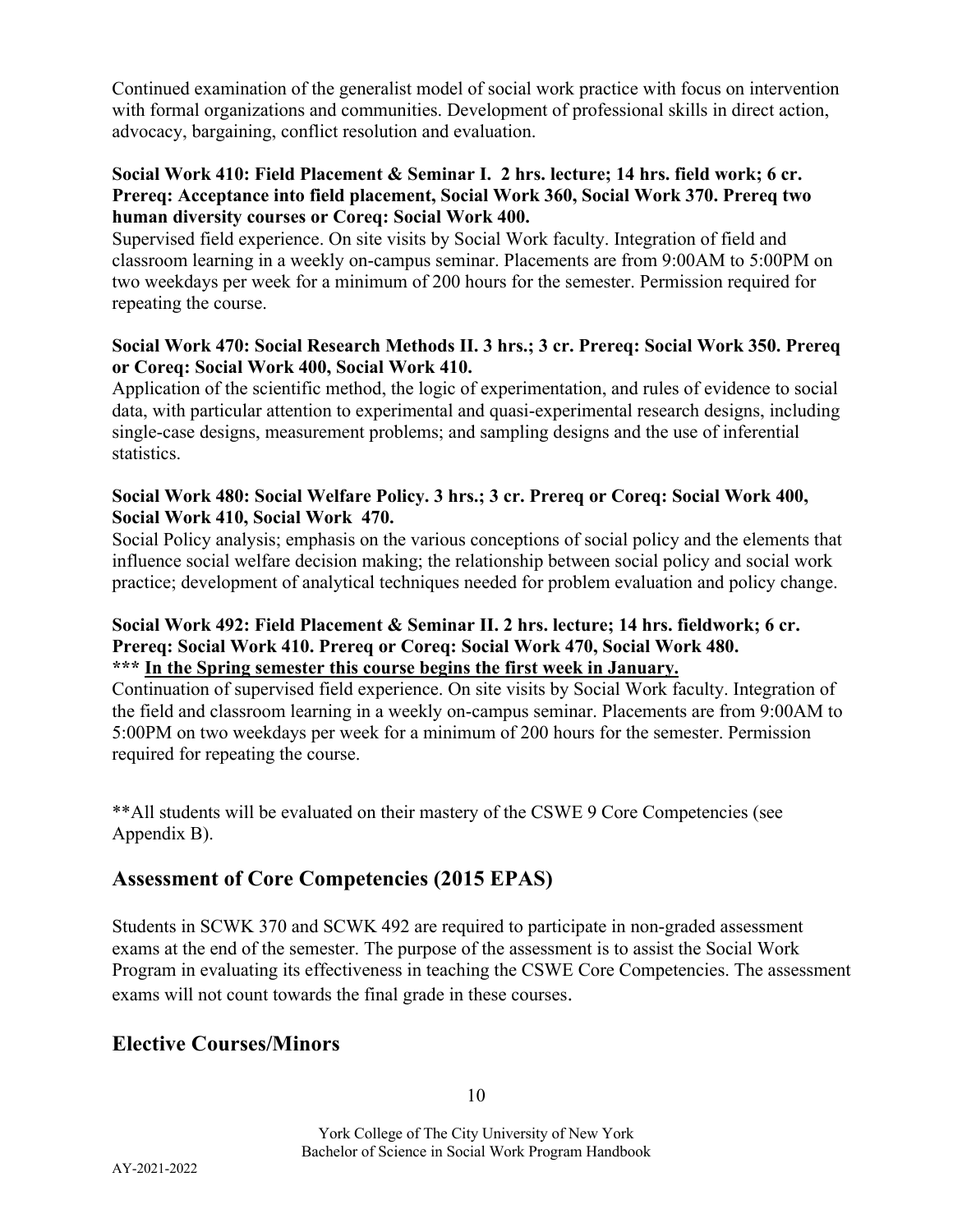Continued examination of the generalist model of social work practice with focus on intervention with formal organizations and communities. Development of professional skills in direct action, advocacy, bargaining, conflict resolution and evaluation.

**Social Work 410: Field Placement & Seminar I. 2 hrs. lecture; 14 hrs. field work; 6 cr. Prereq: Acceptance into field placement, Social Work 360, Social Work 370. Prereq two human diversity courses or Coreq: Social Work 400.**

Supervised field experience. On site visits by Social Work faculty. Integration of field and classroom learning in a weekly on-campus seminar. Placements are from 9:00AM to 5:00PM on two weekdays per week for a minimum of 200 hours for the semester. Permission required for repeating the course.

**Social Work 470: Social Research Methods II. 3 hrs.; 3 cr. Prereq: Social Work 350. Prereq or Coreq: Social Work 400, Social Work 410.**

Application of the scientific method, the logic of experimentation, and rules of evidence to social data, with particular attention to experimental and quasi-experimental research designs, including single-case designs, measurement problems; and sampling designs and the use of inferential statistics.

**Social Work 480: Social Welfare Policy. 3 hrs.; 3 cr. Prereq or Coreq: Social Work 400, Social Work 410, Social Work 470.**

Social Policy analysis; emphasis on the various conceptions of social policy and the elements that influence social welfare decision making; the relationship between social policy and social work practice; development of analytical techniques needed for problem evaluation and policy change.

**Social Work 492: Field Placement & Seminar II. 2 hrs. lecture; 14 hrs. fieldwork; 6 cr. Prereq: Social Work 410. Prereq or Coreq: Social Work 470, Social Work 480.**
**\*\*\* <u>In the Spring semester this course begins the first week in January.</u>**

Continuation of supervised field experience. On site visits by Social Work faculty. Integration of the field and classroom learning in a weekly on-campus seminar. Placements are from 9:00AM to 5:00PM on two weekdays per week for a minimum of 200 hours for the semester. Permission required for repeating the course.

**All students will be evaluated on their mastery of the CSWE 9 Core Competencies (see Appendix B).

## Assessment of Core Competencies (2015 EPAS)

Students in SCWK 370 and SCWK 492 are required to participate in non-graded assessment exams at the end of the semester. The purpose of the assessment is to assist the Social Work Program in evaluating its effectiveness in teaching the CSWE Core Competencies. The assessment exams will not count towards the final grade in these courses.

## Elective Courses/Minors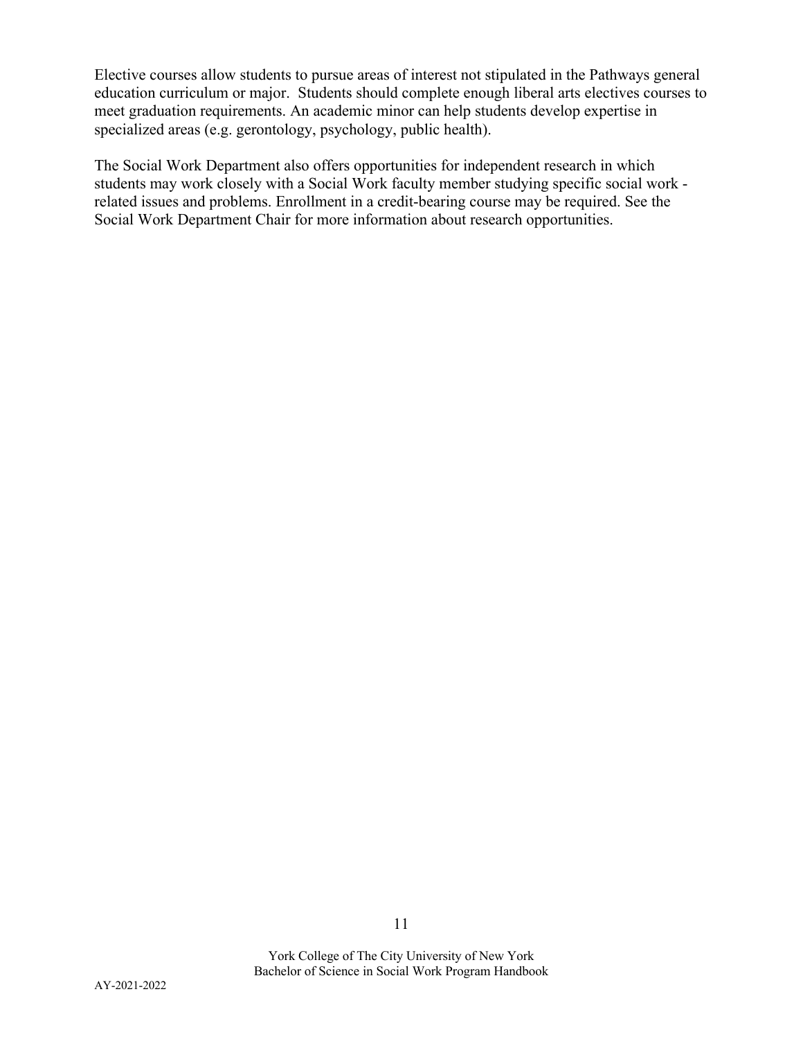Elective courses allow students to pursue areas of interest not stipulated in the Pathways general education curriculum or major. Students should complete enough liberal arts electives courses to meet graduation requirements. An academic minor can help students develop expertise in specialized areas (e.g. gerontology, psychology, public health).

The Social Work Department also offers opportunities for independent research in which students may work closely with a Social Work faculty member studying specific social work - related issues and problems. Enrollment in a credit-bearing course may be required. See the Social Work Department Chair for more information about research opportunities.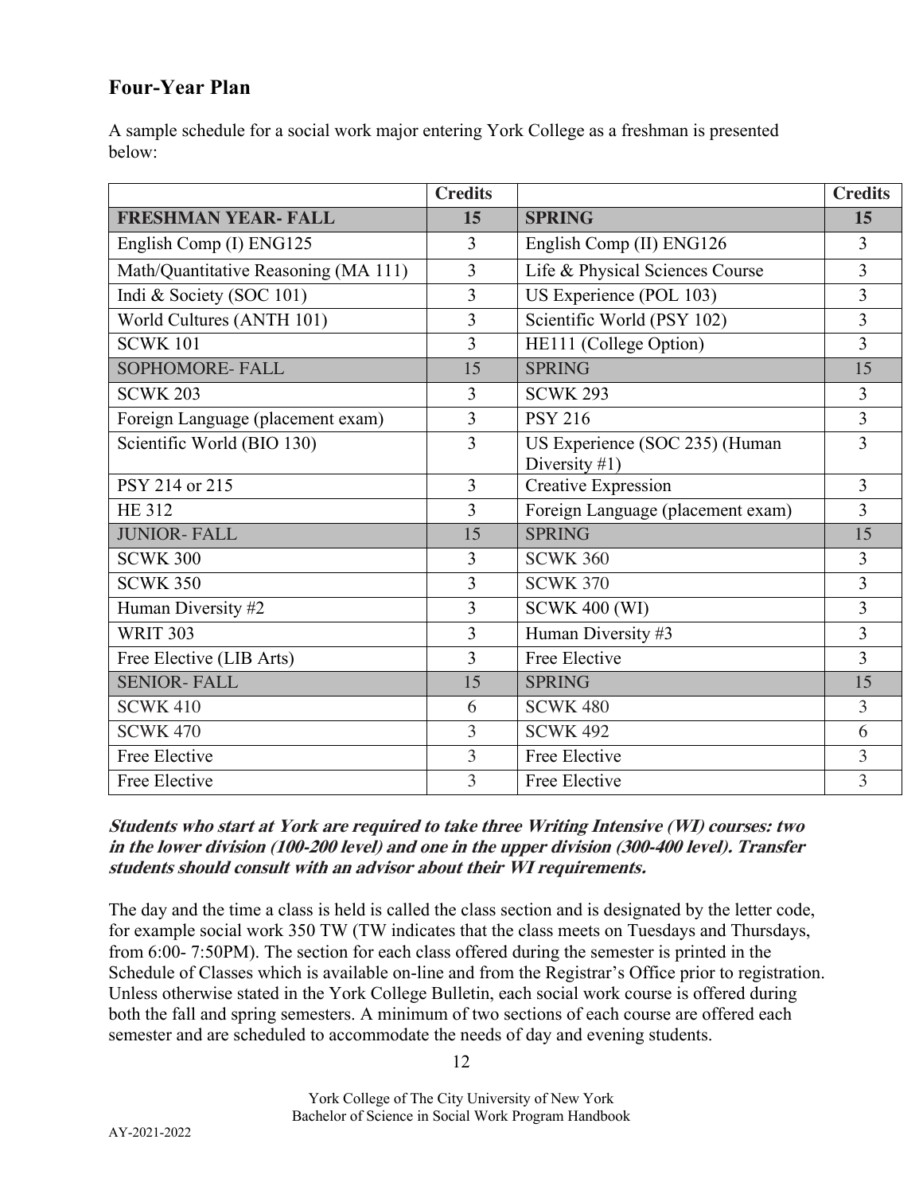## Four-Year Plan

A sample schedule for a social work major entering York College as a freshman is presented below:

| | Credits | | Credits |
|---|---|---|---|
| **FRESHMAN YEAR- FALL** | **15** | **SPRING** | **15** |
| English Comp (I) ENG125 | 3 | English Comp (II) ENG126 | 3 |
| Math/Quantitative Reasoning (MA 111) | 3 | Life & Physical Sciences Course | 3 |
| Indi & Society (SOC 101) | 3 | US Experience (POL 103) | 3 |
| World Cultures (ANTH 101) | 3 | Scientific World (PSY 102) | 3 |
| SCWK 101 | 3 | HE111 (College Option) | 3 |
| SOPHOMORE- FALL | 15 | SPRING | 15 |
| SCWK 203 | 3 | SCWK 293 | 3 |
| Foreign Language (placement exam) | 3 | PSY 216 | 3 |
| Scientific World (BIO 130) | 3 | US Experience (SOC 235) (Human Diversity #1) | 3 |
| PSY 214 or 215 | 3 | Creative Expression | 3 |
| HE 312 | 3 | Foreign Language (placement exam) | 3 |
| JUNIOR- FALL | 15 | SPRING | 15 |
| SCWK 300 | 3 | SCWK 360 | 3 |
| SCWK 350 | 3 | SCWK 370 | 3 |
| Human Diversity #2 | 3 | SCWK 400 (WI) | 3 |
| WRIT 303 | 3 | Human Diversity #3 | 3 |
| Free Elective (LIB Arts) | 3 | Free Elective | 3 |
| SENIOR- FALL | 15 | SPRING | 15 |
| SCWK 410 | 6 | SCWK 480 | 3 |
| SCWK 470 | 3 | SCWK 492 | 6 |
| Free Elective | 3 | Free Elective | 3 |
| Free Elective | 3 | Free Elective | 3 |

***Students who start at York are required to take three Writing Intensive (WI) courses: two in the lower division (100-200 level) and one in the upper division (300-400 level). Transfer students should consult with an advisor about their WI requirements.***

The day and the time a class is held is called the class section and is designated by the letter code, for example social work 350 TW (TW indicates that the class meets on Tuesdays and Thursdays, from 6:00- 7:50PM). The section for each class offered during the semester is printed in the Schedule of Classes which is available on-line and from the Registrar's Office prior to registration. Unless otherwise stated in the York College Bulletin, each social work course is offered during both the fall and spring semesters. A minimum of two sections of each course are offered each semester and are scheduled to accommodate the needs of day and evening students.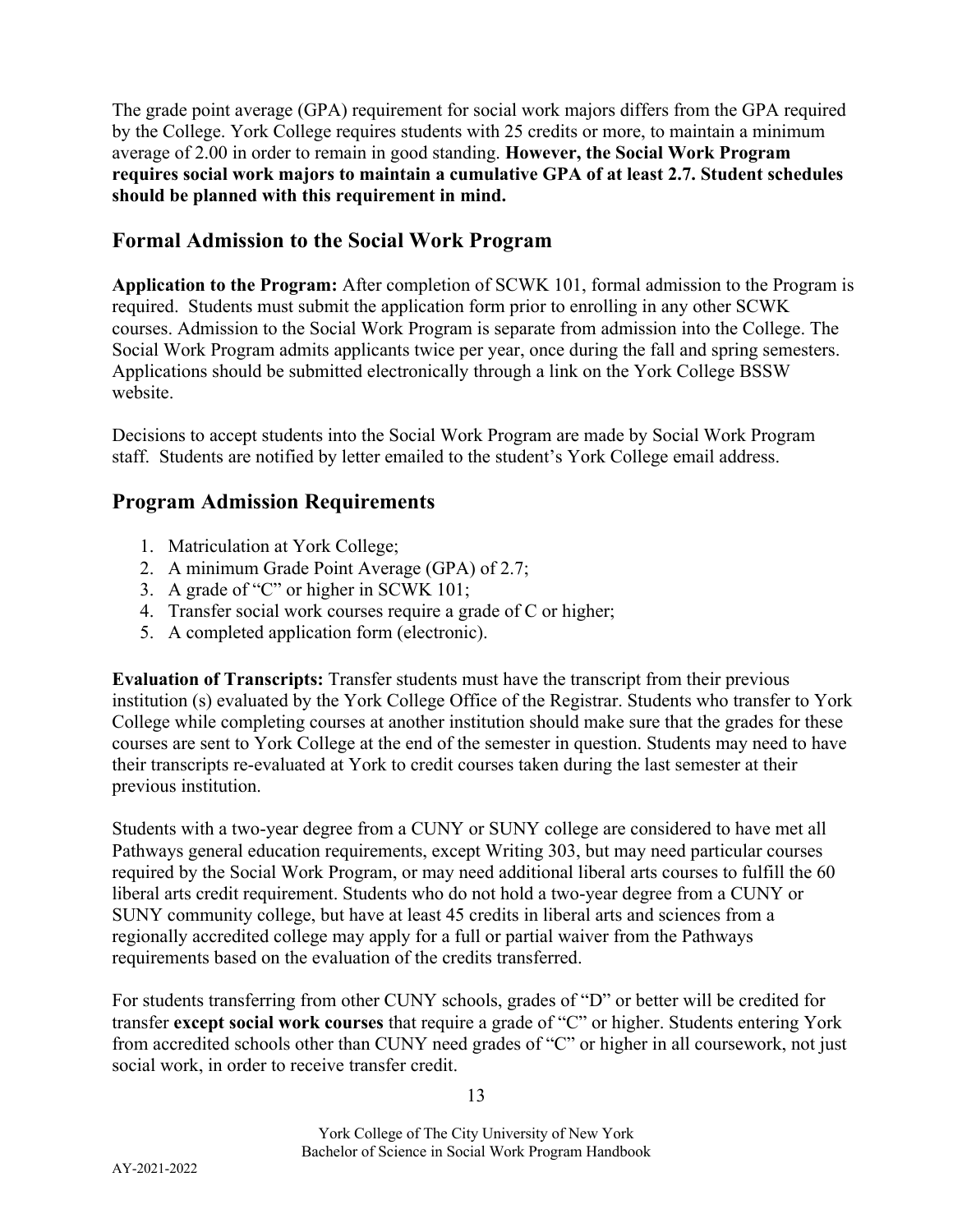The grade point average (GPA) requirement for social work majors differs from the GPA required by the College. York College requires students with 25 credits or more, to maintain a minimum average of 2.00 in order to remain in good standing. **However, the Social Work Program requires social work majors to maintain a cumulative GPA of at least 2.7. Student schedules should be planned with this requirement in mind.**

## Formal Admission to the Social Work Program

**Application to the Program:** After completion of SCWK 101, formal admission to the Program is required. Students must submit the application form prior to enrolling in any other SCWK courses. Admission to the Social Work Program is separate from admission into the College. The Social Work Program admits applicants twice per year, once during the fall and spring semesters. Applications should be submitted electronically through a link on the York College BSSW website.

Decisions to accept students into the Social Work Program are made by Social Work Program staff. Students are notified by letter emailed to the student's York College email address.

## Program Admission Requirements

1. Matriculation at York College;
2. A minimum Grade Point Average (GPA) of 2.7;
3. A grade of "C" or higher in SCWK 101;
4. Transfer social work courses require a grade of C or higher;
5. A completed application form (electronic).

**Evaluation of Transcripts:** Transfer students must have the transcript from their previous institution (s) evaluated by the York College Office of the Registrar. Students who transfer to York College while completing courses at another institution should make sure that the grades for these courses are sent to York College at the end of the semester in question. Students may need to have their transcripts re-evaluated at York to credit courses taken during the last semester at their previous institution.

Students with a two-year degree from a CUNY or SUNY college are considered to have met all Pathways general education requirements, except Writing 303, but may need particular courses required by the Social Work Program, or may need additional liberal arts courses to fulfill the 60 liberal arts credit requirement. Students who do not hold a two-year degree from a CUNY or SUNY community college, but have at least 45 credits in liberal arts and sciences from a regionally accredited college may apply for a full or partial waiver from the Pathways requirements based on the evaluation of the credits transferred.

For students transferring from other CUNY schools, grades of "D" or better will be credited for transfer **except social work courses** that require a grade of "C" or higher. Students entering York from accredited schools other than CUNY need grades of "C" or higher in all coursework, not just social work, in order to receive transfer credit.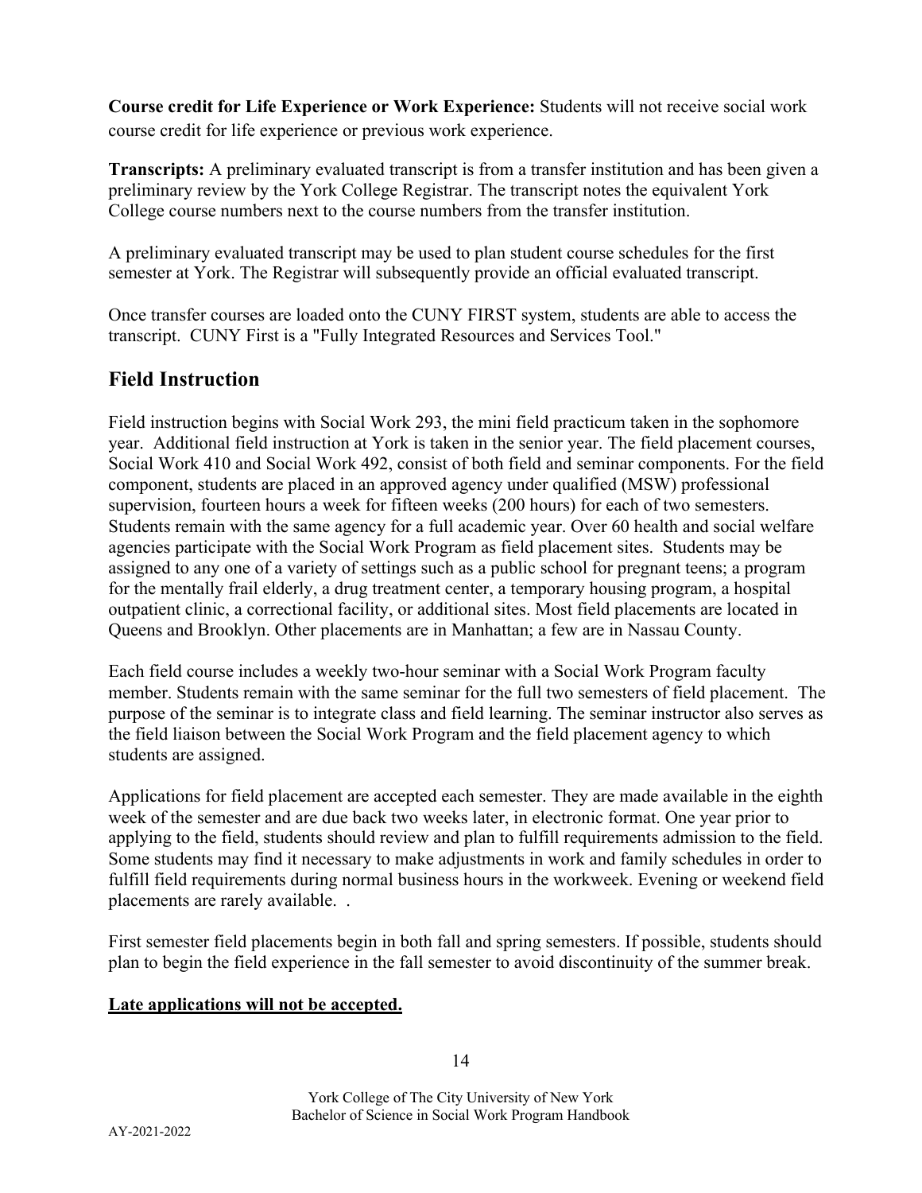**Course credit for Life Experience or Work Experience:** Students will not receive social work course credit for life experience or previous work experience.

**Transcripts:** A preliminary evaluated transcript is from a transfer institution and has been given a preliminary review by the York College Registrar. The transcript notes the equivalent York College course numbers next to the course numbers from the transfer institution.

A preliminary evaluated transcript may be used to plan student course schedules for the first semester at York. The Registrar will subsequently provide an official evaluated transcript.

Once transfer courses are loaded onto the CUNY FIRST system, students are able to access the transcript. CUNY First is a "Fully Integrated Resources and Services Tool."

## Field Instruction

Field instruction begins with Social Work 293, the mini field practicum taken in the sophomore year. Additional field instruction at York is taken in the senior year. The field placement courses, Social Work 410 and Social Work 492, consist of both field and seminar components. For the field component, students are placed in an approved agency under qualified (MSW) professional supervision, fourteen hours a week for fifteen weeks (200 hours) for each of two semesters. Students remain with the same agency for a full academic year. Over 60 health and social welfare agencies participate with the Social Work Program as field placement sites. Students may be assigned to any one of a variety of settings such as a public school for pregnant teens; a program for the mentally frail elderly, a drug treatment center, a temporary housing program, a hospital outpatient clinic, a correctional facility, or additional sites. Most field placements are located in Queens and Brooklyn. Other placements are in Manhattan; a few are in Nassau County.

Each field course includes a weekly two-hour seminar with a Social Work Program faculty member. Students remain with the same seminar for the full two semesters of field placement. The purpose of the seminar is to integrate class and field learning. The seminar instructor also serves as the field liaison between the Social Work Program and the field placement agency to which students are assigned.

Applications for field placement are accepted each semester. They are made available in the eighth week of the semester and are due back two weeks later, in electronic format. One year prior to applying to the field, students should review and plan to fulfill requirements admission to the field. Some students may find it necessary to make adjustments in work and family schedules in order to fulfill field requirements during normal business hours in the workweek. Evening or weekend field placements are rarely available. .

First semester field placements begin in both fall and spring semesters. If possible, students should plan to begin the field experience in the fall semester to avoid discontinuity of the summer break.

**Late applications will not be accepted.**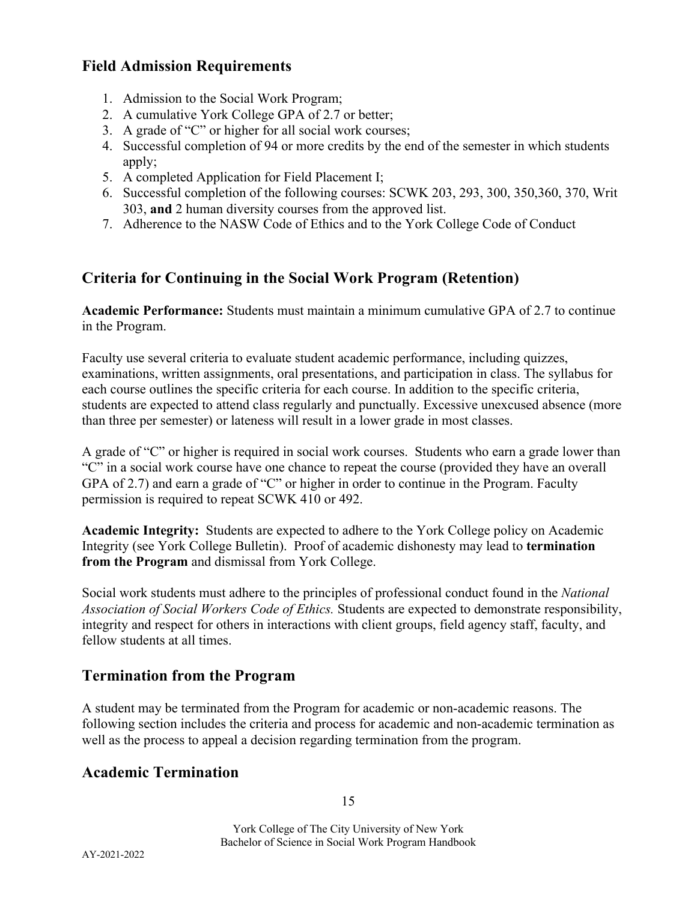## Field Admission Requirements

1. Admission to the Social Work Program;
2. A cumulative York College GPA of 2.7 or better;
3. A grade of "C" or higher for all social work courses;
4. Successful completion of 94 or more credits by the end of the semester in which students apply;
5. A completed Application for Field Placement I;
6. Successful completion of the following courses: SCWK 203, 293, 300, 350,360, 370, Writ 303, **and** 2 human diversity courses from the approved list.
7. Adherence to the NASW Code of Ethics and to the York College Code of Conduct

## Criteria for Continuing in the Social Work Program (Retention)

**Academic Performance:** Students must maintain a minimum cumulative GPA of 2.7 to continue in the Program.

Faculty use several criteria to evaluate student academic performance, including quizzes, examinations, written assignments, oral presentations, and participation in class. The syllabus for each course outlines the specific criteria for each course. In addition to the specific criteria, students are expected to attend class regularly and punctually. Excessive unexcused absence (more than three per semester) or lateness will result in a lower grade in most classes.

A grade of "C" or higher is required in social work courses. Students who earn a grade lower than "C" in a social work course have one chance to repeat the course (provided they have an overall GPA of 2.7) and earn a grade of "C" or higher in order to continue in the Program. Faculty permission is required to repeat SCWK 410 or 492.

**Academic Integrity:** Students are expected to adhere to the York College policy on Academic Integrity (see York College Bulletin). Proof of academic dishonesty may lead to **termination from the Program** and dismissal from York College.

Social work students must adhere to the principles of professional conduct found in the *National Association of Social Workers Code of Ethics.* Students are expected to demonstrate responsibility, integrity and respect for others in interactions with client groups, field agency staff, faculty, and fellow students at all times.

## Termination from the Program

A student may be terminated from the Program for academic or non-academic reasons. The following section includes the criteria and process for academic and non-academic termination as well as the process to appeal a decision regarding termination from the program.

## Academic Termination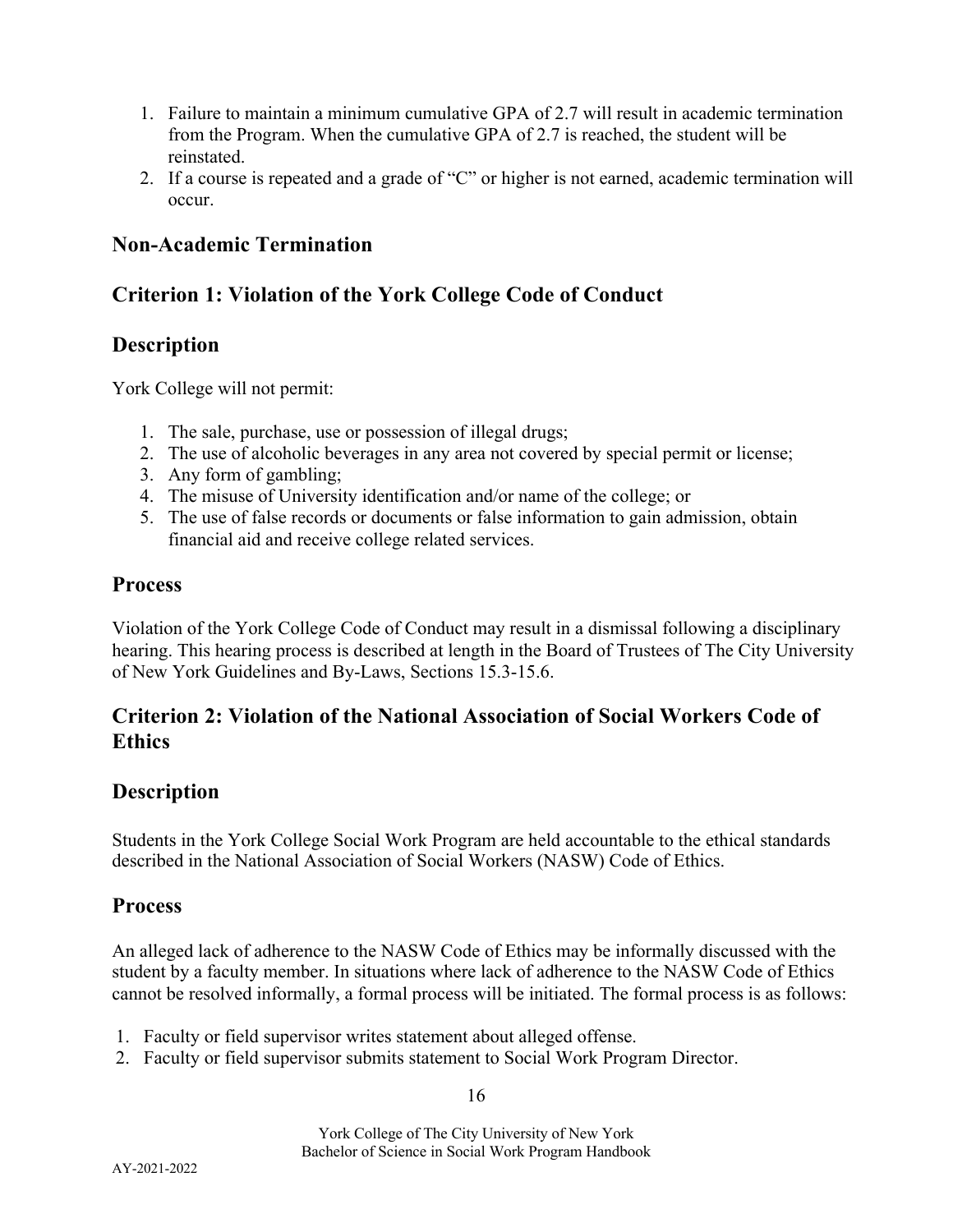1. Failure to maintain a minimum cumulative GPA of 2.7 will result in academic termination from the Program. When the cumulative GPA of 2.7 is reached, the student will be reinstated.
2. If a course is repeated and a grade of "C" or higher is not earned, academic termination will occur.

## Non-Academic Termination

## Criterion 1: Violation of the York College Code of Conduct

## Description

York College will not permit:

1. The sale, purchase, use or possession of illegal drugs;
2. The use of alcoholic beverages in any area not covered by special permit or license;
3. Any form of gambling;
4. The misuse of University identification and/or name of the college; or
5. The use of false records or documents or false information to gain admission, obtain financial aid and receive college related services.

## Process

Violation of the York College Code of Conduct may result in a dismissal following a disciplinary hearing. This hearing process is described at length in the Board of Trustees of The City University of New York Guidelines and By-Laws, Sections 15.3-15.6.

## Criterion 2: Violation of the National Association of Social Workers Code of Ethics

## Description

Students in the York College Social Work Program are held accountable to the ethical standards described in the National Association of Social Workers (NASW) Code of Ethics.

## Process

An alleged lack of adherence to the NASW Code of Ethics may be informally discussed with the student by a faculty member. In situations where lack of adherence to the NASW Code of Ethics cannot be resolved informally, a formal process will be initiated. The formal process is as follows:

1. Faculty or field supervisor writes statement about alleged offense.
2. Faculty or field supervisor submits statement to Social Work Program Director.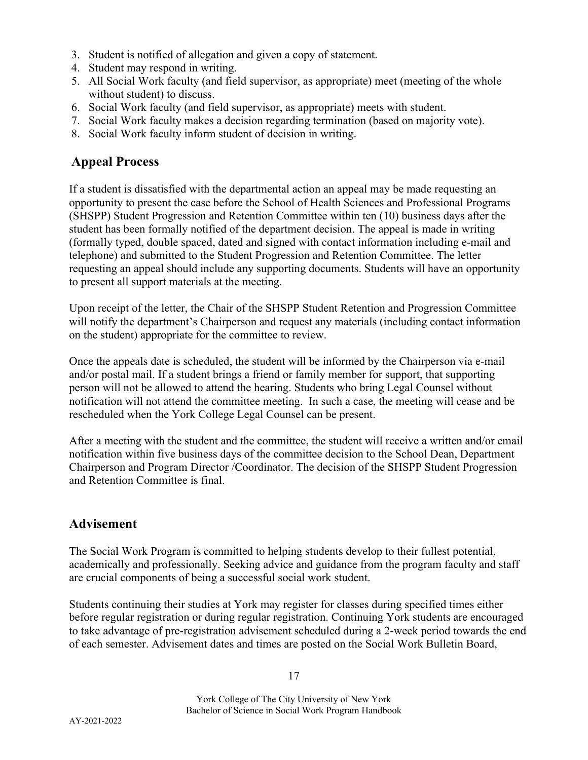3. Student is notified of allegation and given a copy of statement.
4. Student may respond in writing.
5. All Social Work faculty (and field supervisor, as appropriate) meet (meeting of the whole without student) to discuss.
6. Social Work faculty (and field supervisor, as appropriate) meets with student.
7. Social Work faculty makes a decision regarding termination (based on majority vote).
8. Social Work faculty inform student of decision in writing.

## Appeal Process

If a student is dissatisfied with the departmental action an appeal may be made requesting an opportunity to present the case before the School of Health Sciences and Professional Programs (SHSPP) Student Progression and Retention Committee within ten (10) business days after the student has been formally notified of the department decision. The appeal is made in writing (formally typed, double spaced, dated and signed with contact information including e-mail and telephone) and submitted to the Student Progression and Retention Committee. The letter requesting an appeal should include any supporting documents. Students will have an opportunity to present all support materials at the meeting.

Upon receipt of the letter, the Chair of the SHSPP Student Retention and Progression Committee will notify the department's Chairperson and request any materials (including contact information on the student) appropriate for the committee to review.

Once the appeals date is scheduled, the student will be informed by the Chairperson via e-mail and/or postal mail. If a student brings a friend or family member for support, that supporting person will not be allowed to attend the hearing. Students who bring Legal Counsel without notification will not attend the committee meeting. In such a case, the meeting will cease and be rescheduled when the York College Legal Counsel can be present.

After a meeting with the student and the committee, the student will receive a written and/or email notification within five business days of the committee decision to the School Dean, Department Chairperson and Program Director /Coordinator. The decision of the SHSPP Student Progression and Retention Committee is final.

## Advisement

The Social Work Program is committed to helping students develop to their fullest potential, academically and professionally. Seeking advice and guidance from the program faculty and staff are crucial components of being a successful social work student.

Students continuing their studies at York may register for classes during specified times either before regular registration or during regular registration. Continuing York students are encouraged to take advantage of pre-registration advisement scheduled during a 2-week period towards the end of each semester. Advisement dates and times are posted on the Social Work Bulletin Board,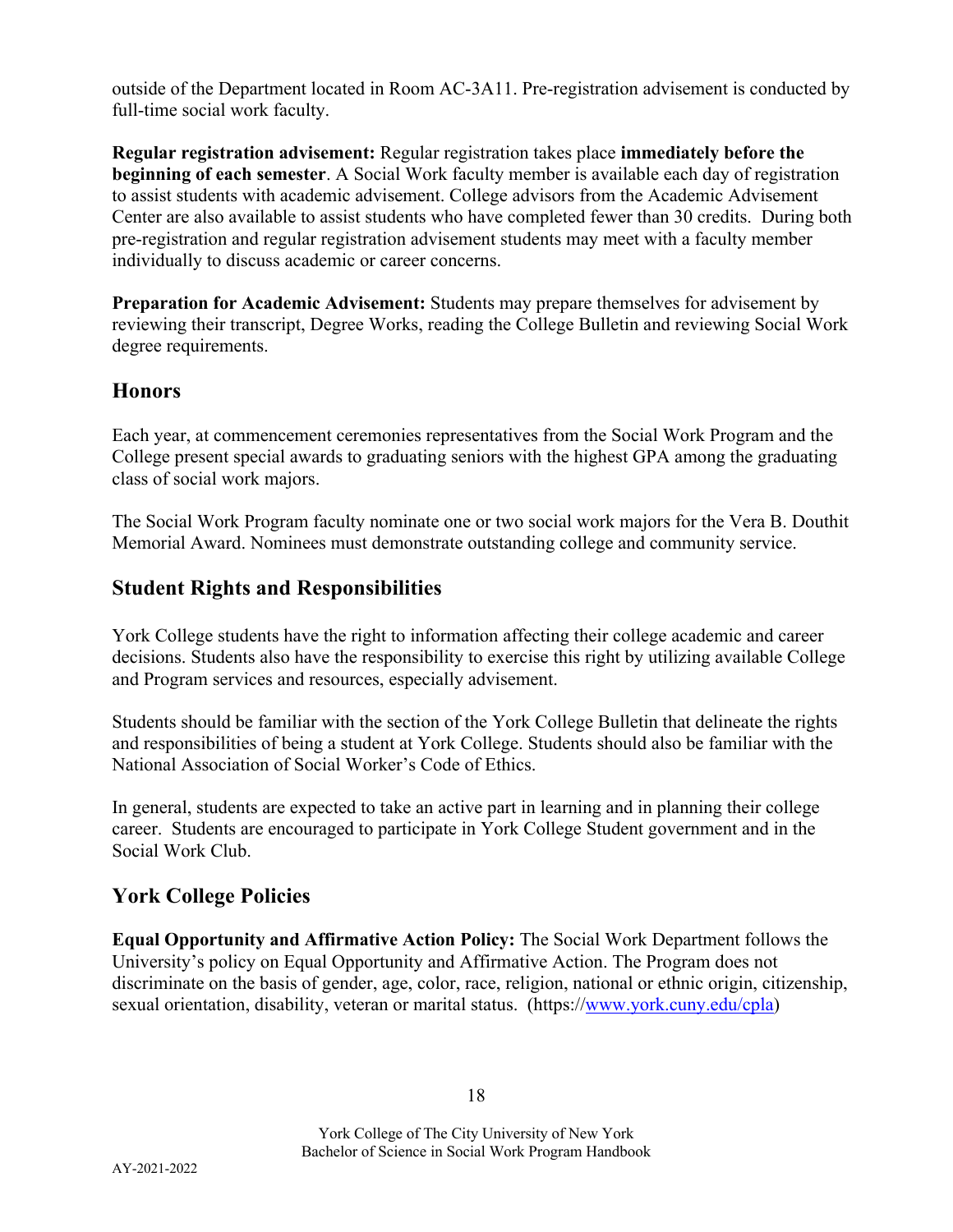outside of the Department located in Room AC-3A11. Pre-registration advisement is conducted by full-time social work faculty.

**Regular registration advisement:** Regular registration takes place **immediately before the beginning of each semester**. A Social Work faculty member is available each day of registration to assist students with academic advisement. College advisors from the Academic Advisement Center are also available to assist students who have completed fewer than 30 credits. During both pre-registration and regular registration advisement students may meet with a faculty member individually to discuss academic or career concerns.

**Preparation for Academic Advisement:** Students may prepare themselves for advisement by reviewing their transcript, Degree Works, reading the College Bulletin and reviewing Social Work degree requirements.

## Honors

Each year, at commencement ceremonies representatives from the Social Work Program and the College present special awards to graduating seniors with the highest GPA among the graduating class of social work majors.

The Social Work Program faculty nominate one or two social work majors for the Vera B. Douthit Memorial Award. Nominees must demonstrate outstanding college and community service.

## Student Rights and Responsibilities

York College students have the right to information affecting their college academic and career decisions. Students also have the responsibility to exercise this right by utilizing available College and Program services and resources, especially advisement.

Students should be familiar with the section of the York College Bulletin that delineate the rights and responsibilities of being a student at York College. Students should also be familiar with the National Association of Social Worker's Code of Ethics.

In general, students are expected to take an active part in learning and in planning their college career. Students are encouraged to participate in York College Student government and in the Social Work Club.

## York College Policies

**Equal Opportunity and Affirmative Action Policy:** The Social Work Department follows the University's policy on Equal Opportunity and Affirmative Action. The Program does not discriminate on the basis of gender, age, color, race, religion, national or ethnic origin, citizenship, sexual orientation, disability, veteran or marital status. (https://[www.york.cuny.edu/cpla](https://www.york.cuny.edu/cpla))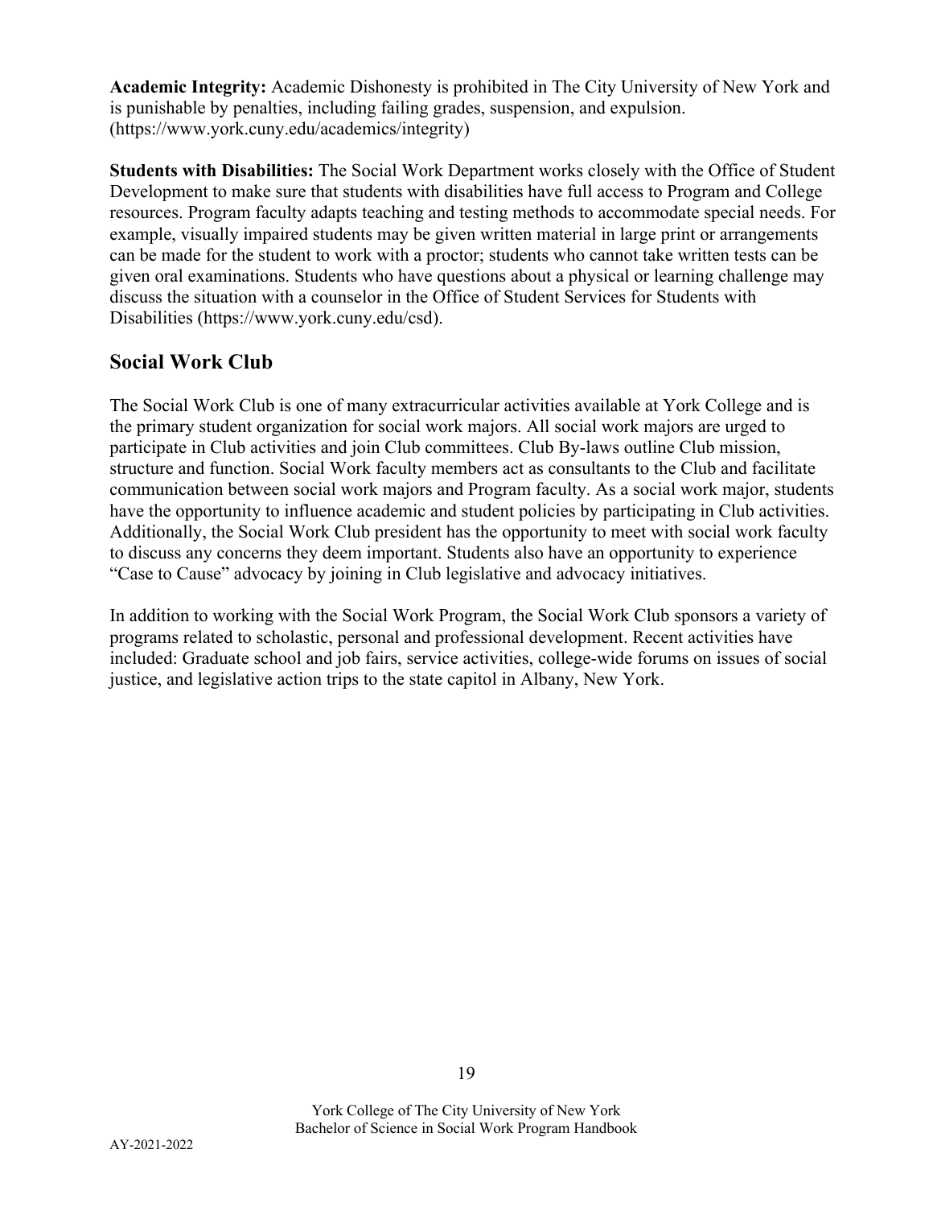**Academic Integrity:** Academic Dishonesty is prohibited in The City University of New York and is punishable by penalties, including failing grades, suspension, and expulsion. (https://www.york.cuny.edu/academics/integrity)

**Students with Disabilities:** The Social Work Department works closely with the Office of Student Development to make sure that students with disabilities have full access to Program and College resources. Program faculty adapts teaching and testing methods to accommodate special needs. For example, visually impaired students may be given written material in large print or arrangements can be made for the student to work with a proctor; students who cannot take written tests can be given oral examinations. Students who have questions about a physical or learning challenge may discuss the situation with a counselor in the Office of Student Services for Students with Disabilities (https://www.york.cuny.edu/csd).

## Social Work Club

The Social Work Club is one of many extracurricular activities available at York College and is the primary student organization for social work majors. All social work majors are urged to participate in Club activities and join Club committees. Club By-laws outline Club mission, structure and function. Social Work faculty members act as consultants to the Club and facilitate communication between social work majors and Program faculty. As a social work major, students have the opportunity to influence academic and student policies by participating in Club activities. Additionally, the Social Work Club president has the opportunity to meet with social work faculty to discuss any concerns they deem important. Students also have an opportunity to experience "Case to Cause" advocacy by joining in Club legislative and advocacy initiatives.

In addition to working with the Social Work Program, the Social Work Club sponsors a variety of programs related to scholastic, personal and professional development. Recent activities have included: Graduate school and job fairs, service activities, college-wide forums on issues of social justice, and legislative action trips to the state capitol in Albany, New York.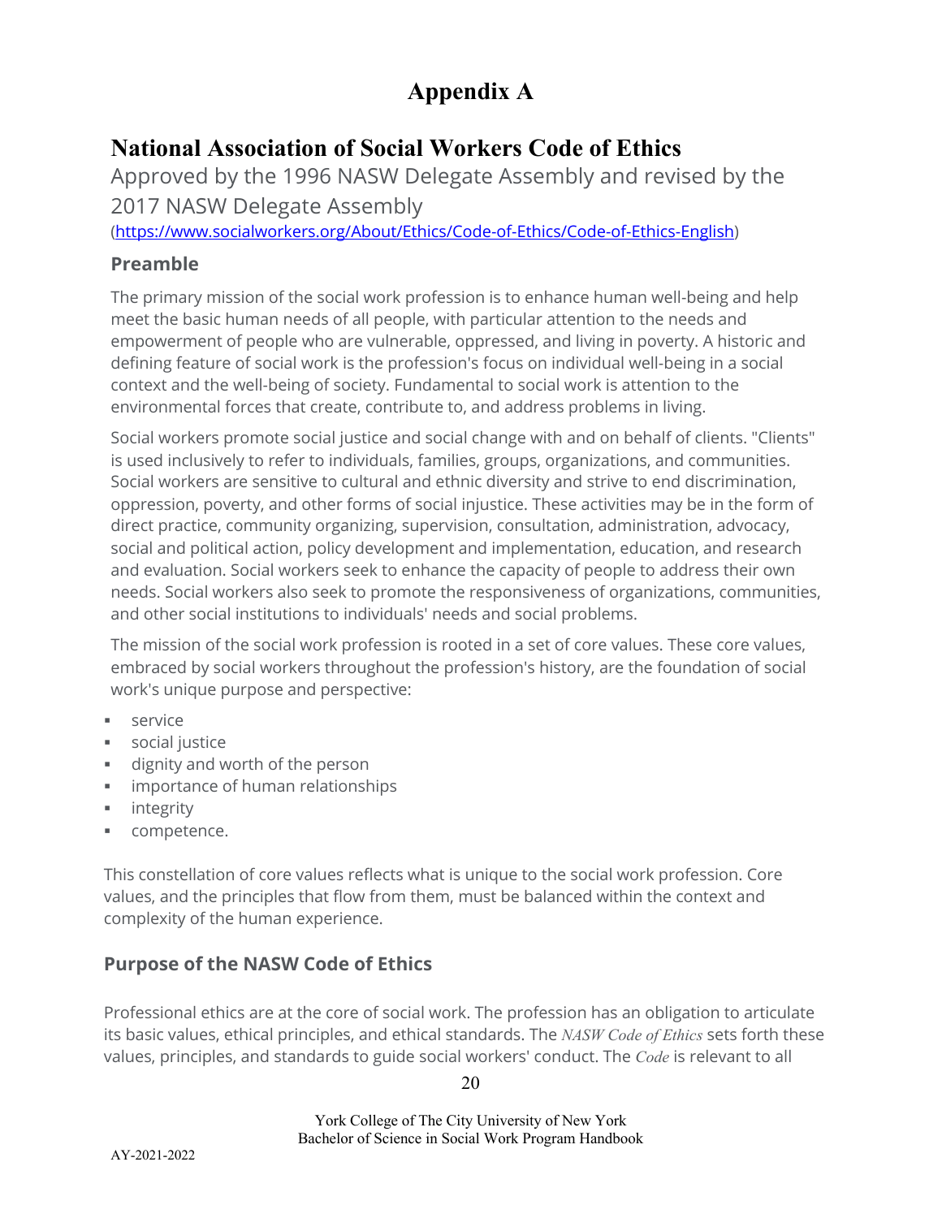# Appendix A

## National Association of Social Workers Code of Ethics

Approved by the 1996 NASW Delegate Assembly and revised by the 2017 NASW Delegate Assembly

(https://www.socialworkers.org/About/Ethics/Code-of-Ethics/Code-of-Ethics-English)

### Preamble

The primary mission of the social work profession is to enhance human well-being and help meet the basic human needs of all people, with particular attention to the needs and empowerment of people who are vulnerable, oppressed, and living in poverty. A historic and defining feature of social work is the profession's focus on individual well-being in a social context and the well-being of society. Fundamental to social work is attention to the environmental forces that create, contribute to, and address problems in living.

Social workers promote social justice and social change with and on behalf of clients. "Clients" is used inclusively to refer to individuals, families, groups, organizations, and communities. Social workers are sensitive to cultural and ethnic diversity and strive to end discrimination, oppression, poverty, and other forms of social injustice. These activities may be in the form of direct practice, community organizing, supervision, consultation, administration, advocacy, social and political action, policy development and implementation, education, and research and evaluation. Social workers seek to enhance the capacity of people to address their own needs. Social workers also seek to promote the responsiveness of organizations, communities, and other social institutions to individuals' needs and social problems.

The mission of the social work profession is rooted in a set of core values. These core values, embraced by social workers throughout the profession's history, are the foundation of social work's unique purpose and perspective:

- service
- social justice
- dignity and worth of the person
- importance of human relationships
- integrity
- competence.

This constellation of core values reflects what is unique to the social work profession. Core values, and the principles that flow from them, must be balanced within the context and complexity of the human experience.

### Purpose of the NASW Code of Ethics

Professional ethics are at the core of social work. The profession has an obligation to articulate its basic values, ethical principles, and ethical standards. The *NASW Code of Ethics* sets forth these values, principles, and standards to guide social workers' conduct. The *Code* is relevant to all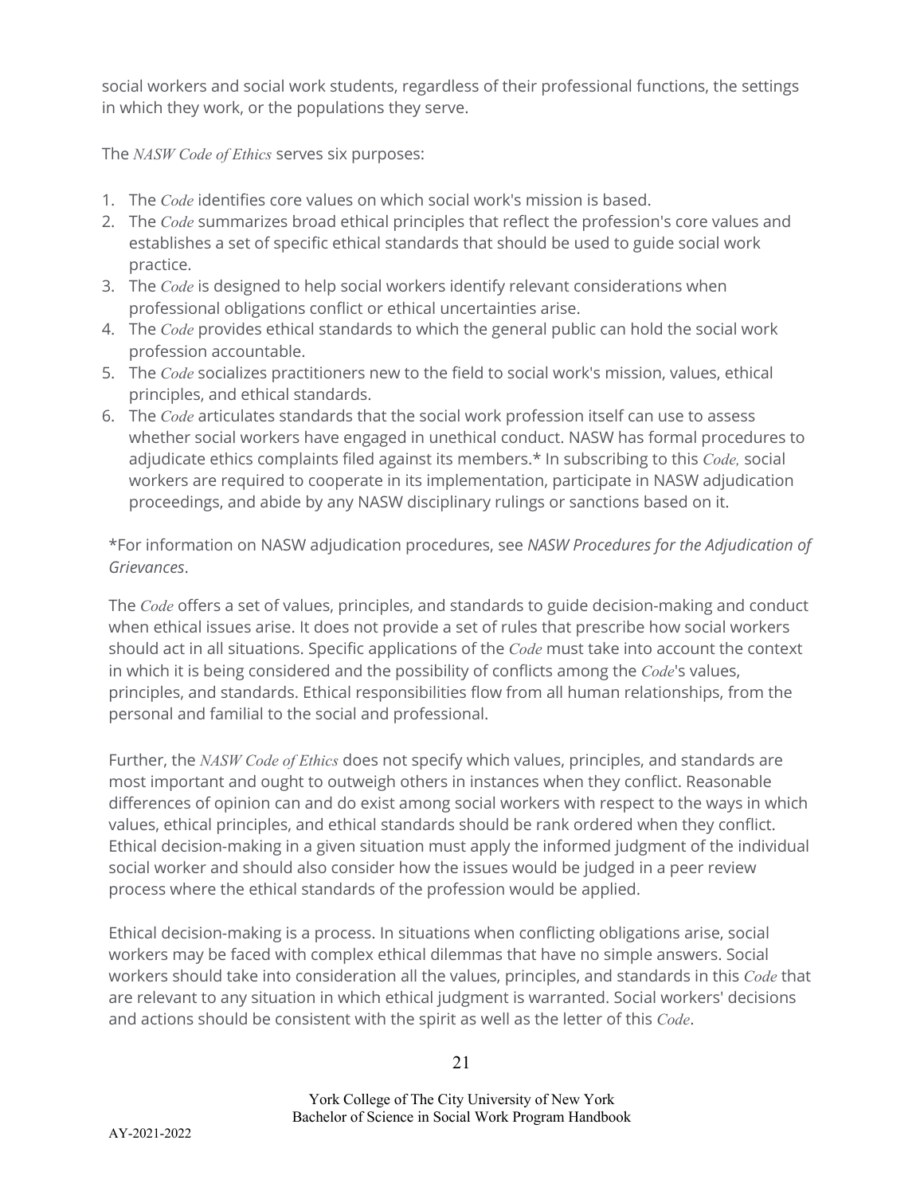social workers and social work students, regardless of their professional functions, the settings in which they work, or the populations they serve.

The *NASW Code of Ethics* serves six purposes:

1. The *Code* identifies core values on which social work's mission is based.
2. The *Code* summarizes broad ethical principles that reflect the profession's core values and establishes a set of specific ethical standards that should be used to guide social work practice.
3. The *Code* is designed to help social workers identify relevant considerations when professional obligations conflict or ethical uncertainties arise.
4. The *Code* provides ethical standards to which the general public can hold the social work profession accountable.
5. The *Code* socializes practitioners new to the field to social work's mission, values, ethical principles, and ethical standards.
6. The *Code* articulates standards that the social work profession itself can use to assess whether social workers have engaged in unethical conduct. NASW has formal procedures to adjudicate ethics complaints filed against its members.* In subscribing to this *Code,* social workers are required to cooperate in its implementation, participate in NASW adjudication proceedings, and abide by any NASW disciplinary rulings or sanctions based on it.

*For information on NASW adjudication procedures, see *NASW Procedures for the Adjudication of Grievances*.

The *Code* offers a set of values, principles, and standards to guide decision-making and conduct when ethical issues arise. It does not provide a set of rules that prescribe how social workers should act in all situations. Specific applications of the *Code* must take into account the context in which it is being considered and the possibility of conflicts among the *Code*'s values, principles, and standards. Ethical responsibilities flow from all human relationships, from the personal and familial to the social and professional.

Further, the *NASW Code of Ethics* does not specify which values, principles, and standards are most important and ought to outweigh others in instances when they conflict. Reasonable differences of opinion can and do exist among social workers with respect to the ways in which values, ethical principles, and ethical standards should be rank ordered when they conflict. Ethical decision-making in a given situation must apply the informed judgment of the individual social worker and should also consider how the issues would be judged in a peer review process where the ethical standards of the profession would be applied.

Ethical decision-making is a process. In situations when conflicting obligations arise, social workers may be faced with complex ethical dilemmas that have no simple answers. Social workers should take into consideration all the values, principles, and standards in this *Code* that are relevant to any situation in which ethical judgment is warranted. Social workers' decisions and actions should be consistent with the spirit as well as the letter of this *Code*.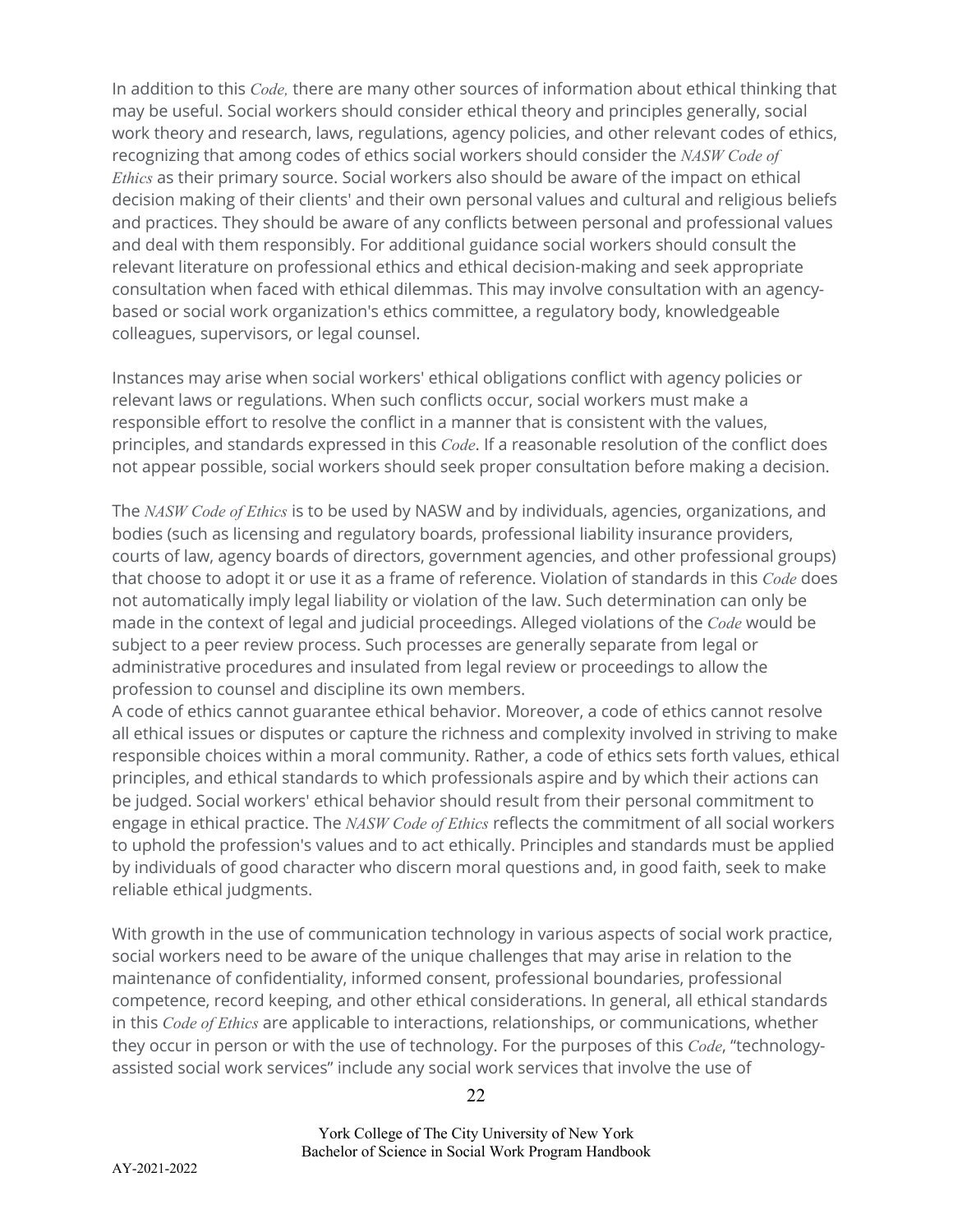In addition to this *Code,* there are many other sources of information about ethical thinking that may be useful. Social workers should consider ethical theory and principles generally, social work theory and research, laws, regulations, agency policies, and other relevant codes of ethics, recognizing that among codes of ethics social workers should consider the *NASW Code of Ethics* as their primary source. Social workers also should be aware of the impact on ethical decision making of their clients' and their own personal values and cultural and religious beliefs and practices. They should be aware of any conflicts between personal and professional values and deal with them responsibly. For additional guidance social workers should consult the relevant literature on professional ethics and ethical decision-making and seek appropriate consultation when faced with ethical dilemmas. This may involve consultation with an agency-based or social work organization's ethics committee, a regulatory body, knowledgeable colleagues, supervisors, or legal counsel.

Instances may arise when social workers' ethical obligations conflict with agency policies or relevant laws or regulations. When such conflicts occur, social workers must make a responsible effort to resolve the conflict in a manner that is consistent with the values, principles, and standards expressed in this *Code*. If a reasonable resolution of the conflict does not appear possible, social workers should seek proper consultation before making a decision.

The *NASW Code of Ethics* is to be used by NASW and by individuals, agencies, organizations, and bodies (such as licensing and regulatory boards, professional liability insurance providers, courts of law, agency boards of directors, government agencies, and other professional groups) that choose to adopt it or use it as a frame of reference. Violation of standards in this *Code* does not automatically imply legal liability or violation of the law. Such determination can only be made in the context of legal and judicial proceedings. Alleged violations of the *Code* would be subject to a peer review process. Such processes are generally separate from legal or administrative procedures and insulated from legal review or proceedings to allow the profession to counsel and discipline its own members.

A code of ethics cannot guarantee ethical behavior. Moreover, a code of ethics cannot resolve all ethical issues or disputes or capture the richness and complexity involved in striving to make responsible choices within a moral community. Rather, a code of ethics sets forth values, ethical principles, and ethical standards to which professionals aspire and by which their actions can be judged. Social workers' ethical behavior should result from their personal commitment to engage in ethical practice. The *NASW Code of Ethics* reflects the commitment of all social workers to uphold the profession's values and to act ethically. Principles and standards must be applied by individuals of good character who discern moral questions and, in good faith, seek to make reliable ethical judgments.

With growth in the use of communication technology in various aspects of social work practice, social workers need to be aware of the unique challenges that may arise in relation to the maintenance of confidentiality, informed consent, professional boundaries, professional competence, record keeping, and other ethical considerations. In general, all ethical standards in this *Code of Ethics* are applicable to interactions, relationships, or communications, whether they occur in person or with the use of technology. For the purposes of this *Code*, "technology-assisted social work services" include any social work services that involve the use of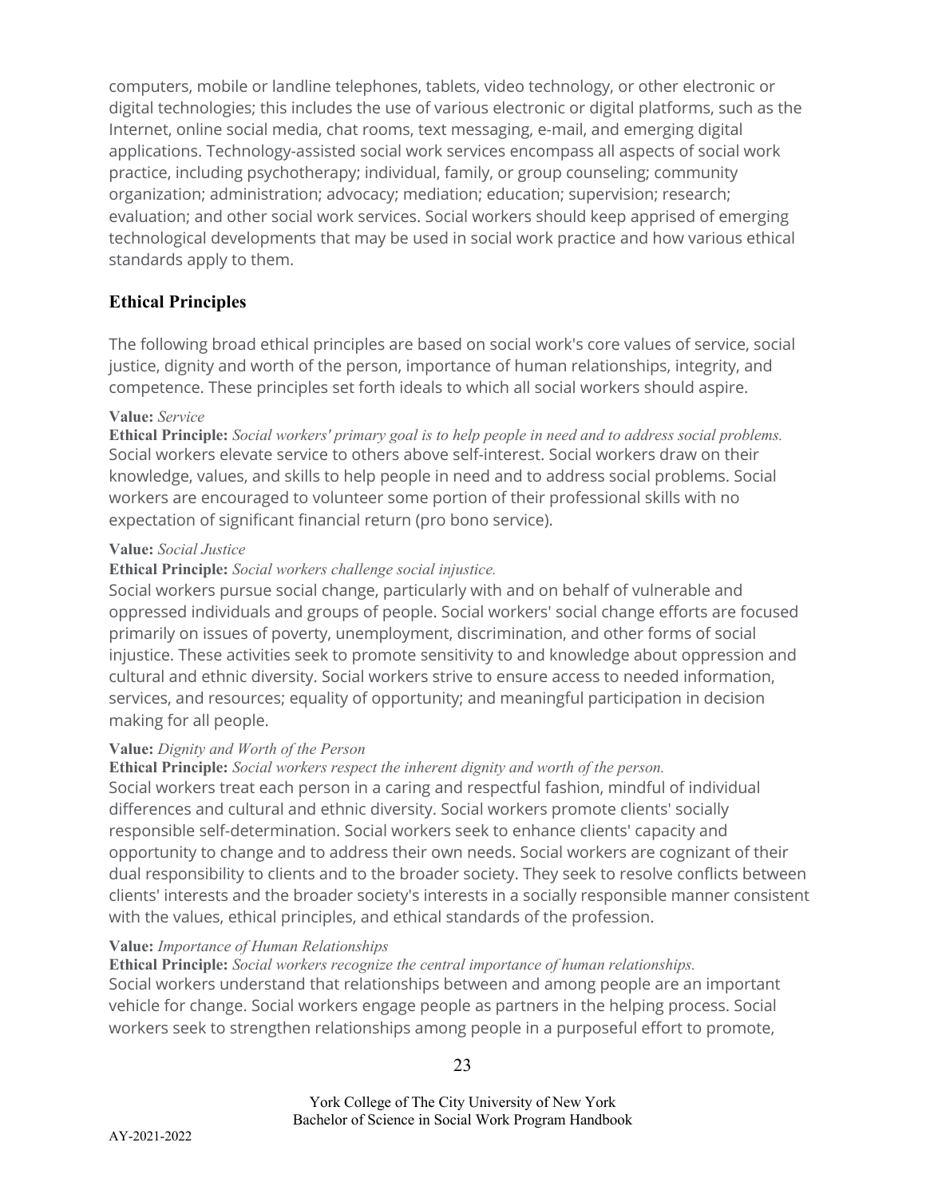computers, mobile or landline telephones, tablets, video technology, or other electronic or digital technologies; this includes the use of various electronic or digital platforms, such as the Internet, online social media, chat rooms, text messaging, e-mail, and emerging digital applications. Technology-assisted social work services encompass all aspects of social work practice, including psychotherapy; individual, family, or group counseling; community organization; administration; advocacy; mediation; education; supervision; research; evaluation; and other social work services. Social workers should keep apprised of emerging technological developments that may be used in social work practice and how various ethical standards apply to them.

## Ethical Principles

The following broad ethical principles are based on social work's core values of service, social justice, dignity and worth of the person, importance of human relationships, integrity, and competence. These principles set forth ideals to which all social workers should aspire.

**Value:** *Service*
**Ethical Principle:** *Social workers' primary goal is to help people in need and to address social problems.*
Social workers elevate service to others above self-interest. Social workers draw on their knowledge, values, and skills to help people in need and to address social problems. Social workers are encouraged to volunteer some portion of their professional skills with no expectation of significant financial return (pro bono service).

**Value:** *Social Justice*
**Ethical Principle:** *Social workers challenge social injustice.*
Social workers pursue social change, particularly with and on behalf of vulnerable and oppressed individuals and groups of people. Social workers' social change efforts are focused primarily on issues of poverty, unemployment, discrimination, and other forms of social injustice. These activities seek to promote sensitivity to and knowledge about oppression and cultural and ethnic diversity. Social workers strive to ensure access to needed information, services, and resources; equality of opportunity; and meaningful participation in decision making for all people.

**Value:** *Dignity and Worth of the Person*
**Ethical Principle:** *Social workers respect the inherent dignity and worth of the person.*
Social workers treat each person in a caring and respectful fashion, mindful of individual differences and cultural and ethnic diversity. Social workers promote clients' socially responsible self-determination. Social workers seek to enhance clients' capacity and opportunity to change and to address their own needs. Social workers are cognizant of their dual responsibility to clients and to the broader society. They seek to resolve conflicts between clients' interests and the broader society's interests in a socially responsible manner consistent with the values, ethical principles, and ethical standards of the profession.

**Value:** *Importance of Human Relationships*
**Ethical Principle:** *Social workers recognize the central importance of human relationships.*
Social workers understand that relationships between and among people are an important vehicle for change. Social workers engage people as partners in the helping process. Social workers seek to strengthen relationships among people in a purposeful effort to promote,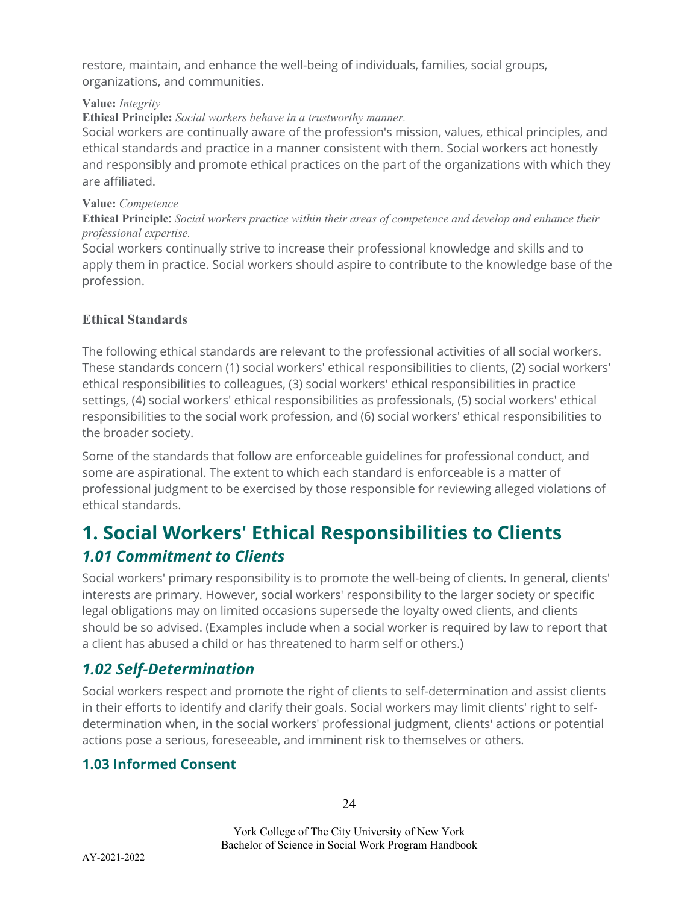restore, maintain, and enhance the well-being of individuals, families, social groups, organizations, and communities.

**Value:** *Integrity*
**Ethical Principle:** *Social workers behave in a trustworthy manner.*
Social workers are continually aware of the profession's mission, values, ethical principles, and ethical standards and practice in a manner consistent with them. Social workers act honestly and responsibly and promote ethical practices on the part of the organizations with which they are affiliated.

**Value:** *Competence*
**Ethical Principle**: *Social workers practice within their areas of competence and develop and enhance their professional expertise.*
Social workers continually strive to increase their professional knowledge and skills and to apply them in practice. Social workers should aspire to contribute to the knowledge base of the profession.

### Ethical Standards

The following ethical standards are relevant to the professional activities of all social workers. These standards concern (1) social workers' ethical responsibilities to clients, (2) social workers' ethical responsibilities to colleagues, (3) social workers' ethical responsibilities in practice settings, (4) social workers' ethical responsibilities as professionals, (5) social workers' ethical responsibilities to the social work profession, and (6) social workers' ethical responsibilities to the broader society.

Some of the standards that follow are enforceable guidelines for professional conduct, and some are aspirational. The extent to which each standard is enforceable is a matter of professional judgment to be exercised by those responsible for reviewing alleged violations of ethical standards.

# 1. Social Workers' Ethical Responsibilities to Clients

## *1.01 Commitment to Clients*

Social workers' primary responsibility is to promote the well-being of clients. In general, clients' interests are primary. However, social workers' responsibility to the larger society or specific legal obligations may on limited occasions supersede the loyalty owed clients, and clients should be so advised. (Examples include when a social worker is required by law to report that a client has abused a child or has threatened to harm self or others.)

## *1.02 Self-Determination*

Social workers respect and promote the right of clients to self-determination and assist clients in their efforts to identify and clarify their goals. Social workers may limit clients' right to self-determination when, in the social workers' professional judgment, clients' actions or potential actions pose a serious, foreseeable, and imminent risk to themselves or others.

### 1.03 Informed Consent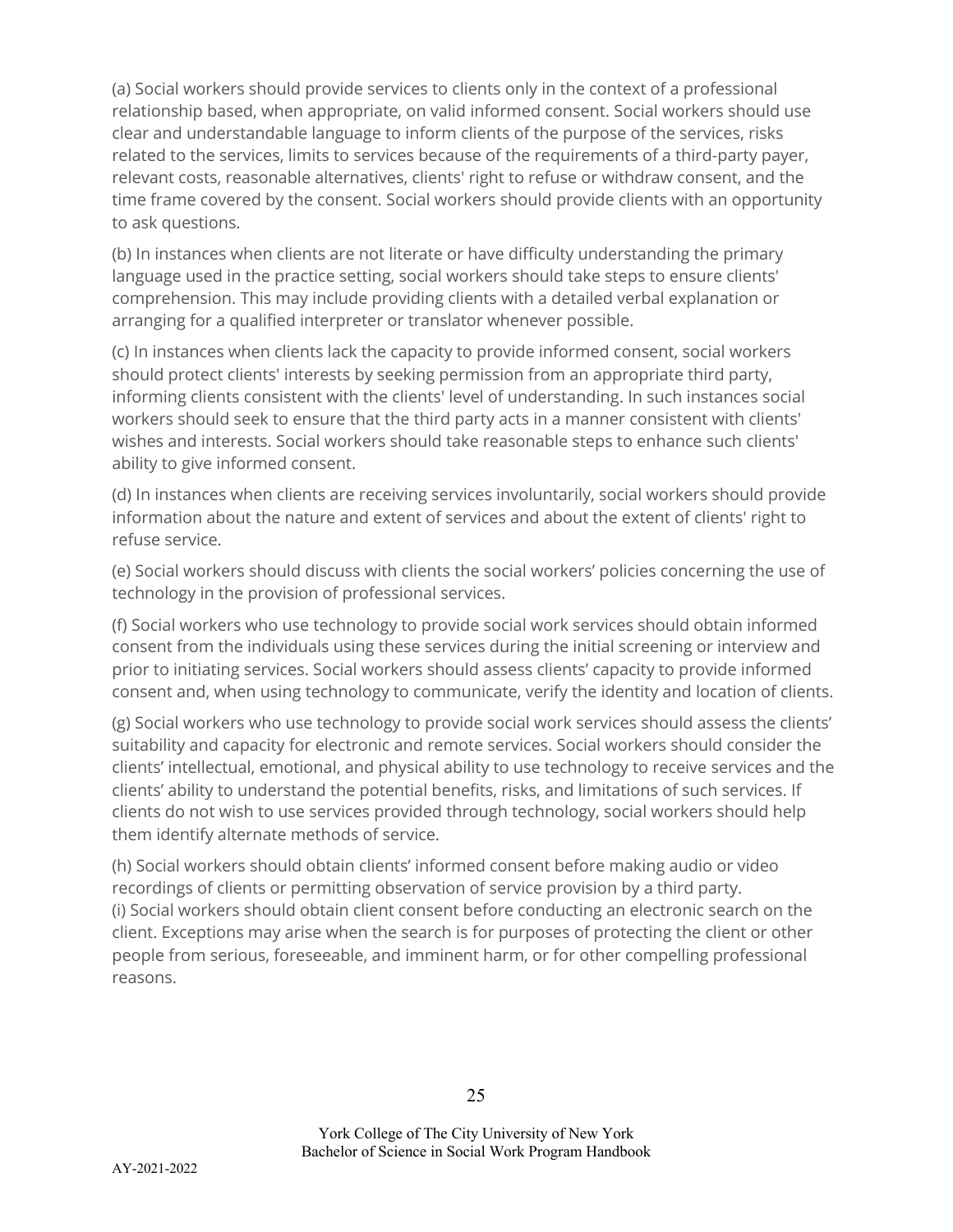(a) Social workers should provide services to clients only in the context of a professional relationship based, when appropriate, on valid informed consent. Social workers should use clear and understandable language to inform clients of the purpose of the services, risks related to the services, limits to services because of the requirements of a third-party payer, relevant costs, reasonable alternatives, clients' right to refuse or withdraw consent, and the time frame covered by the consent. Social workers should provide clients with an opportunity to ask questions.

(b) In instances when clients are not literate or have difficulty understanding the primary language used in the practice setting, social workers should take steps to ensure clients' comprehension. This may include providing clients with a detailed verbal explanation or arranging for a qualified interpreter or translator whenever possible.

(c) In instances when clients lack the capacity to provide informed consent, social workers should protect clients' interests by seeking permission from an appropriate third party, informing clients consistent with the clients' level of understanding. In such instances social workers should seek to ensure that the third party acts in a manner consistent with clients' wishes and interests. Social workers should take reasonable steps to enhance such clients' ability to give informed consent.

(d) In instances when clients are receiving services involuntarily, social workers should provide information about the nature and extent of services and about the extent of clients' right to refuse service.

(e) Social workers should discuss with clients the social workers' policies concerning the use of technology in the provision of professional services.

(f) Social workers who use technology to provide social work services should obtain informed consent from the individuals using these services during the initial screening or interview and prior to initiating services. Social workers should assess clients' capacity to provide informed consent and, when using technology to communicate, verify the identity and location of clients.

(g) Social workers who use technology to provide social work services should assess the clients' suitability and capacity for electronic and remote services. Social workers should consider the clients' intellectual, emotional, and physical ability to use technology to receive services and the clients' ability to understand the potential benefits, risks, and limitations of such services. If clients do not wish to use services provided through technology, social workers should help them identify alternate methods of service.

(h) Social workers should obtain clients' informed consent before making audio or video recordings of clients or permitting observation of service provision by a third party.
(i) Social workers should obtain client consent before conducting an electronic search on the client. Exceptions may arise when the search is for purposes of protecting the client or other people from serious, foreseeable, and imminent harm, or for other compelling professional reasons.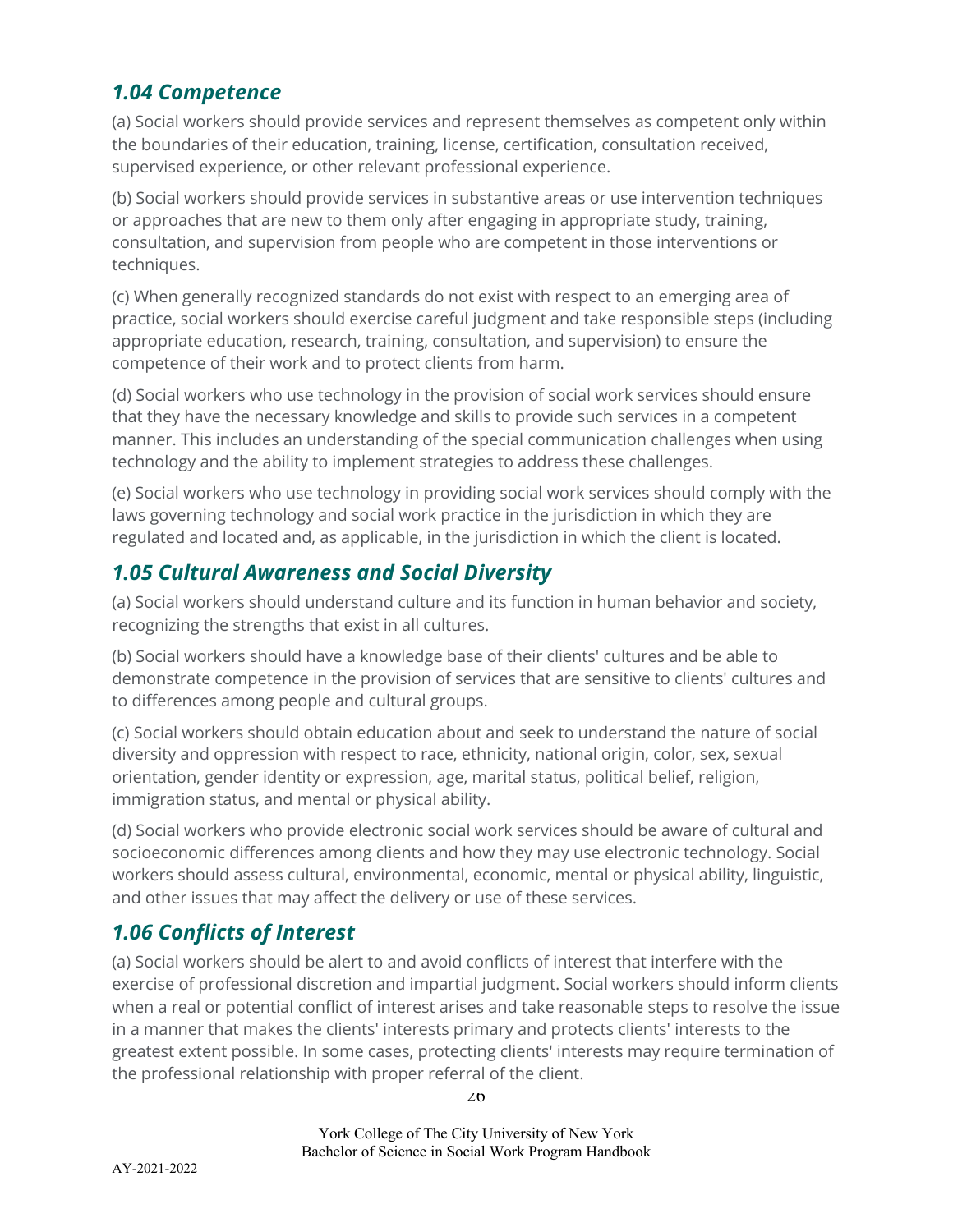### *1.04 Competence*

(a) Social workers should provide services and represent themselves as competent only within the boundaries of their education, training, license, certification, consultation received, supervised experience, or other relevant professional experience.

(b) Social workers should provide services in substantive areas or use intervention techniques or approaches that are new to them only after engaging in appropriate study, training, consultation, and supervision from people who are competent in those interventions or techniques.

(c) When generally recognized standards do not exist with respect to an emerging area of practice, social workers should exercise careful judgment and take responsible steps (including appropriate education, research, training, consultation, and supervision) to ensure the competence of their work and to protect clients from harm.

(d) Social workers who use technology in the provision of social work services should ensure that they have the necessary knowledge and skills to provide such services in a competent manner. This includes an understanding of the special communication challenges when using technology and the ability to implement strategies to address these challenges.

(e) Social workers who use technology in providing social work services should comply with the laws governing technology and social work practice in the jurisdiction in which they are regulated and located and, as applicable, in the jurisdiction in which the client is located.

### *1.05 Cultural Awareness and Social Diversity*

(a) Social workers should understand culture and its function in human behavior and society, recognizing the strengths that exist in all cultures.

(b) Social workers should have a knowledge base of their clients' cultures and be able to demonstrate competence in the provision of services that are sensitive to clients' cultures and to differences among people and cultural groups.

(c) Social workers should obtain education about and seek to understand the nature of social diversity and oppression with respect to race, ethnicity, national origin, color, sex, sexual orientation, gender identity or expression, age, marital status, political belief, religion, immigration status, and mental or physical ability.

(d) Social workers who provide electronic social work services should be aware of cultural and socioeconomic differences among clients and how they may use electronic technology. Social workers should assess cultural, environmental, economic, mental or physical ability, linguistic, and other issues that may affect the delivery or use of these services.

### *1.06 Conflicts of Interest*

(a) Social workers should be alert to and avoid conflicts of interest that interfere with the exercise of professional discretion and impartial judgment. Social workers should inform clients when a real or potential conflict of interest arises and take reasonable steps to resolve the issue in a manner that makes the clients' interests primary and protects clients' interests to the greatest extent possible. In some cases, protecting clients' interests may require termination of the professional relationship with proper referral of the client.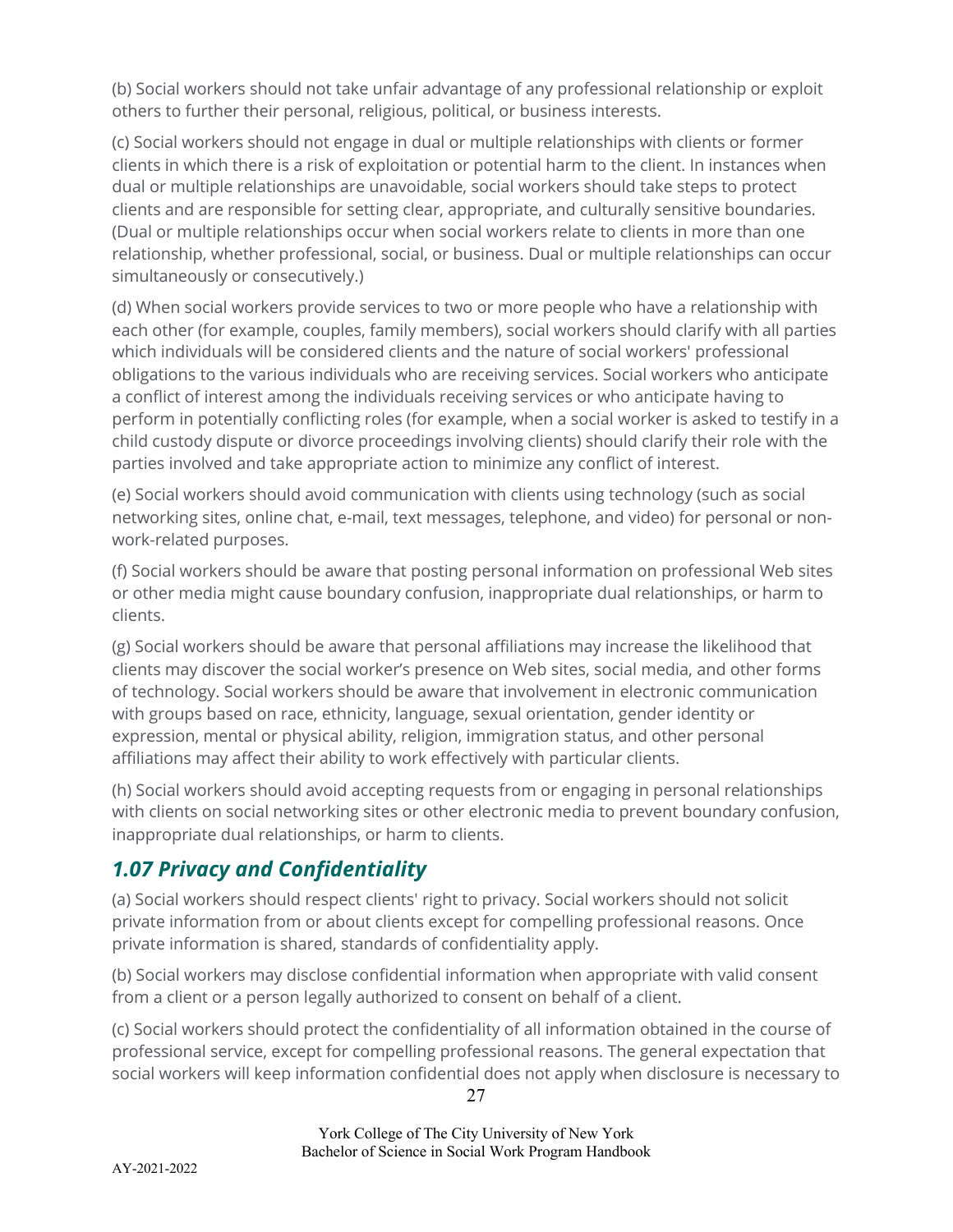(b) Social workers should not take unfair advantage of any professional relationship or exploit others to further their personal, religious, political, or business interests.

(c) Social workers should not engage in dual or multiple relationships with clients or former clients in which there is a risk of exploitation or potential harm to the client. In instances when dual or multiple relationships are unavoidable, social workers should take steps to protect clients and are responsible for setting clear, appropriate, and culturally sensitive boundaries. (Dual or multiple relationships occur when social workers relate to clients in more than one relationship, whether professional, social, or business. Dual or multiple relationships can occur simultaneously or consecutively.)

(d) When social workers provide services to two or more people who have a relationship with each other (for example, couples, family members), social workers should clarify with all parties which individuals will be considered clients and the nature of social workers' professional obligations to the various individuals who are receiving services. Social workers who anticipate a conflict of interest among the individuals receiving services or who anticipate having to perform in potentially conflicting roles (for example, when a social worker is asked to testify in a child custody dispute or divorce proceedings involving clients) should clarify their role with the parties involved and take appropriate action to minimize any conflict of interest.

(e) Social workers should avoid communication with clients using technology (such as social networking sites, online chat, e-mail, text messages, telephone, and video) for personal or non-work-related purposes.

(f) Social workers should be aware that posting personal information on professional Web sites or other media might cause boundary confusion, inappropriate dual relationships, or harm to clients.

(g) Social workers should be aware that personal affiliations may increase the likelihood that clients may discover the social worker's presence on Web sites, social media, and other forms of technology. Social workers should be aware that involvement in electronic communication with groups based on race, ethnicity, language, sexual orientation, gender identity or expression, mental or physical ability, religion, immigration status, and other personal affiliations may affect their ability to work effectively with particular clients.

(h) Social workers should avoid accepting requests from or engaging in personal relationships with clients on social networking sites or other electronic media to prevent boundary confusion, inappropriate dual relationships, or harm to clients.

### *1.07 Privacy and Confidentiality*

(a) Social workers should respect clients' right to privacy. Social workers should not solicit private information from or about clients except for compelling professional reasons. Once private information is shared, standards of confidentiality apply.

(b) Social workers may disclose confidential information when appropriate with valid consent from a client or a person legally authorized to consent on behalf of a client.

(c) Social workers should protect the confidentiality of all information obtained in the course of professional service, except for compelling professional reasons. The general expectation that social workers will keep information confidential does not apply when disclosure is necessary to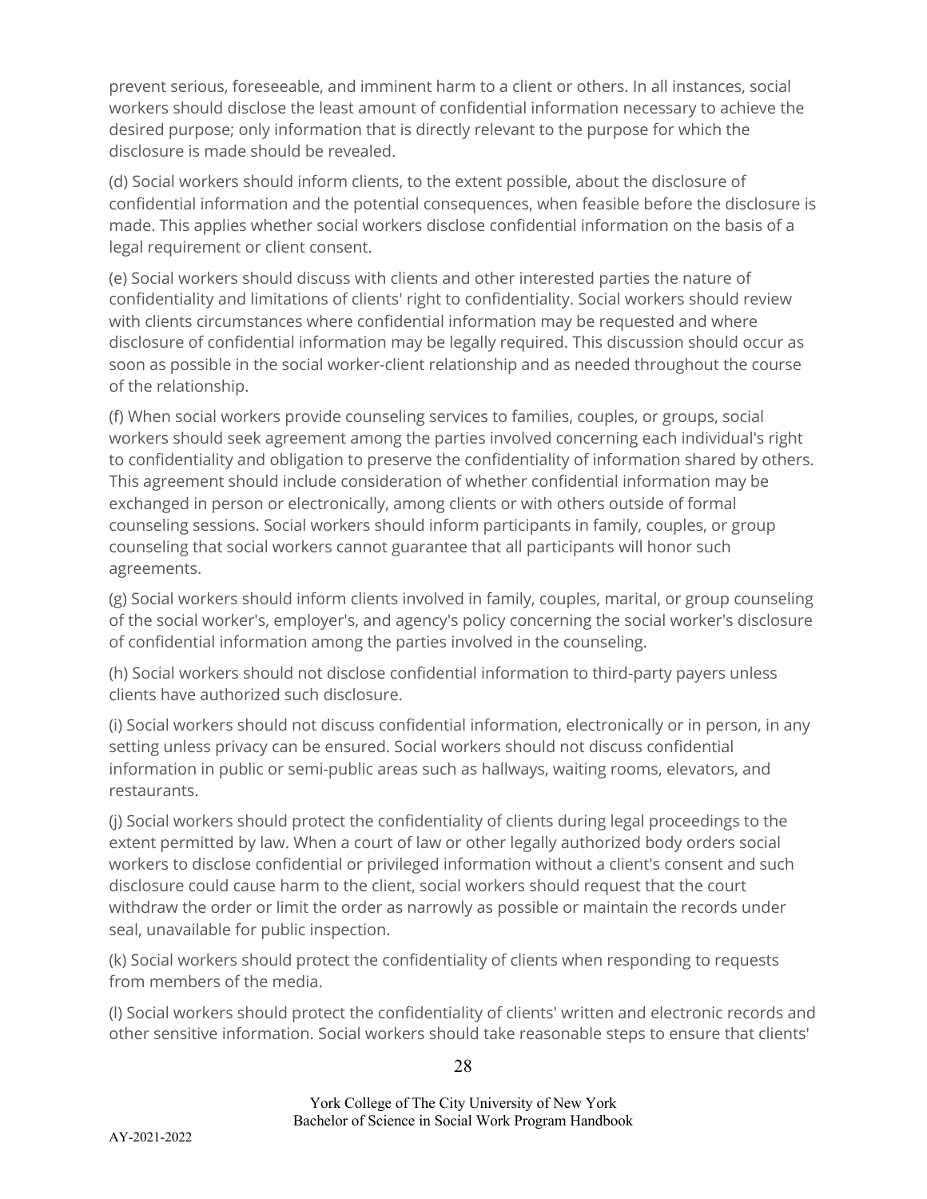prevent serious, foreseeable, and imminent harm to a client or others. In all instances, social workers should disclose the least amount of confidential information necessary to achieve the desired purpose; only information that is directly relevant to the purpose for which the disclosure is made should be revealed.

(d) Social workers should inform clients, to the extent possible, about the disclosure of confidential information and the potential consequences, when feasible before the disclosure is made. This applies whether social workers disclose confidential information on the basis of a legal requirement or client consent.

(e) Social workers should discuss with clients and other interested parties the nature of confidentiality and limitations of clients' right to confidentiality. Social workers should review with clients circumstances where confidential information may be requested and where disclosure of confidential information may be legally required. This discussion should occur as soon as possible in the social worker-client relationship and as needed throughout the course of the relationship.

(f) When social workers provide counseling services to families, couples, or groups, social workers should seek agreement among the parties involved concerning each individual's right to confidentiality and obligation to preserve the confidentiality of information shared by others. This agreement should include consideration of whether confidential information may be exchanged in person or electronically, among clients or with others outside of formal counseling sessions. Social workers should inform participants in family, couples, or group counseling that social workers cannot guarantee that all participants will honor such agreements.

(g) Social workers should inform clients involved in family, couples, marital, or group counseling of the social worker's, employer's, and agency's policy concerning the social worker's disclosure of confidential information among the parties involved in the counseling.

(h) Social workers should not disclose confidential information to third-party payers unless clients have authorized such disclosure.

(i) Social workers should not discuss confidential information, electronically or in person, in any setting unless privacy can be ensured. Social workers should not discuss confidential information in public or semi-public areas such as hallways, waiting rooms, elevators, and restaurants.

(j) Social workers should protect the confidentiality of clients during legal proceedings to the extent permitted by law. When a court of law or other legally authorized body orders social workers to disclose confidential or privileged information without a client's consent and such disclosure could cause harm to the client, social workers should request that the court withdraw the order or limit the order as narrowly as possible or maintain the records under seal, unavailable for public inspection.

(k) Social workers should protect the confidentiality of clients when responding to requests from members of the media.

(l) Social workers should protect the confidentiality of clients' written and electronic records and other sensitive information. Social workers should take reasonable steps to ensure that clients'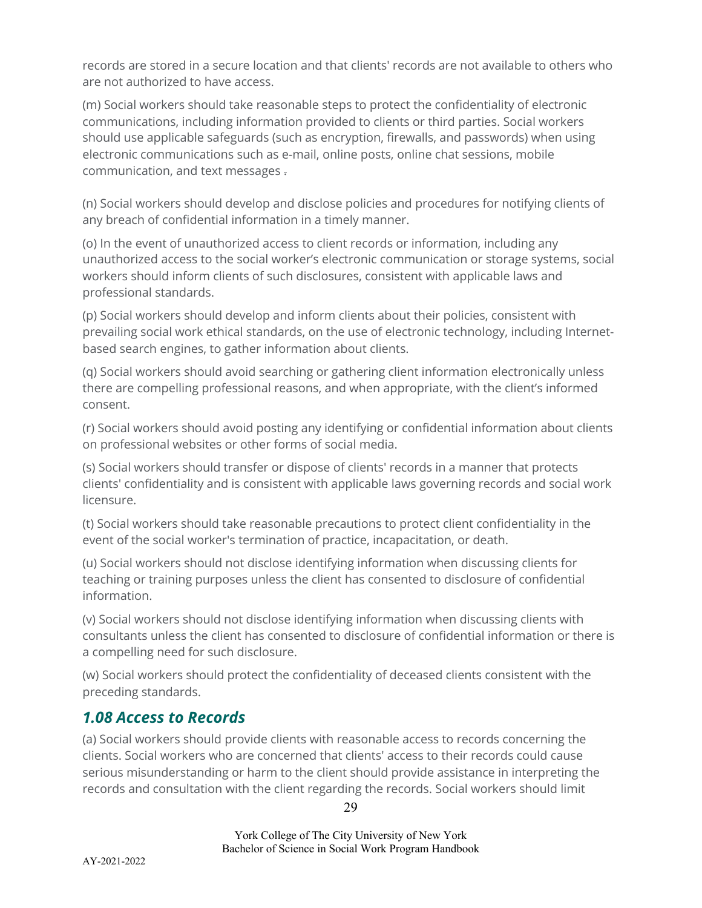records are stored in a secure location and that clients' records are not available to others who are not authorized to have access.

(m) Social workers should take reasonable steps to protect the confidentiality of electronic communications, including information provided to clients or third parties. Social workers should use applicable safeguards (such as encryption, firewalls, and passwords) when using electronic communications such as e-mail, online posts, online chat sessions, mobile communication, and text messages .

(n) Social workers should develop and disclose policies and procedures for notifying clients of any breach of confidential information in a timely manner.

(o) In the event of unauthorized access to client records or information, including any unauthorized access to the social worker's electronic communication or storage systems, social workers should inform clients of such disclosures, consistent with applicable laws and professional standards.

(p) Social workers should develop and inform clients about their policies, consistent with prevailing social work ethical standards, on the use of electronic technology, including Internet-based search engines, to gather information about clients.

(q) Social workers should avoid searching or gathering client information electronically unless there are compelling professional reasons, and when appropriate, with the client's informed consent.

(r) Social workers should avoid posting any identifying or confidential information about clients on professional websites or other forms of social media.

(s) Social workers should transfer or dispose of clients' records in a manner that protects clients' confidentiality and is consistent with applicable laws governing records and social work licensure.

(t) Social workers should take reasonable precautions to protect client confidentiality in the event of the social worker's termination of practice, incapacitation, or death.

(u) Social workers should not disclose identifying information when discussing clients for teaching or training purposes unless the client has consented to disclosure of confidential information.

(v) Social workers should not disclose identifying information when discussing clients with consultants unless the client has consented to disclosure of confidential information or there is a compelling need for such disclosure.

(w) Social workers should protect the confidentiality of deceased clients consistent with the preceding standards.

### *1.08 Access to Records*

(a) Social workers should provide clients with reasonable access to records concerning the clients. Social workers who are concerned that clients' access to their records could cause serious misunderstanding or harm to the client should provide assistance in interpreting the records and consultation with the client regarding the records. Social workers should limit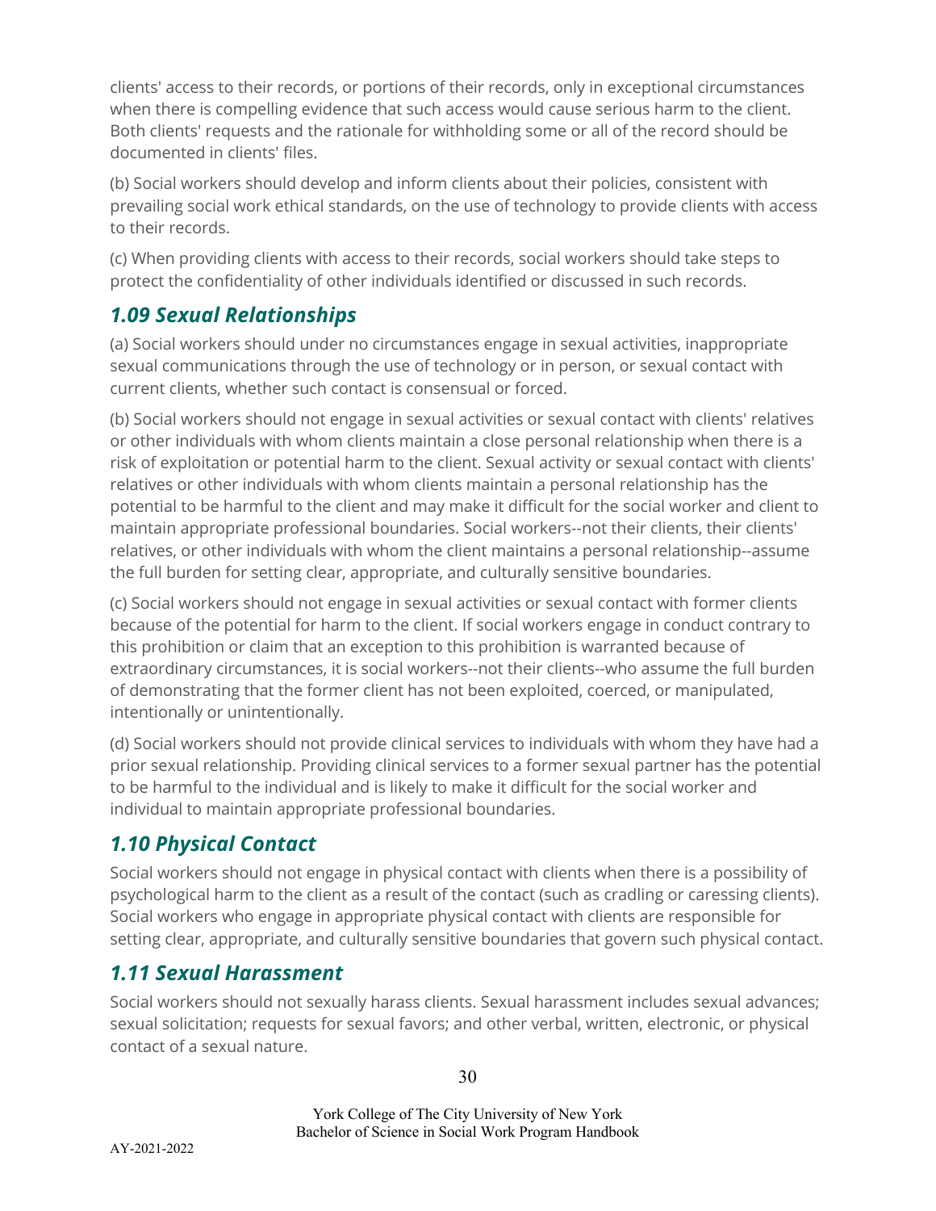clients' access to their records, or portions of their records, only in exceptional circumstances when there is compelling evidence that such access would cause serious harm to the client. Both clients' requests and the rationale for withholding some or all of the record should be documented in clients' files.

(b) Social workers should develop and inform clients about their policies, consistent with prevailing social work ethical standards, on the use of technology to provide clients with access to their records.

(c) When providing clients with access to their records, social workers should take steps to protect the confidentiality of other individuals identified or discussed in such records.

### *1.09 Sexual Relationships*

(a) Social workers should under no circumstances engage in sexual activities, inappropriate sexual communications through the use of technology or in person, or sexual contact with current clients, whether such contact is consensual or forced.

(b) Social workers should not engage in sexual activities or sexual contact with clients' relatives or other individuals with whom clients maintain a close personal relationship when there is a risk of exploitation or potential harm to the client. Sexual activity or sexual contact with clients' relatives or other individuals with whom clients maintain a personal relationship has the potential to be harmful to the client and may make it difficult for the social worker and client to maintain appropriate professional boundaries. Social workers--not their clients, their clients' relatives, or other individuals with whom the client maintains a personal relationship--assume the full burden for setting clear, appropriate, and culturally sensitive boundaries.

(c) Social workers should not engage in sexual activities or sexual contact with former clients because of the potential for harm to the client. If social workers engage in conduct contrary to this prohibition or claim that an exception to this prohibition is warranted because of extraordinary circumstances, it is social workers--not their clients--who assume the full burden of demonstrating that the former client has not been exploited, coerced, or manipulated, intentionally or unintentionally.

(d) Social workers should not provide clinical services to individuals with whom they have had a prior sexual relationship. Providing clinical services to a former sexual partner has the potential to be harmful to the individual and is likely to make it difficult for the social worker and individual to maintain appropriate professional boundaries.

### *1.10 Physical Contact*

Social workers should not engage in physical contact with clients when there is a possibility of psychological harm to the client as a result of the contact (such as cradling or caressing clients). Social workers who engage in appropriate physical contact with clients are responsible for setting clear, appropriate, and culturally sensitive boundaries that govern such physical contact.

### *1.11 Sexual Harassment*

Social workers should not sexually harass clients. Sexual harassment includes sexual advances; sexual solicitation; requests for sexual favors; and other verbal, written, electronic, or physical contact of a sexual nature.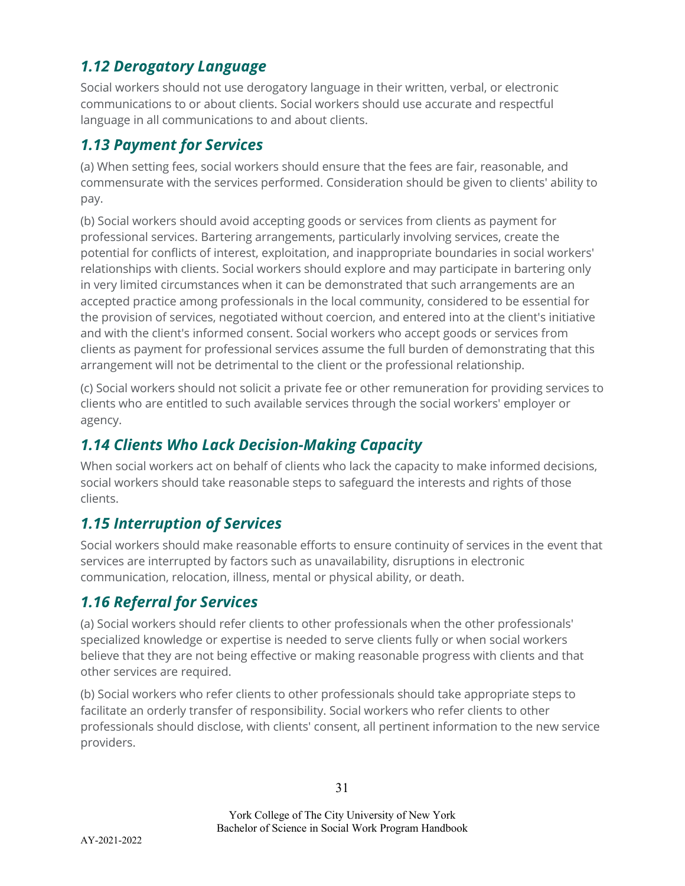### *1.12 Derogatory Language*

Social workers should not use derogatory language in their written, verbal, or electronic communications to or about clients. Social workers should use accurate and respectful language in all communications to and about clients.

### *1.13 Payment for Services*

(a) When setting fees, social workers should ensure that the fees are fair, reasonable, and commensurate with the services performed. Consideration should be given to clients' ability to pay.

(b) Social workers should avoid accepting goods or services from clients as payment for professional services. Bartering arrangements, particularly involving services, create the potential for conflicts of interest, exploitation, and inappropriate boundaries in social workers' relationships with clients. Social workers should explore and may participate in bartering only in very limited circumstances when it can be demonstrated that such arrangements are an accepted practice among professionals in the local community, considered to be essential for the provision of services, negotiated without coercion, and entered into at the client's initiative and with the client's informed consent. Social workers who accept goods or services from clients as payment for professional services assume the full burden of demonstrating that this arrangement will not be detrimental to the client or the professional relationship.

(c) Social workers should not solicit a private fee or other remuneration for providing services to clients who are entitled to such available services through the social workers' employer or agency.

### *1.14 Clients Who Lack Decision-Making Capacity*

When social workers act on behalf of clients who lack the capacity to make informed decisions, social workers should take reasonable steps to safeguard the interests and rights of those clients.

### *1.15 Interruption of Services*

Social workers should make reasonable efforts to ensure continuity of services in the event that services are interrupted by factors such as unavailability, disruptions in electronic communication, relocation, illness, mental or physical ability, or death.

### *1.16 Referral for Services*

(a) Social workers should refer clients to other professionals when the other professionals' specialized knowledge or expertise is needed to serve clients fully or when social workers believe that they are not being effective or making reasonable progress with clients and that other services are required.

(b) Social workers who refer clients to other professionals should take appropriate steps to facilitate an orderly transfer of responsibility. Social workers who refer clients to other professionals should disclose, with clients' consent, all pertinent information to the new service providers.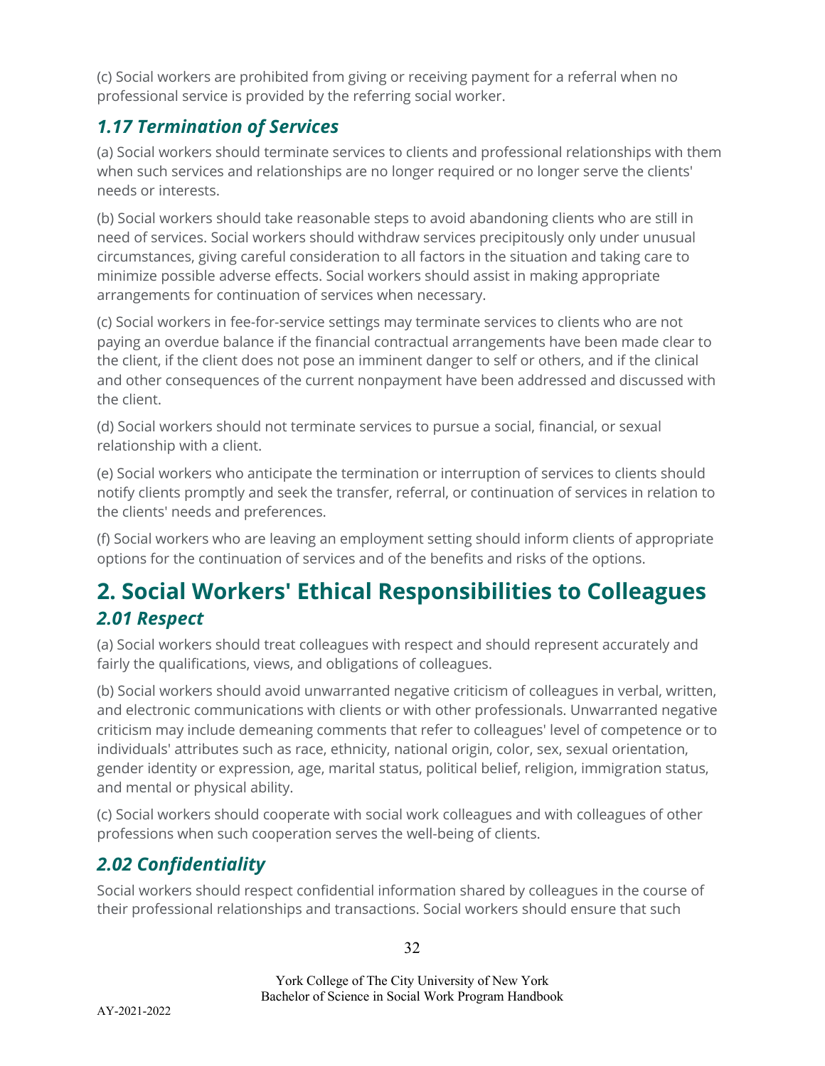(c) Social workers are prohibited from giving or receiving payment for a referral when no professional service is provided by the referring social worker.

### *1.17 Termination of Services*

(a) Social workers should terminate services to clients and professional relationships with them when such services and relationships are no longer required or no longer serve the clients' needs or interests.

(b) Social workers should take reasonable steps to avoid abandoning clients who are still in need of services. Social workers should withdraw services precipitously only under unusual circumstances, giving careful consideration to all factors in the situation and taking care to minimize possible adverse effects. Social workers should assist in making appropriate arrangements for continuation of services when necessary.

(c) Social workers in fee-for-service settings may terminate services to clients who are not paying an overdue balance if the financial contractual arrangements have been made clear to the client, if the client does not pose an imminent danger to self or others, and if the clinical and other consequences of the current nonpayment have been addressed and discussed with the client.

(d) Social workers should not terminate services to pursue a social, financial, or sexual relationship with a client.

(e) Social workers who anticipate the termination or interruption of services to clients should notify clients promptly and seek the transfer, referral, or continuation of services in relation to the clients' needs and preferences.

(f) Social workers who are leaving an employment setting should inform clients of appropriate options for the continuation of services and of the benefits and risks of the options.

## 2. Social Workers' Ethical Responsibilities to Colleagues

### *2.01 Respect*

(a) Social workers should treat colleagues with respect and should represent accurately and fairly the qualifications, views, and obligations of colleagues.

(b) Social workers should avoid unwarranted negative criticism of colleagues in verbal, written, and electronic communications with clients or with other professionals. Unwarranted negative criticism may include demeaning comments that refer to colleagues' level of competence or to individuals' attributes such as race, ethnicity, national origin, color, sex, sexual orientation, gender identity or expression, age, marital status, political belief, religion, immigration status, and mental or physical ability.

(c) Social workers should cooperate with social work colleagues and with colleagues of other professions when such cooperation serves the well-being of clients.

### *2.02 Confidentiality*

Social workers should respect confidential information shared by colleagues in the course of their professional relationships and transactions. Social workers should ensure that such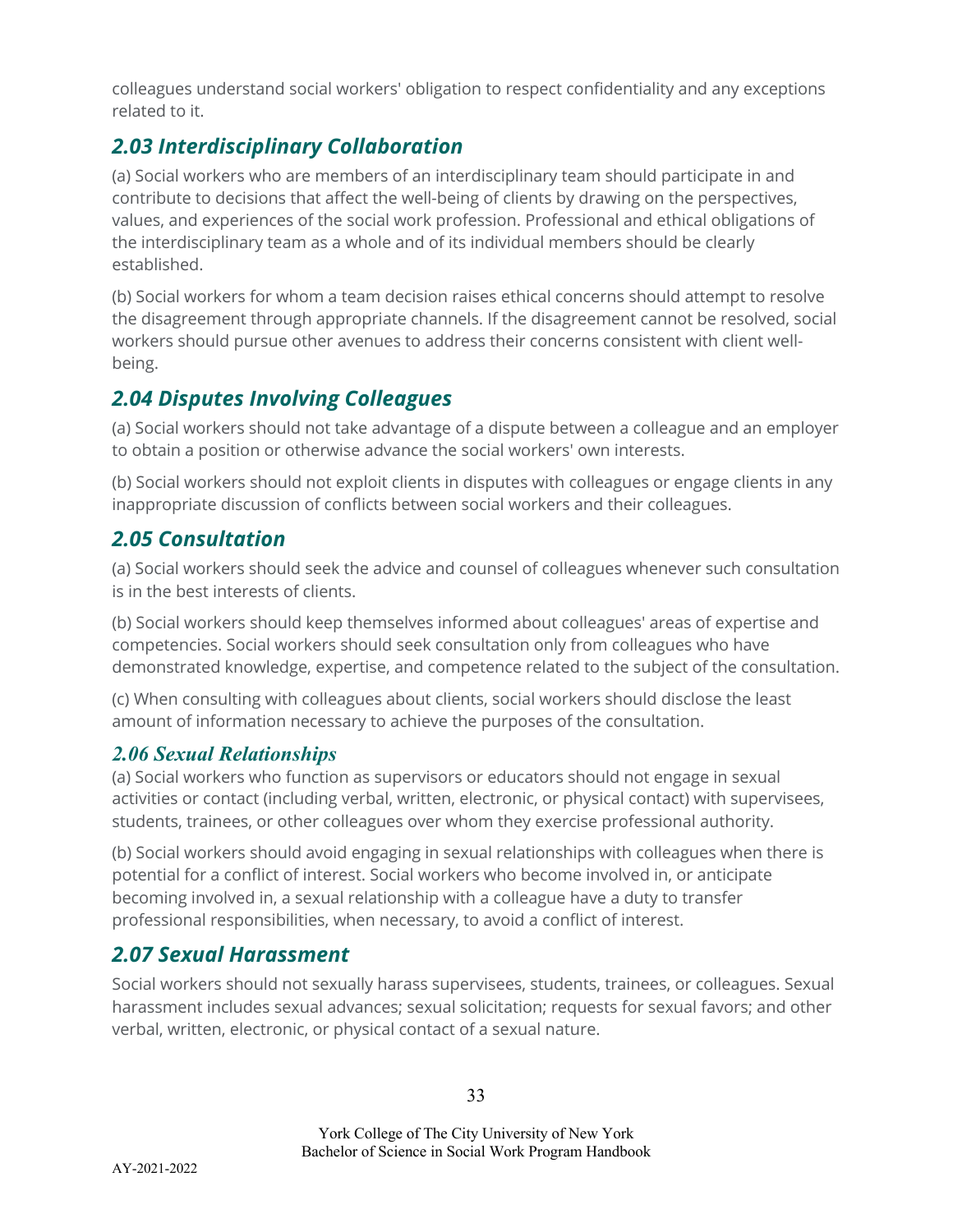colleagues understand social workers' obligation to respect confidentiality and any exceptions related to it.

## *2.03 Interdisciplinary Collaboration*

(a) Social workers who are members of an interdisciplinary team should participate in and contribute to decisions that affect the well-being of clients by drawing on the perspectives, values, and experiences of the social work profession. Professional and ethical obligations of the interdisciplinary team as a whole and of its individual members should be clearly established.

(b) Social workers for whom a team decision raises ethical concerns should attempt to resolve the disagreement through appropriate channels. If the disagreement cannot be resolved, social workers should pursue other avenues to address their concerns consistent with client well-being.

## *2.04 Disputes Involving Colleagues*

(a) Social workers should not take advantage of a dispute between a colleague and an employer to obtain a position or otherwise advance the social workers' own interests.

(b) Social workers should not exploit clients in disputes with colleagues or engage clients in any inappropriate discussion of conflicts between social workers and their colleagues.

## *2.05 Consultation*

(a) Social workers should seek the advice and counsel of colleagues whenever such consultation is in the best interests of clients.

(b) Social workers should keep themselves informed about colleagues' areas of expertise and competencies. Social workers should seek consultation only from colleagues who have demonstrated knowledge, expertise, and competence related to the subject of the consultation.

(c) When consulting with colleagues about clients, social workers should disclose the least amount of information necessary to achieve the purposes of the consultation.

## *2.06 Sexual Relationships*

(a) Social workers who function as supervisors or educators should not engage in sexual activities or contact (including verbal, written, electronic, or physical contact) with supervisees, students, trainees, or other colleagues over whom they exercise professional authority.

(b) Social workers should avoid engaging in sexual relationships with colleagues when there is potential for a conflict of interest. Social workers who become involved in, or anticipate becoming involved in, a sexual relationship with a colleague have a duty to transfer professional responsibilities, when necessary, to avoid a conflict of interest.

## *2.07 Sexual Harassment*

Social workers should not sexually harass supervisees, students, trainees, or colleagues. Sexual harassment includes sexual advances; sexual solicitation; requests for sexual favors; and other verbal, written, electronic, or physical contact of a sexual nature.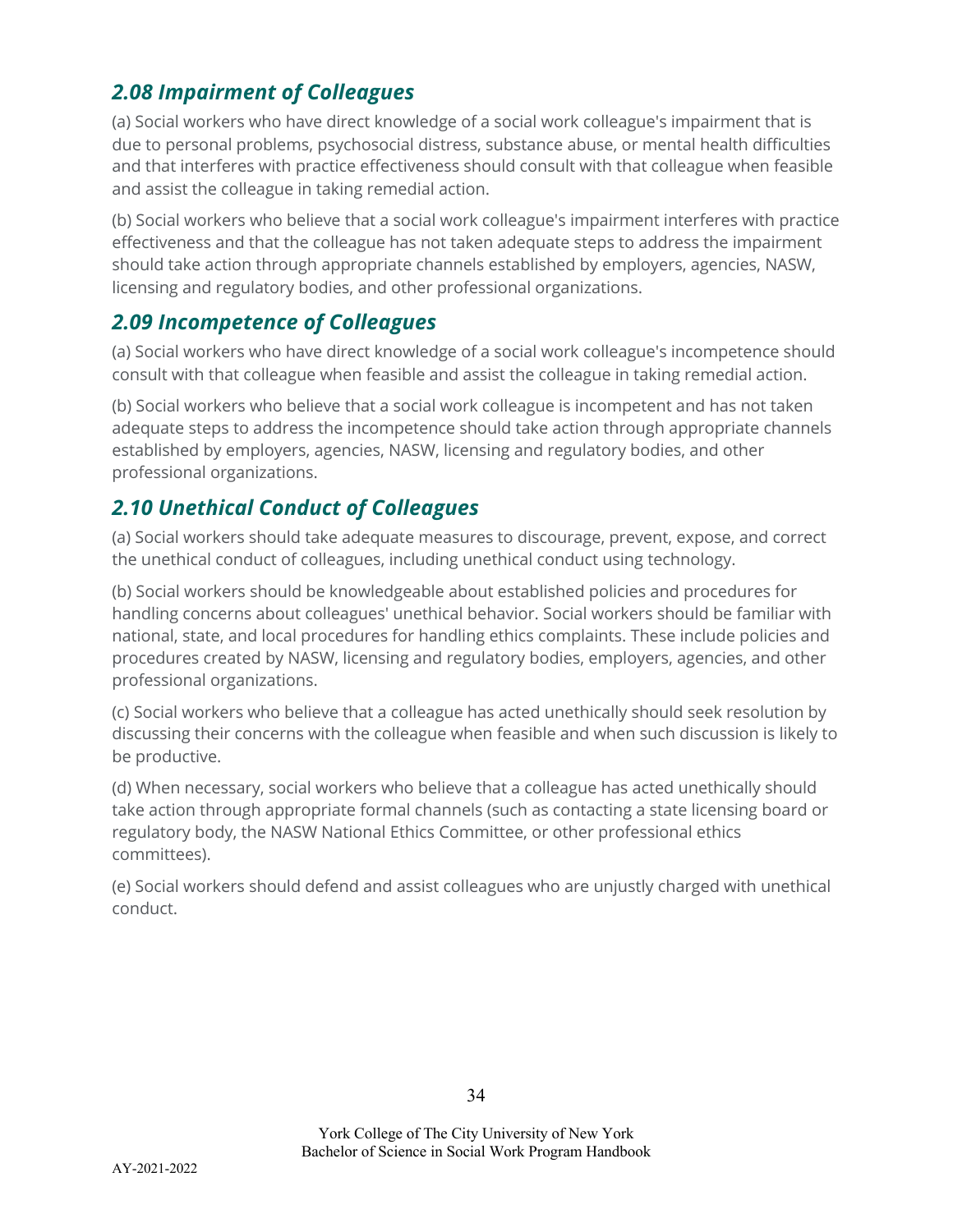### *2.08 Impairment of Colleagues*

(a) Social workers who have direct knowledge of a social work colleague's impairment that is due to personal problems, psychosocial distress, substance abuse, or mental health difficulties and that interferes with practice effectiveness should consult with that colleague when feasible and assist the colleague in taking remedial action.

(b) Social workers who believe that a social work colleague's impairment interferes with practice effectiveness and that the colleague has not taken adequate steps to address the impairment should take action through appropriate channels established by employers, agencies, NASW, licensing and regulatory bodies, and other professional organizations.

### *2.09 Incompetence of Colleagues*

(a) Social workers who have direct knowledge of a social work colleague's incompetence should consult with that colleague when feasible and assist the colleague in taking remedial action.

(b) Social workers who believe that a social work colleague is incompetent and has not taken adequate steps to address the incompetence should take action through appropriate channels established by employers, agencies, NASW, licensing and regulatory bodies, and other professional organizations.

### *2.10 Unethical Conduct of Colleagues*

(a) Social workers should take adequate measures to discourage, prevent, expose, and correct the unethical conduct of colleagues, including unethical conduct using technology.

(b) Social workers should be knowledgeable about established policies and procedures for handling concerns about colleagues' unethical behavior. Social workers should be familiar with national, state, and local procedures for handling ethics complaints. These include policies and procedures created by NASW, licensing and regulatory bodies, employers, agencies, and other professional organizations.

(c) Social workers who believe that a colleague has acted unethically should seek resolution by discussing their concerns with the colleague when feasible and when such discussion is likely to be productive.

(d) When necessary, social workers who believe that a colleague has acted unethically should take action through appropriate formal channels (such as contacting a state licensing board or regulatory body, the NASW National Ethics Committee, or other professional ethics committees).

(e) Social workers should defend and assist colleagues who are unjustly charged with unethical conduct.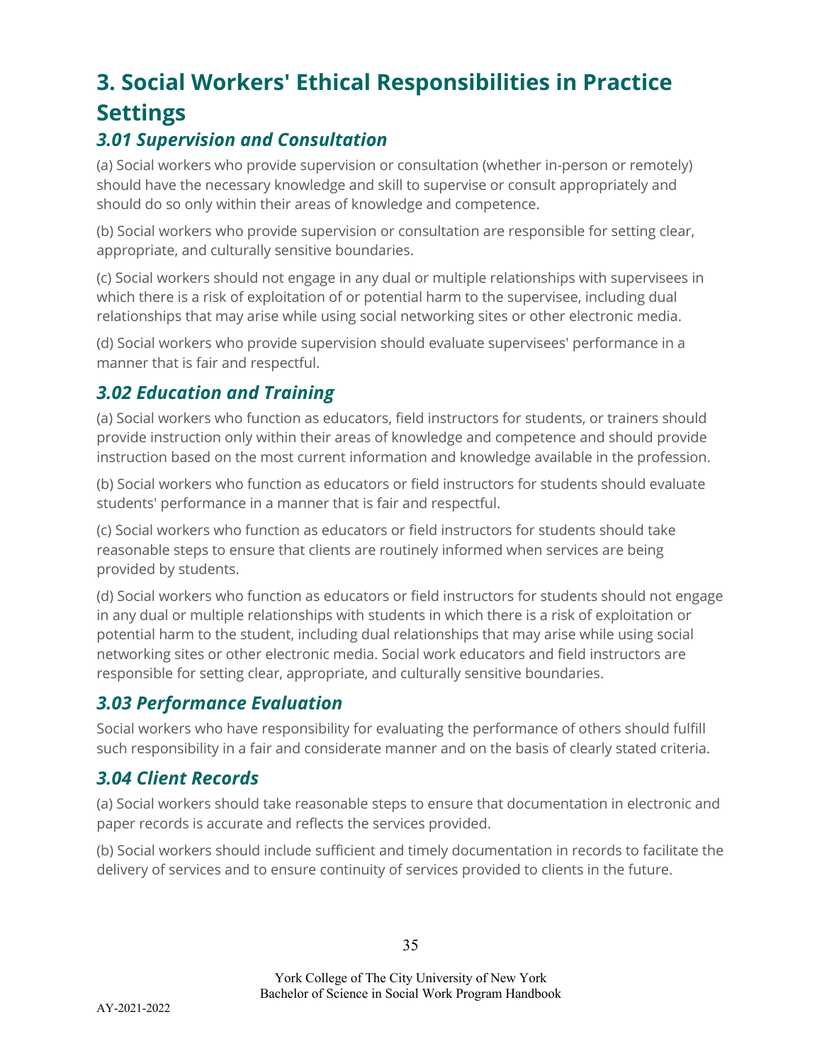## 3. Social Workers' Ethical Responsibilities in Practice Settings

### *3.01 Supervision and Consultation*

(a) Social workers who provide supervision or consultation (whether in-person or remotely) should have the necessary knowledge and skill to supervise or consult appropriately and should do so only within their areas of knowledge and competence.

(b) Social workers who provide supervision or consultation are responsible for setting clear, appropriate, and culturally sensitive boundaries.

(c) Social workers should not engage in any dual or multiple relationships with supervisees in which there is a risk of exploitation of or potential harm to the supervisee, including dual relationships that may arise while using social networking sites or other electronic media.

(d) Social workers who provide supervision should evaluate supervisees' performance in a manner that is fair and respectful.

### *3.02 Education and Training*

(a) Social workers who function as educators, field instructors for students, or trainers should provide instruction only within their areas of knowledge and competence and should provide instruction based on the most current information and knowledge available in the profession.

(b) Social workers who function as educators or field instructors for students should evaluate students' performance in a manner that is fair and respectful.

(c) Social workers who function as educators or field instructors for students should take reasonable steps to ensure that clients are routinely informed when services are being provided by students.

(d) Social workers who function as educators or field instructors for students should not engage in any dual or multiple relationships with students in which there is a risk of exploitation or potential harm to the student, including dual relationships that may arise while using social networking sites or other electronic media. Social work educators and field instructors are responsible for setting clear, appropriate, and culturally sensitive boundaries.

### *3.03 Performance Evaluation*

Social workers who have responsibility for evaluating the performance of others should fulfill such responsibility in a fair and considerate manner and on the basis of clearly stated criteria.

### *3.04 Client Records*

(a) Social workers should take reasonable steps to ensure that documentation in electronic and paper records is accurate and reflects the services provided.

(b) Social workers should include sufficient and timely documentation in records to facilitate the delivery of services and to ensure continuity of services provided to clients in the future.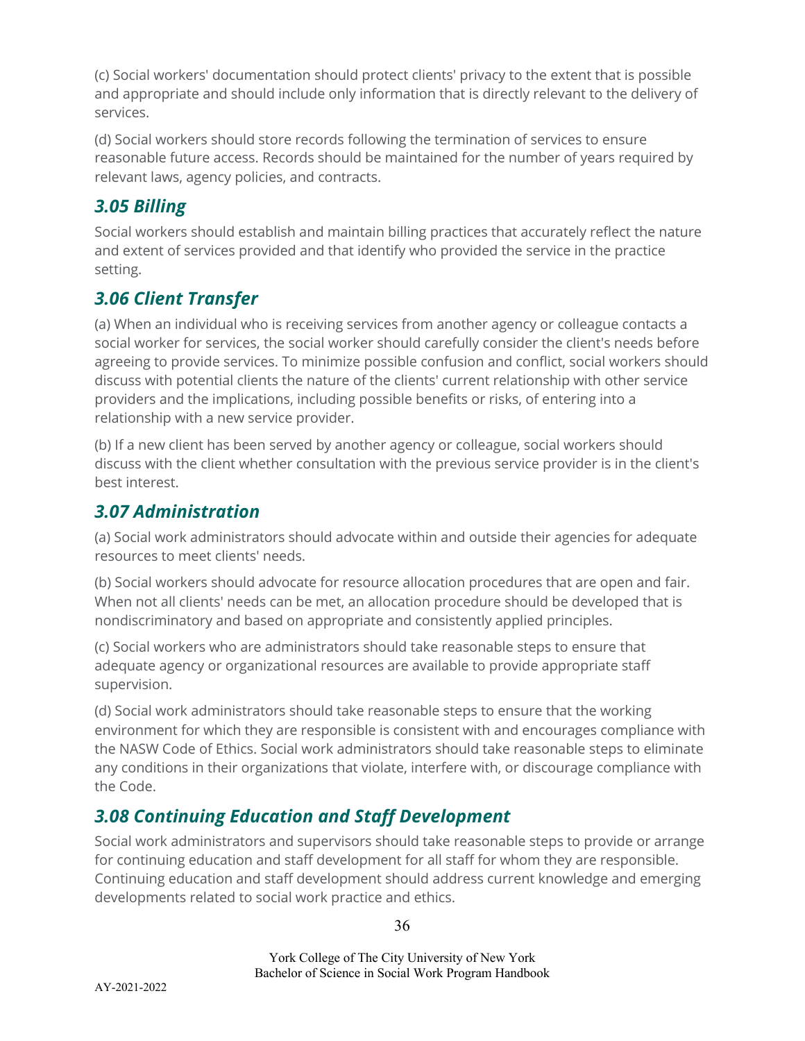(c) Social workers' documentation should protect clients' privacy to the extent that is possible and appropriate and should include only information that is directly relevant to the delivery of services.

(d) Social workers should store records following the termination of services to ensure reasonable future access. Records should be maintained for the number of years required by relevant laws, agency policies, and contracts.

### *3.05 Billing*

Social workers should establish and maintain billing practices that accurately reflect the nature and extent of services provided and that identify who provided the service in the practice setting.

### *3.06 Client Transfer*

(a) When an individual who is receiving services from another agency or colleague contacts a social worker for services, the social worker should carefully consider the client's needs before agreeing to provide services. To minimize possible confusion and conflict, social workers should discuss with potential clients the nature of the clients' current relationship with other service providers and the implications, including possible benefits or risks, of entering into a relationship with a new service provider.

(b) If a new client has been served by another agency or colleague, social workers should discuss with the client whether consultation with the previous service provider is in the client's best interest.

### *3.07 Administration*

(a) Social work administrators should advocate within and outside their agencies for adequate resources to meet clients' needs.

(b) Social workers should advocate for resource allocation procedures that are open and fair. When not all clients' needs can be met, an allocation procedure should be developed that is nondiscriminatory and based on appropriate and consistently applied principles.

(c) Social workers who are administrators should take reasonable steps to ensure that adequate agency or organizational resources are available to provide appropriate staff supervision.

(d) Social work administrators should take reasonable steps to ensure that the working environment for which they are responsible is consistent with and encourages compliance with the NASW Code of Ethics. Social work administrators should take reasonable steps to eliminate any conditions in their organizations that violate, interfere with, or discourage compliance with the Code.

### *3.08 Continuing Education and Staff Development*

Social work administrators and supervisors should take reasonable steps to provide or arrange for continuing education and staff development for all staff for whom they are responsible. Continuing education and staff development should address current knowledge and emerging developments related to social work practice and ethics.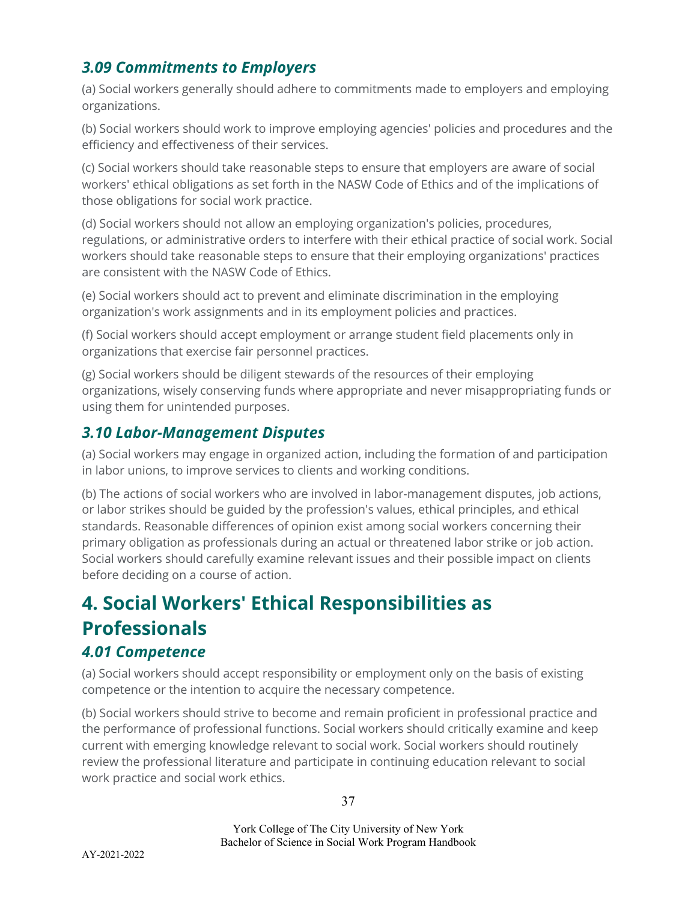### *3.09 Commitments to Employers*

(a) Social workers generally should adhere to commitments made to employers and employing organizations.

(b) Social workers should work to improve employing agencies' policies and procedures and the efficiency and effectiveness of their services.

(c) Social workers should take reasonable steps to ensure that employers are aware of social workers' ethical obligations as set forth in the NASW Code of Ethics and of the implications of those obligations for social work practice.

(d) Social workers should not allow an employing organization's policies, procedures, regulations, or administrative orders to interfere with their ethical practice of social work. Social workers should take reasonable steps to ensure that their employing organizations' practices are consistent with the NASW Code of Ethics.

(e) Social workers should act to prevent and eliminate discrimination in the employing organization's work assignments and in its employment policies and practices.

(f) Social workers should accept employment or arrange student field placements only in organizations that exercise fair personnel practices.

(g) Social workers should be diligent stewards of the resources of their employing organizations, wisely conserving funds where appropriate and never misappropriating funds or using them for unintended purposes.

### *3.10 Labor-Management Disputes*

(a) Social workers may engage in organized action, including the formation of and participation in labor unions, to improve services to clients and working conditions.

(b) The actions of social workers who are involved in labor-management disputes, job actions, or labor strikes should be guided by the profession's values, ethical principles, and ethical standards. Reasonable differences of opinion exist among social workers concerning their primary obligation as professionals during an actual or threatened labor strike or job action. Social workers should carefully examine relevant issues and their possible impact on clients before deciding on a course of action.

## 4. Social Workers' Ethical Responsibilities as Professionals

### *4.01 Competence*

(a) Social workers should accept responsibility or employment only on the basis of existing competence or the intention to acquire the necessary competence.

(b) Social workers should strive to become and remain proficient in professional practice and the performance of professional functions. Social workers should critically examine and keep current with emerging knowledge relevant to social work. Social workers should routinely review the professional literature and participate in continuing education relevant to social work practice and social work ethics.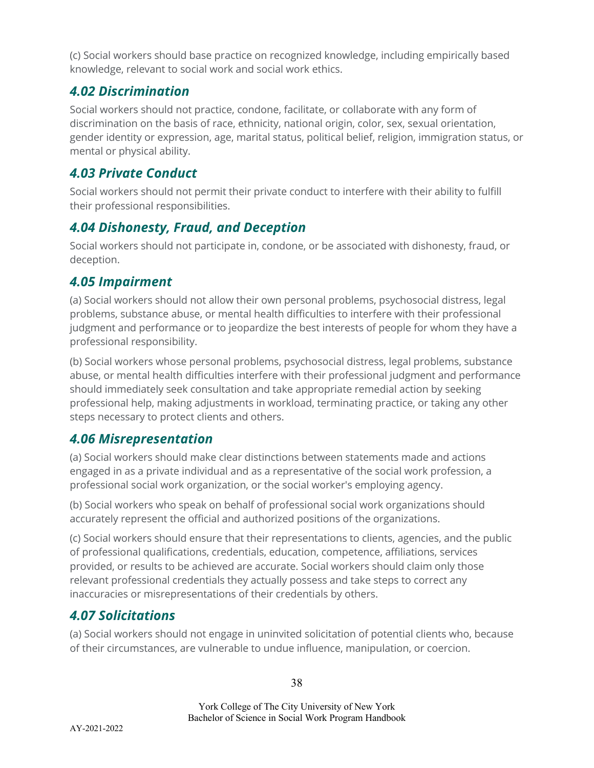(c) Social workers should base practice on recognized knowledge, including empirically based knowledge, relevant to social work and social work ethics.

### *4.02 Discrimination*

Social workers should not practice, condone, facilitate, or collaborate with any form of discrimination on the basis of race, ethnicity, national origin, color, sex, sexual orientation, gender identity or expression, age, marital status, political belief, religion, immigration status, or mental or physical ability.

### *4.03 Private Conduct*

Social workers should not permit their private conduct to interfere with their ability to fulfill their professional responsibilities.

### *4.04 Dishonesty, Fraud, and Deception*

Social workers should not participate in, condone, or be associated with dishonesty, fraud, or deception.

### *4.05 Impairment*

(a) Social workers should not allow their own personal problems, psychosocial distress, legal problems, substance abuse, or mental health difficulties to interfere with their professional judgment and performance or to jeopardize the best interests of people for whom they have a professional responsibility.

(b) Social workers whose personal problems, psychosocial distress, legal problems, substance abuse, or mental health difficulties interfere with their professional judgment and performance should immediately seek consultation and take appropriate remedial action by seeking professional help, making adjustments in workload, terminating practice, or taking any other steps necessary to protect clients and others.

### *4.06 Misrepresentation*

(a) Social workers should make clear distinctions between statements made and actions engaged in as a private individual and as a representative of the social work profession, a professional social work organization, or the social worker's employing agency.

(b) Social workers who speak on behalf of professional social work organizations should accurately represent the official and authorized positions of the organizations.

(c) Social workers should ensure that their representations to clients, agencies, and the public of professional qualifications, credentials, education, competence, affiliations, services provided, or results to be achieved are accurate. Social workers should claim only those relevant professional credentials they actually possess and take steps to correct any inaccuracies or misrepresentations of their credentials by others.

### *4.07 Solicitations*

(a) Social workers should not engage in uninvited solicitation of potential clients who, because of their circumstances, are vulnerable to undue influence, manipulation, or coercion.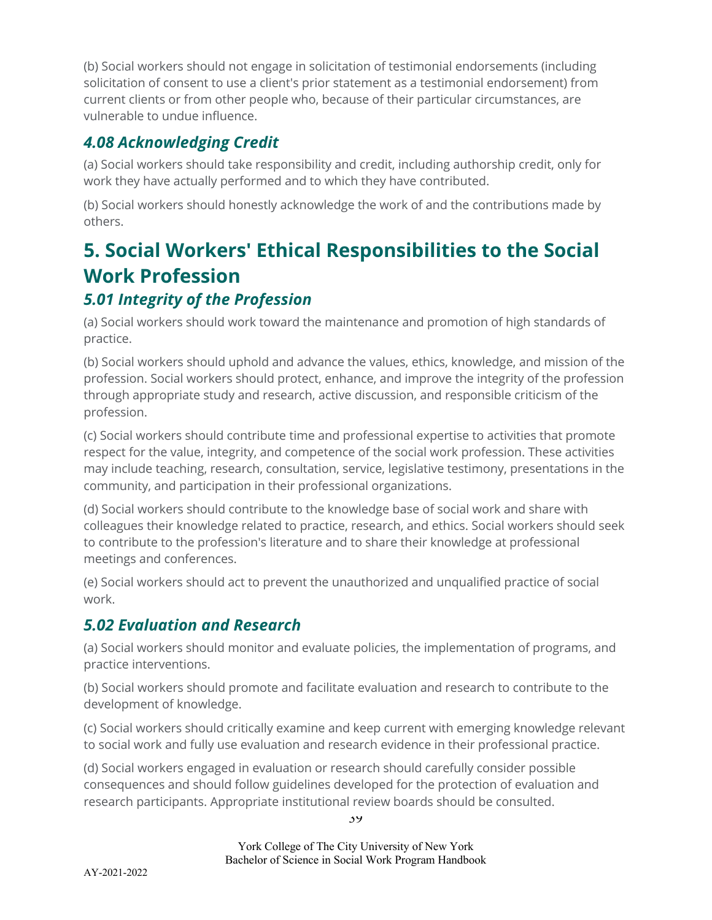(b) Social workers should not engage in solicitation of testimonial endorsements (including solicitation of consent to use a client's prior statement as a testimonial endorsement) from current clients or from other people who, because of their particular circumstances, are vulnerable to undue influence.

### *4.08 Acknowledging Credit*

(a) Social workers should take responsibility and credit, including authorship credit, only for work they have actually performed and to which they have contributed.

(b) Social workers should honestly acknowledge the work of and the contributions made by others.

## 5. Social Workers' Ethical Responsibilities to the Social Work Profession

### *5.01 Integrity of the Profession*

(a) Social workers should work toward the maintenance and promotion of high standards of practice.

(b) Social workers should uphold and advance the values, ethics, knowledge, and mission of the profession. Social workers should protect, enhance, and improve the integrity of the profession through appropriate study and research, active discussion, and responsible criticism of the profession.

(c) Social workers should contribute time and professional expertise to activities that promote respect for the value, integrity, and competence of the social work profession. These activities may include teaching, research, consultation, service, legislative testimony, presentations in the community, and participation in their professional organizations.

(d) Social workers should contribute to the knowledge base of social work and share with colleagues their knowledge related to practice, research, and ethics. Social workers should seek to contribute to the profession's literature and to share their knowledge at professional meetings and conferences.

(e) Social workers should act to prevent the unauthorized and unqualified practice of social work.

### *5.02 Evaluation and Research*

(a) Social workers should monitor and evaluate policies, the implementation of programs, and practice interventions.

(b) Social workers should promote and facilitate evaluation and research to contribute to the development of knowledge.

(c) Social workers should critically examine and keep current with emerging knowledge relevant to social work and fully use evaluation and research evidence in their professional practice.

(d) Social workers engaged in evaluation or research should carefully consider possible consequences and should follow guidelines developed for the protection of evaluation and research participants. Appropriate institutional review boards should be consulted.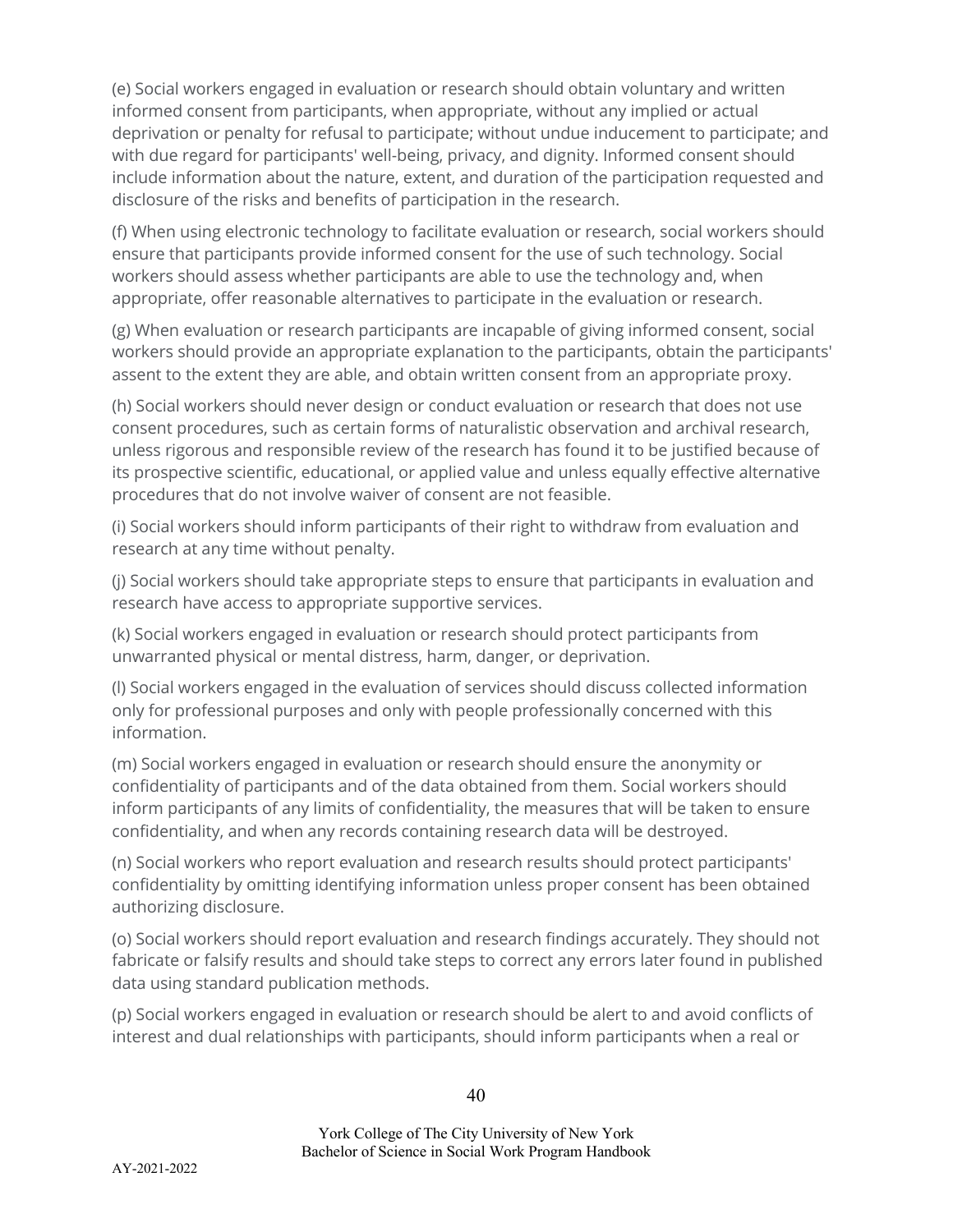(e) Social workers engaged in evaluation or research should obtain voluntary and written informed consent from participants, when appropriate, without any implied or actual deprivation or penalty for refusal to participate; without undue inducement to participate; and with due regard for participants' well-being, privacy, and dignity. Informed consent should include information about the nature, extent, and duration of the participation requested and disclosure of the risks and benefits of participation in the research.

(f) When using electronic technology to facilitate evaluation or research, social workers should ensure that participants provide informed consent for the use of such technology. Social workers should assess whether participants are able to use the technology and, when appropriate, offer reasonable alternatives to participate in the evaluation or research.

(g) When evaluation or research participants are incapable of giving informed consent, social workers should provide an appropriate explanation to the participants, obtain the participants' assent to the extent they are able, and obtain written consent from an appropriate proxy.

(h) Social workers should never design or conduct evaluation or research that does not use consent procedures, such as certain forms of naturalistic observation and archival research, unless rigorous and responsible review of the research has found it to be justified because of its prospective scientific, educational, or applied value and unless equally effective alternative procedures that do not involve waiver of consent are not feasible.

(i) Social workers should inform participants of their right to withdraw from evaluation and research at any time without penalty.

(j) Social workers should take appropriate steps to ensure that participants in evaluation and research have access to appropriate supportive services.

(k) Social workers engaged in evaluation or research should protect participants from unwarranted physical or mental distress, harm, danger, or deprivation.

(l) Social workers engaged in the evaluation of services should discuss collected information only for professional purposes and only with people professionally concerned with this information.

(m) Social workers engaged in evaluation or research should ensure the anonymity or confidentiality of participants and of the data obtained from them. Social workers should inform participants of any limits of confidentiality, the measures that will be taken to ensure confidentiality, and when any records containing research data will be destroyed.

(n) Social workers who report evaluation and research results should protect participants' confidentiality by omitting identifying information unless proper consent has been obtained authorizing disclosure.

(o) Social workers should report evaluation and research findings accurately. They should not fabricate or falsify results and should take steps to correct any errors later found in published data using standard publication methods.

(p) Social workers engaged in evaluation or research should be alert to and avoid conflicts of interest and dual relationships with participants, should inform participants when a real or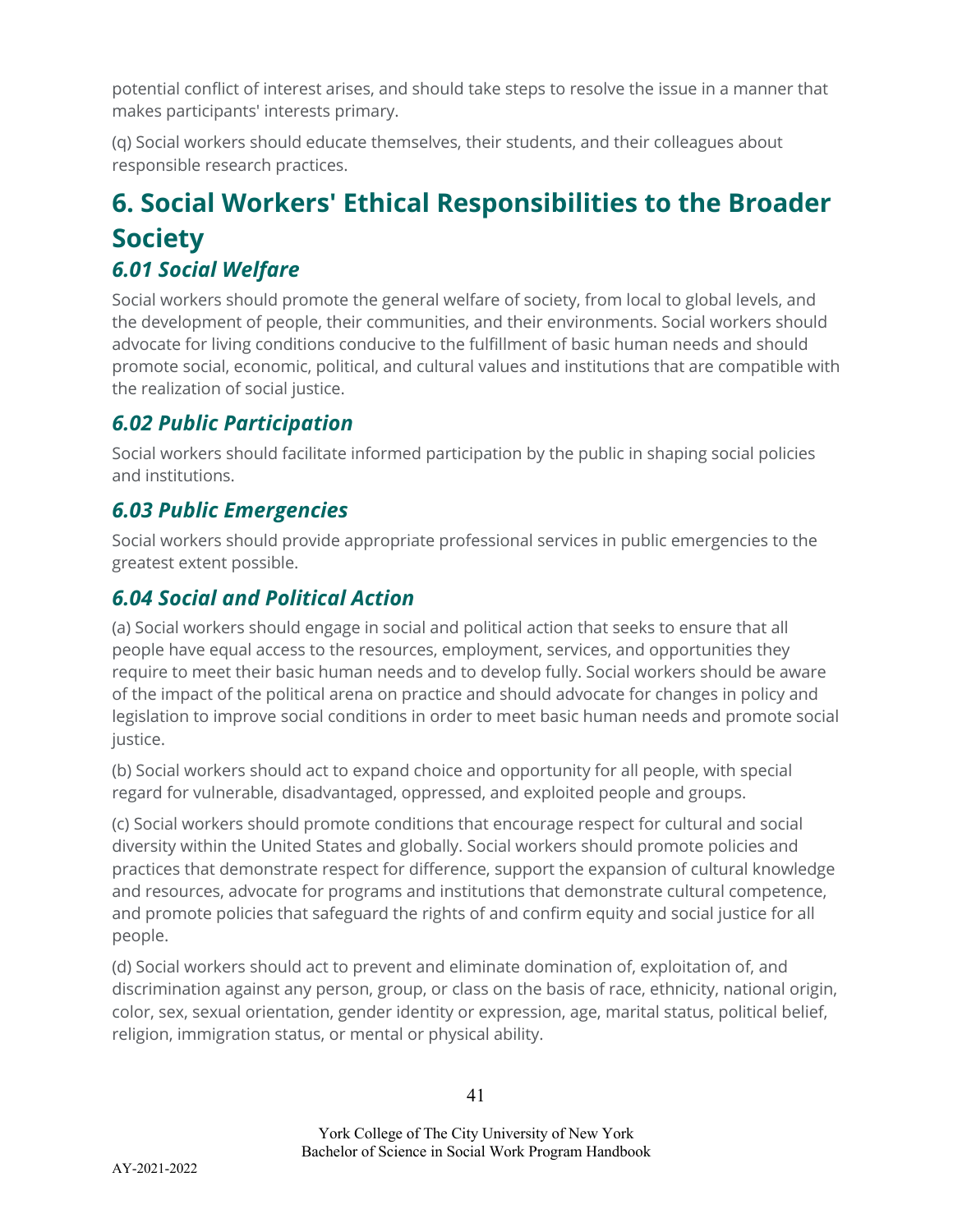potential conflict of interest arises, and should take steps to resolve the issue in a manner that makes participants' interests primary.

(q) Social workers should educate themselves, their students, and their colleagues about responsible research practices.

# 6. Social Workers' Ethical Responsibilities to the Broader Society

## *6.01 Social Welfare*

Social workers should promote the general welfare of society, from local to global levels, and the development of people, their communities, and their environments. Social workers should advocate for living conditions conducive to the fulfillment of basic human needs and should promote social, economic, political, and cultural values and institutions that are compatible with the realization of social justice.

## *6.02 Public Participation*

Social workers should facilitate informed participation by the public in shaping social policies and institutions.

## *6.03 Public Emergencies*

Social workers should provide appropriate professional services in public emergencies to the greatest extent possible.

## *6.04 Social and Political Action*

(a) Social workers should engage in social and political action that seeks to ensure that all people have equal access to the resources, employment, services, and opportunities they require to meet their basic human needs and to develop fully. Social workers should be aware of the impact of the political arena on practice and should advocate for changes in policy and legislation to improve social conditions in order to meet basic human needs and promote social justice.

(b) Social workers should act to expand choice and opportunity for all people, with special regard for vulnerable, disadvantaged, oppressed, and exploited people and groups.

(c) Social workers should promote conditions that encourage respect for cultural and social diversity within the United States and globally. Social workers should promote policies and practices that demonstrate respect for difference, support the expansion of cultural knowledge and resources, advocate for programs and institutions that demonstrate cultural competence, and promote policies that safeguard the rights of and confirm equity and social justice for all people.

(d) Social workers should act to prevent and eliminate domination of, exploitation of, and discrimination against any person, group, or class on the basis of race, ethnicity, national origin, color, sex, sexual orientation, gender identity or expression, age, marital status, political belief, religion, immigration status, or mental or physical ability.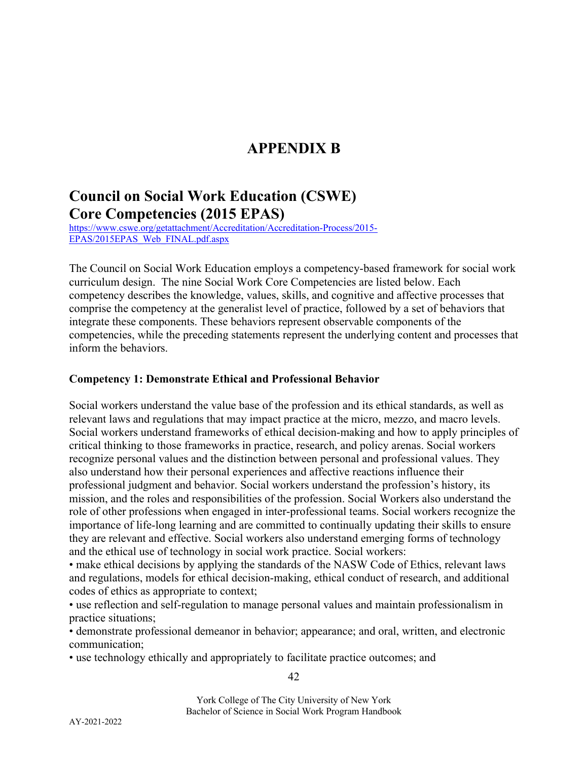# APPENDIX B

## Council on Social Work Education (CSWE) Core Competencies (2015 EPAS)

[https://www.cswe.org/getattachment/Accreditation/Accreditation-Process/2015-EPAS/2015EPAS_Web_FINAL.pdf.aspx](https://www.cswe.org/getattachment/Accreditation/Accreditation-Process/2015-EPAS/2015EPAS_Web_FINAL.pdf.aspx)

The Council on Social Work Education employs a competency-based framework for social work curriculum design. The nine Social Work Core Competencies are listed below. Each competency describes the knowledge, values, skills, and cognitive and affective processes that comprise the competency at the generalist level of practice, followed by a set of behaviors that integrate these components. These behaviors represent observable components of the competencies, while the preceding statements represent the underlying content and processes that inform the behaviors.

**Competency 1: Demonstrate Ethical and Professional Behavior**

Social workers understand the value base of the profession and its ethical standards, as well as relevant laws and regulations that may impact practice at the micro, mezzo, and macro levels. Social workers understand frameworks of ethical decision-making and how to apply principles of critical thinking to those frameworks in practice, research, and policy arenas. Social workers recognize personal values and the distinction between personal and professional values. They also understand how their personal experiences and affective reactions influence their professional judgment and behavior. Social workers understand the profession's history, its mission, and the roles and responsibilities of the profession. Social Workers also understand the role of other professions when engaged in inter-professional teams. Social workers recognize the importance of life-long learning and are committed to continually updating their skills to ensure they are relevant and effective. Social workers also understand emerging forms of technology and the ethical use of technology in social work practice. Social workers:

- make ethical decisions by applying the standards of the NASW Code of Ethics, relevant laws and regulations, models for ethical decision-making, ethical conduct of research, and additional codes of ethics as appropriate to context;
- use reflection and self-regulation to manage personal values and maintain professionalism in practice situations;
- demonstrate professional demeanor in behavior; appearance; and oral, written, and electronic communication;
- use technology ethically and appropriately to facilitate practice outcomes; and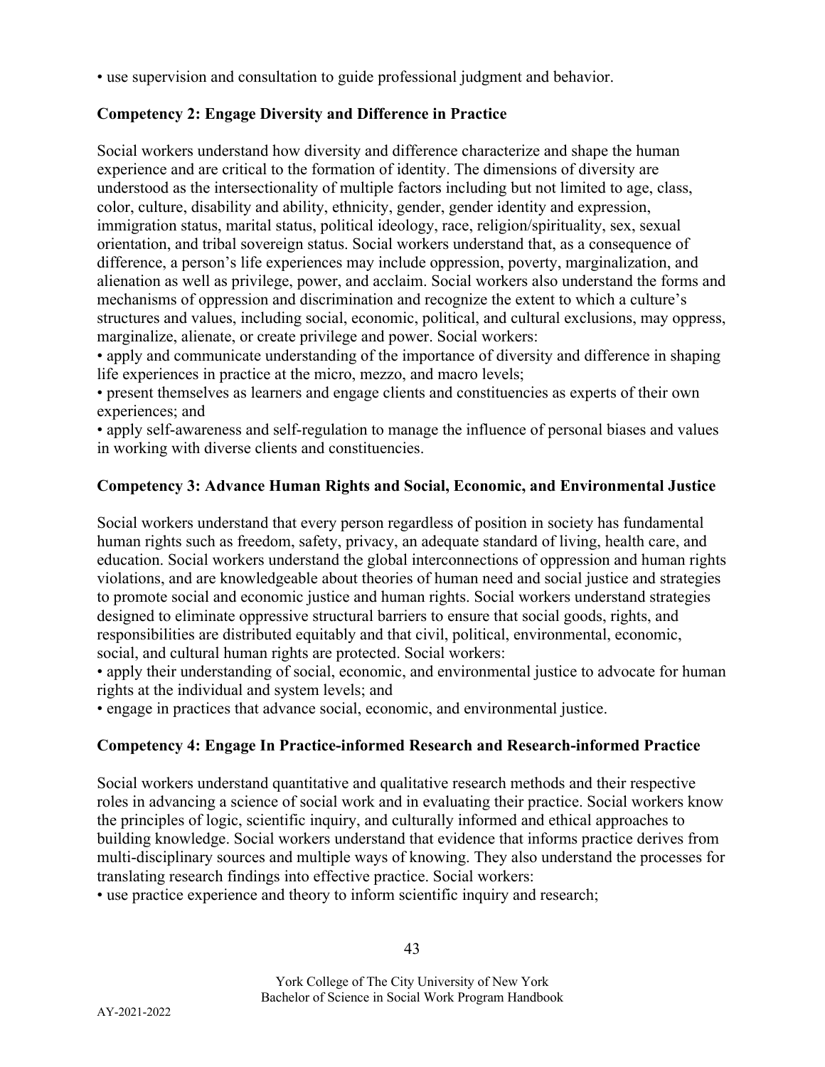- use supervision and consultation to guide professional judgment and behavior.

### Competency 2: Engage Diversity and Difference in Practice

Social workers understand how diversity and difference characterize and shape the human experience and are critical to the formation of identity. The dimensions of diversity are understood as the intersectionality of multiple factors including but not limited to age, class, color, culture, disability and ability, ethnicity, gender, gender identity and expression, immigration status, marital status, political ideology, race, religion/spirituality, sex, sexual orientation, and tribal sovereign status. Social workers understand that, as a consequence of difference, a person's life experiences may include oppression, poverty, marginalization, and alienation as well as privilege, power, and acclaim. Social workers also understand the forms and mechanisms of oppression and discrimination and recognize the extent to which a culture's structures and values, including social, economic, political, and cultural exclusions, may oppress, marginalize, alienate, or create privilege and power. Social workers:

- apply and communicate understanding of the importance of diversity and difference in shaping life experiences in practice at the micro, mezzo, and macro levels;
- present themselves as learners and engage clients and constituencies as experts of their own experiences; and
- apply self-awareness and self-regulation to manage the influence of personal biases and values in working with diverse clients and constituencies.

### Competency 3: Advance Human Rights and Social, Economic, and Environmental Justice

Social workers understand that every person regardless of position in society has fundamental human rights such as freedom, safety, privacy, an adequate standard of living, health care, and education. Social workers understand the global interconnections of oppression and human rights violations, and are knowledgeable about theories of human need and social justice and strategies to promote social and economic justice and human rights. Social workers understand strategies designed to eliminate oppressive structural barriers to ensure that social goods, rights, and responsibilities are distributed equitably and that civil, political, environmental, economic, social, and cultural human rights are protected. Social workers:

- apply their understanding of social, economic, and environmental justice to advocate for human rights at the individual and system levels; and
- engage in practices that advance social, economic, and environmental justice.

### Competency 4: Engage In Practice-informed Research and Research-informed Practice

Social workers understand quantitative and qualitative research methods and their respective roles in advancing a science of social work and in evaluating their practice. Social workers know the principles of logic, scientific inquiry, and culturally informed and ethical approaches to building knowledge. Social workers understand that evidence that informs practice derives from multi-disciplinary sources and multiple ways of knowing. They also understand the processes for translating research findings into effective practice. Social workers:

- use practice experience and theory to inform scientific inquiry and research;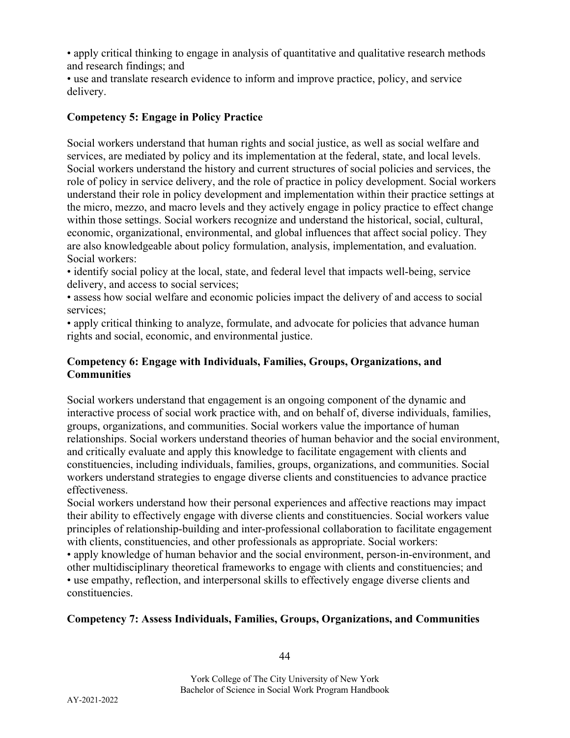- apply critical thinking to engage in analysis of quantitative and qualitative research methods and research findings; and
- use and translate research evidence to inform and improve practice, policy, and service delivery.

### Competency 5: Engage in Policy Practice

Social workers understand that human rights and social justice, as well as social welfare and services, are mediated by policy and its implementation at the federal, state, and local levels. Social workers understand the history and current structures of social policies and services, the role of policy in service delivery, and the role of practice in policy development. Social workers understand their role in policy development and implementation within their practice settings at the micro, mezzo, and macro levels and they actively engage in policy practice to effect change within those settings. Social workers recognize and understand the historical, social, cultural, economic, organizational, environmental, and global influences that affect social policy. They are also knowledgeable about policy formulation, analysis, implementation, and evaluation. Social workers:

- identify social policy at the local, state, and federal level that impacts well-being, service delivery, and access to social services;
- assess how social welfare and economic policies impact the delivery of and access to social services;
- apply critical thinking to analyze, formulate, and advocate for policies that advance human rights and social, economic, and environmental justice.

### Competency 6: Engage with Individuals, Families, Groups, Organizations, and Communities

Social workers understand that engagement is an ongoing component of the dynamic and interactive process of social work practice with, and on behalf of, diverse individuals, families, groups, organizations, and communities. Social workers value the importance of human relationships. Social workers understand theories of human behavior and the social environment, and critically evaluate and apply this knowledge to facilitate engagement with clients and constituencies, including individuals, families, groups, organizations, and communities. Social workers understand strategies to engage diverse clients and constituencies to advance practice effectiveness.

Social workers understand how their personal experiences and affective reactions may impact their ability to effectively engage with diverse clients and constituencies. Social workers value principles of relationship-building and inter-professional collaboration to facilitate engagement with clients, constituencies, and other professionals as appropriate. Social workers:

- apply knowledge of human behavior and the social environment, person-in-environment, and other multidisciplinary theoretical frameworks to engage with clients and constituencies; and
- use empathy, reflection, and interpersonal skills to effectively engage diverse clients and constituencies.

### Competency 7: Assess Individuals, Families, Groups, Organizations, and Communities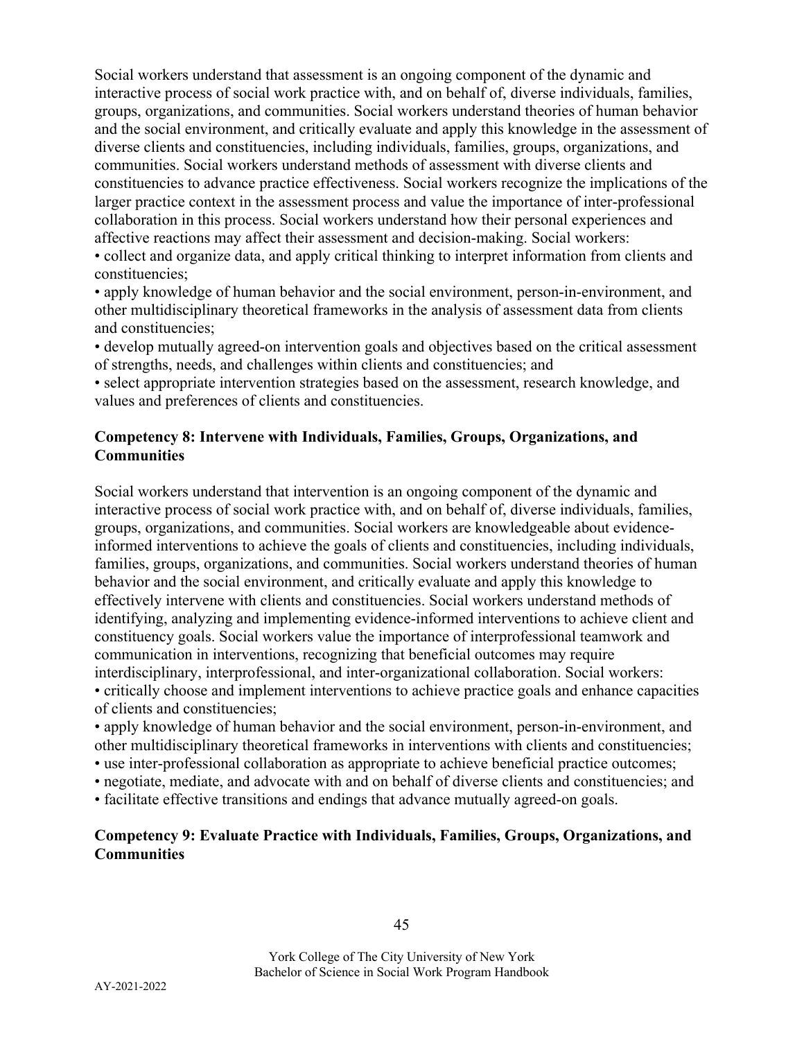Social workers understand that assessment is an ongoing component of the dynamic and interactive process of social work practice with, and on behalf of, diverse individuals, families, groups, organizations, and communities. Social workers understand theories of human behavior and the social environment, and critically evaluate and apply this knowledge in the assessment of diverse clients and constituencies, including individuals, families, groups, organizations, and communities. Social workers understand methods of assessment with diverse clients and constituencies to advance practice effectiveness. Social workers recognize the implications of the larger practice context in the assessment process and value the importance of inter-professional collaboration in this process. Social workers understand how their personal experiences and affective reactions may affect their assessment and decision-making. Social workers:

- collect and organize data, and apply critical thinking to interpret information from clients and constituencies;
- apply knowledge of human behavior and the social environment, person-in-environment, and other multidisciplinary theoretical frameworks in the analysis of assessment data from clients and constituencies;
- develop mutually agreed-on intervention goals and objectives based on the critical assessment of strengths, needs, and challenges within clients and constituencies; and
- select appropriate intervention strategies based on the assessment, research knowledge, and values and preferences of clients and constituencies.

**Competency 8: Intervene with Individuals, Families, Groups, Organizations, and Communities**

Social workers understand that intervention is an ongoing component of the dynamic and interactive process of social work practice with, and on behalf of, diverse individuals, families, groups, organizations, and communities. Social workers are knowledgeable about evidence-informed interventions to achieve the goals of clients and constituencies, including individuals, families, groups, organizations, and communities. Social workers understand theories of human behavior and the social environment, and critically evaluate and apply this knowledge to effectively intervene with clients and constituencies. Social workers understand methods of identifying, analyzing and implementing evidence-informed interventions to achieve client and constituency goals. Social workers value the importance of interprofessional teamwork and communication in interventions, recognizing that beneficial outcomes may require interdisciplinary, interprofessional, and inter-organizational collaboration. Social workers:

- critically choose and implement interventions to achieve practice goals and enhance capacities of clients and constituencies;
- apply knowledge of human behavior and the social environment, person-in-environment, and other multidisciplinary theoretical frameworks in interventions with clients and constituencies;
- use inter-professional collaboration as appropriate to achieve beneficial practice outcomes;
- negotiate, mediate, and advocate with and on behalf of diverse clients and constituencies; and
- facilitate effective transitions and endings that advance mutually agreed-on goals.

**Competency 9: Evaluate Practice with Individuals, Families, Groups, Organizations, and Communities**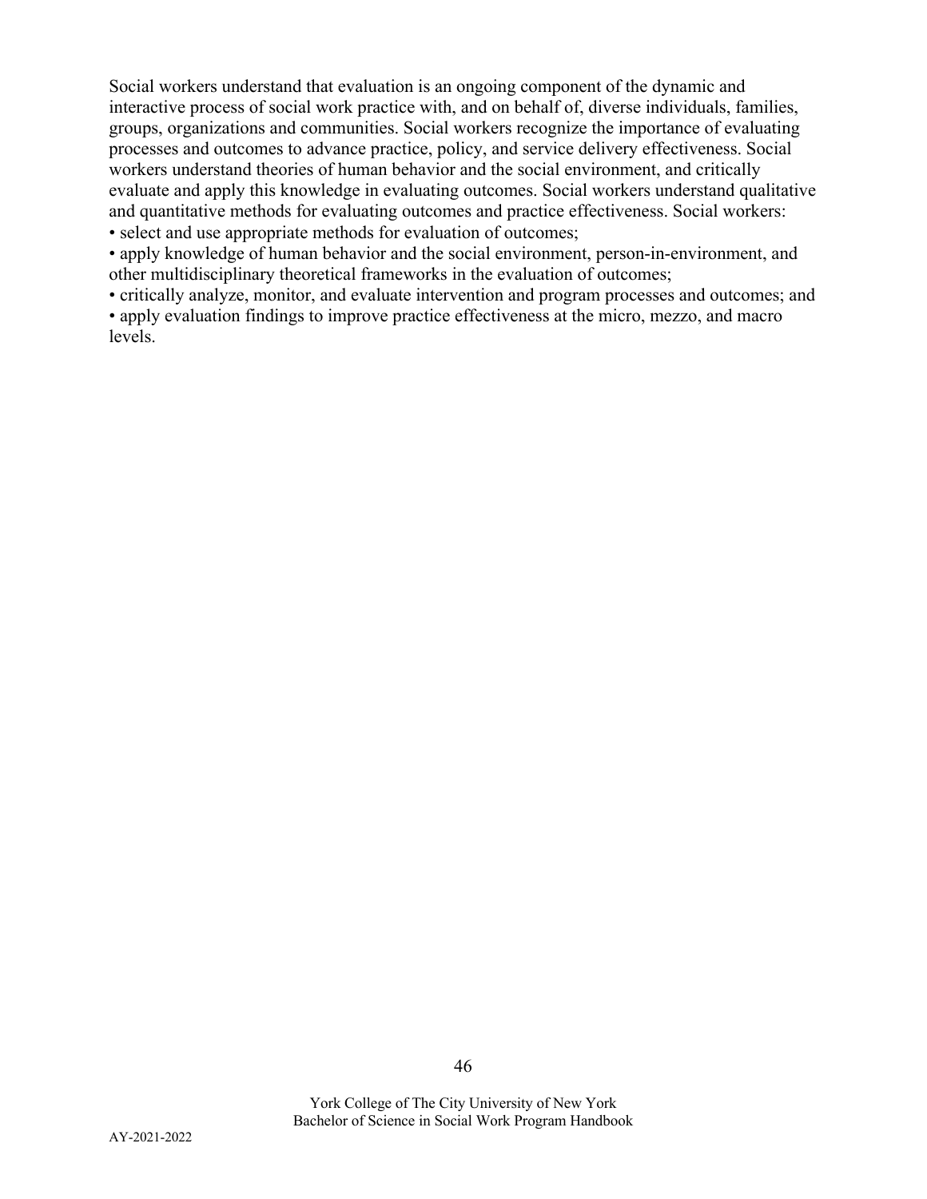Social workers understand that evaluation is an ongoing component of the dynamic and interactive process of social work practice with, and on behalf of, diverse individuals, families, groups, organizations and communities. Social workers recognize the importance of evaluating processes and outcomes to advance practice, policy, and service delivery effectiveness. Social workers understand theories of human behavior and the social environment, and critically evaluate and apply this knowledge in evaluating outcomes. Social workers understand qualitative and quantitative methods for evaluating outcomes and practice effectiveness. Social workers:

- select and use appropriate methods for evaluation of outcomes;
- apply knowledge of human behavior and the social environment, person-in-environment, and other multidisciplinary theoretical frameworks in the evaluation of outcomes;
- critically analyze, monitor, and evaluate intervention and program processes and outcomes; and
- apply evaluation findings to improve practice effectiveness at the micro, mezzo, and macro levels.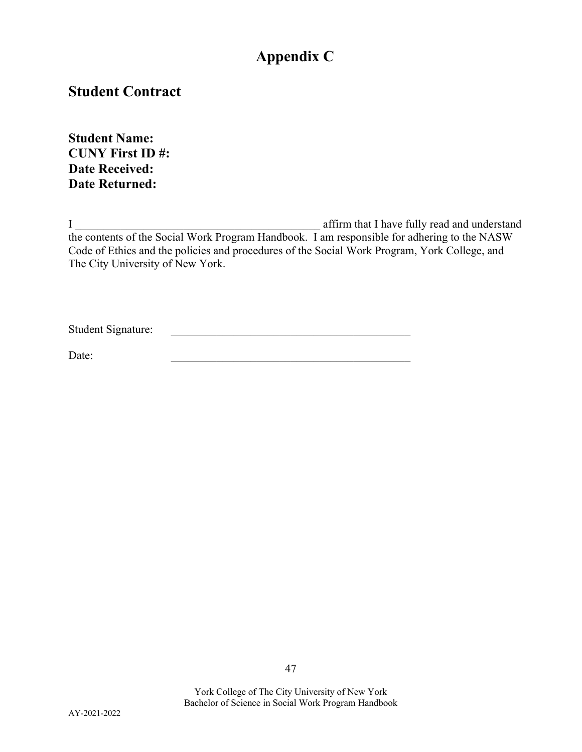# Appendix C

## Student Contract

**Student Name:**
**CUNY First ID #:**
**Date Received:**
**Date Returned:**

I ____________________________________________ affirm that I have fully read and understand the contents of the Social Work Program Handbook. I am responsible for adhering to the NASW Code of Ethics and the policies and procedures of the Social Work Program, York College, and The City University of New York.

Student Signature: ____________________________________________

Date: ____________________________________________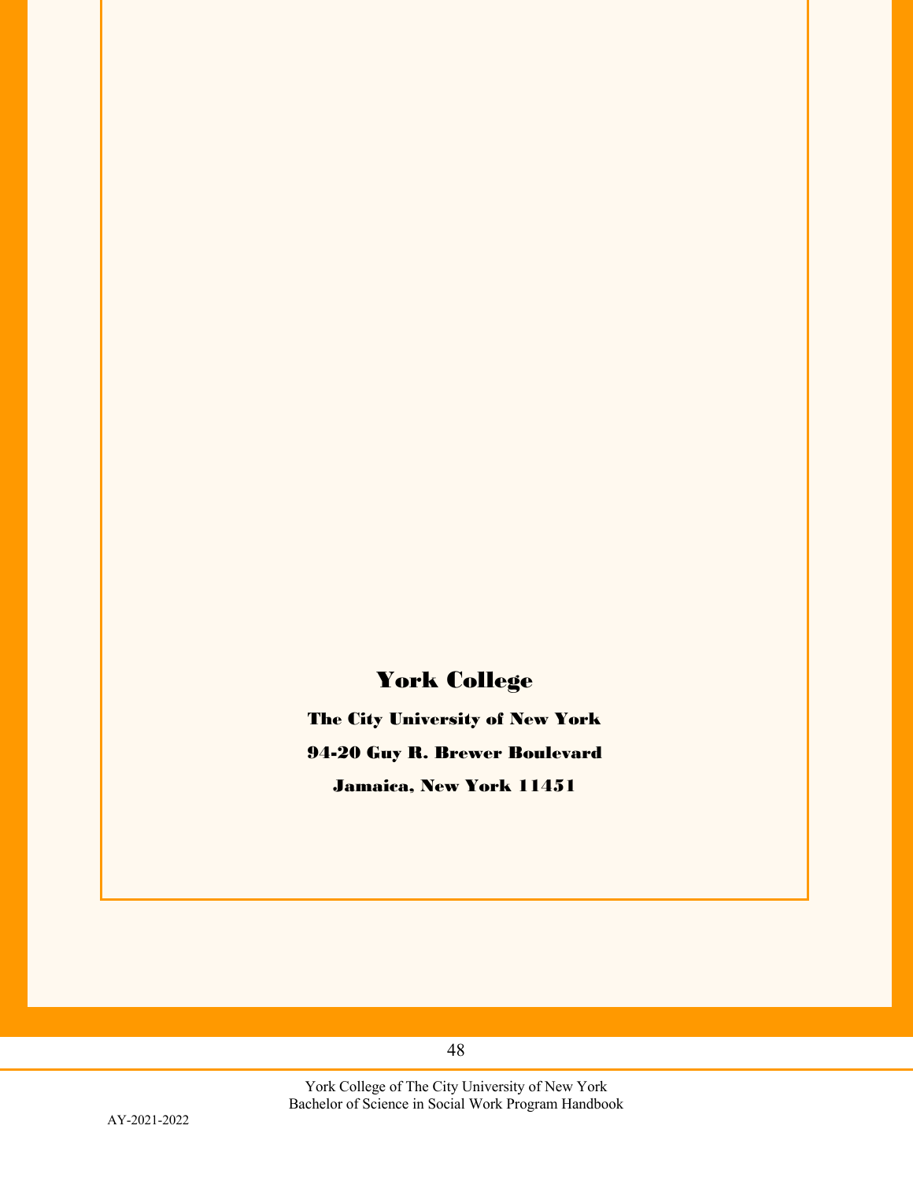# York College

**The City University of New York**

**94-20 Guy R. Brewer Boulevard**

**Jamaica, New York 11451**